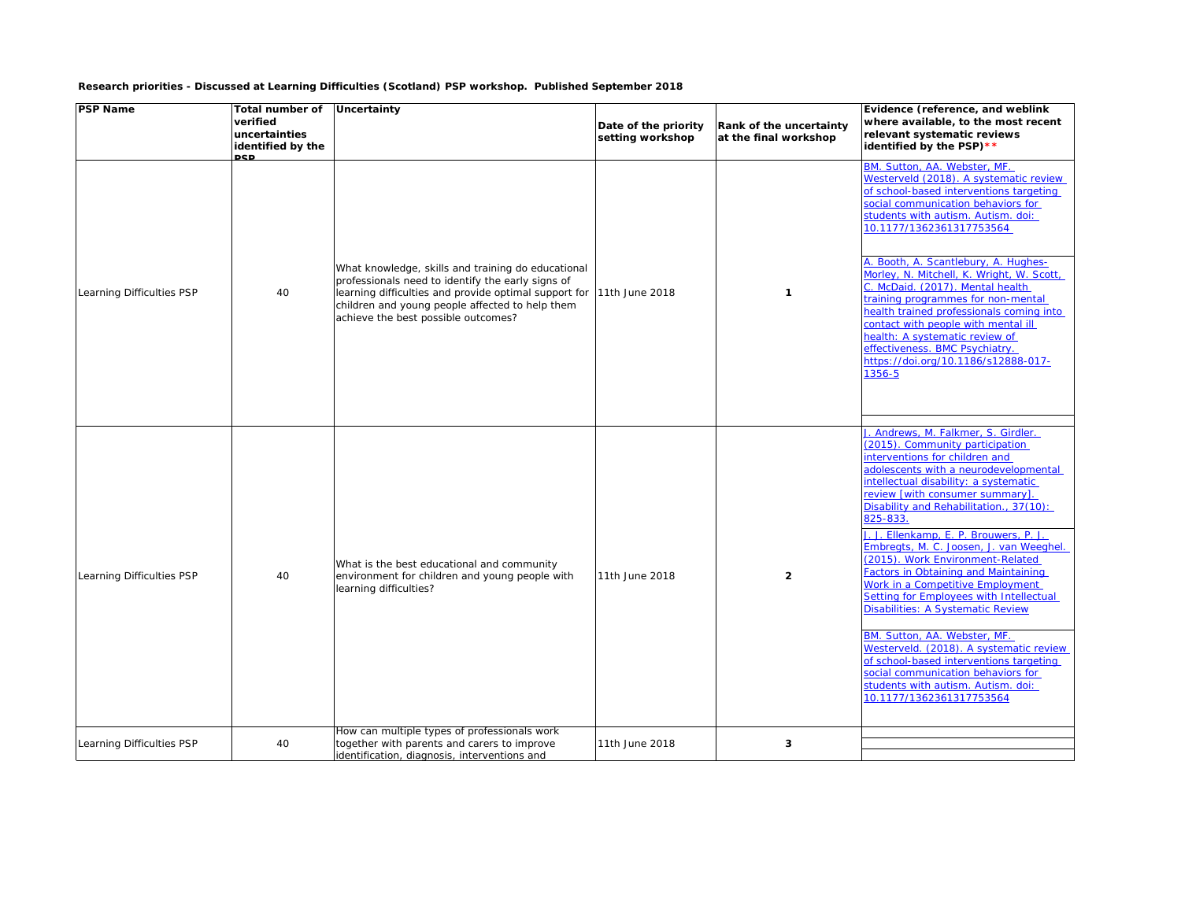**Research priorities - Discussed at Learning Difficulties (Scotland) PSP workshop. Published September 2018**

| PSP Name | Total number of verified uncertainties identified by the PSP | Uncertainty | Date of the priority setting workshop | Rank of the uncertainty at the final workshop | Evidence (reference, and weblink where available, to the most recent relevant systematic reviews identified by the PSP)** |
|---|---|---|---|---|---|
| Learning Difficulties PSP | 40 | What knowledge, skills and training do educational professionals need to identify the early signs of learning difficulties and provide optimal support for children and young people affected to help them achieve the best possible outcomes? | 11th June 2018 | 1 | BM. Sutton, AA. Webster, MF. Westerveld (2018). A systematic review of school-based interventions targeting social communication behaviors for students with autism. Autism. doi: 10.1177/1362361317753564<br><br>A. Booth, A. Scantlebury, A. Hughes-Morley, N. Mitchell, K. Wright, W. Scott, C. McDaid. (2017). Mental health training programmes for non-mental health trained professionals coming into contact with people with mental ill health: A systematic review of effectiveness. BMC Psychiatry. https://doi.org/10.1186/s12888-017-1356-5 |
| Learning Difficulties PSP | 40 | What is the best educational and community environment for children and young people with learning difficulties? | 11th June 2018 | 2 | J. Andrews, M. Falkmer, S. Girdler. (2015). Community participation interventions for children and adolescents with a neurodevelopmental intellectual disability: a systematic review [with consumer summary]. Disability and Rehabilitation., 37(10): 825-833.<br><br>J. J. Ellenkamp, E. P. Brouwers, P. J. Embregts, M. C. Joosen, J. van Weeghel. (2015). Work Environment-Related Factors in Obtaining and Maintaining Work in a Competitive Employment Setting for Employees with Intellectual Disabilities: A Systematic Review<br><br>BM. Sutton, AA. Webster, MF. Westerveld. (2018). A systematic review of school-based interventions targeting social communication behaviors for students with autism. Autism. doi: 10.1177/1362361317753564 |
| Learning Difficulties PSP | 40 | How can multiple types of professionals work together with parents and carers to improve identification, diagnosis, interventions and | 11th June 2018 | 3 | |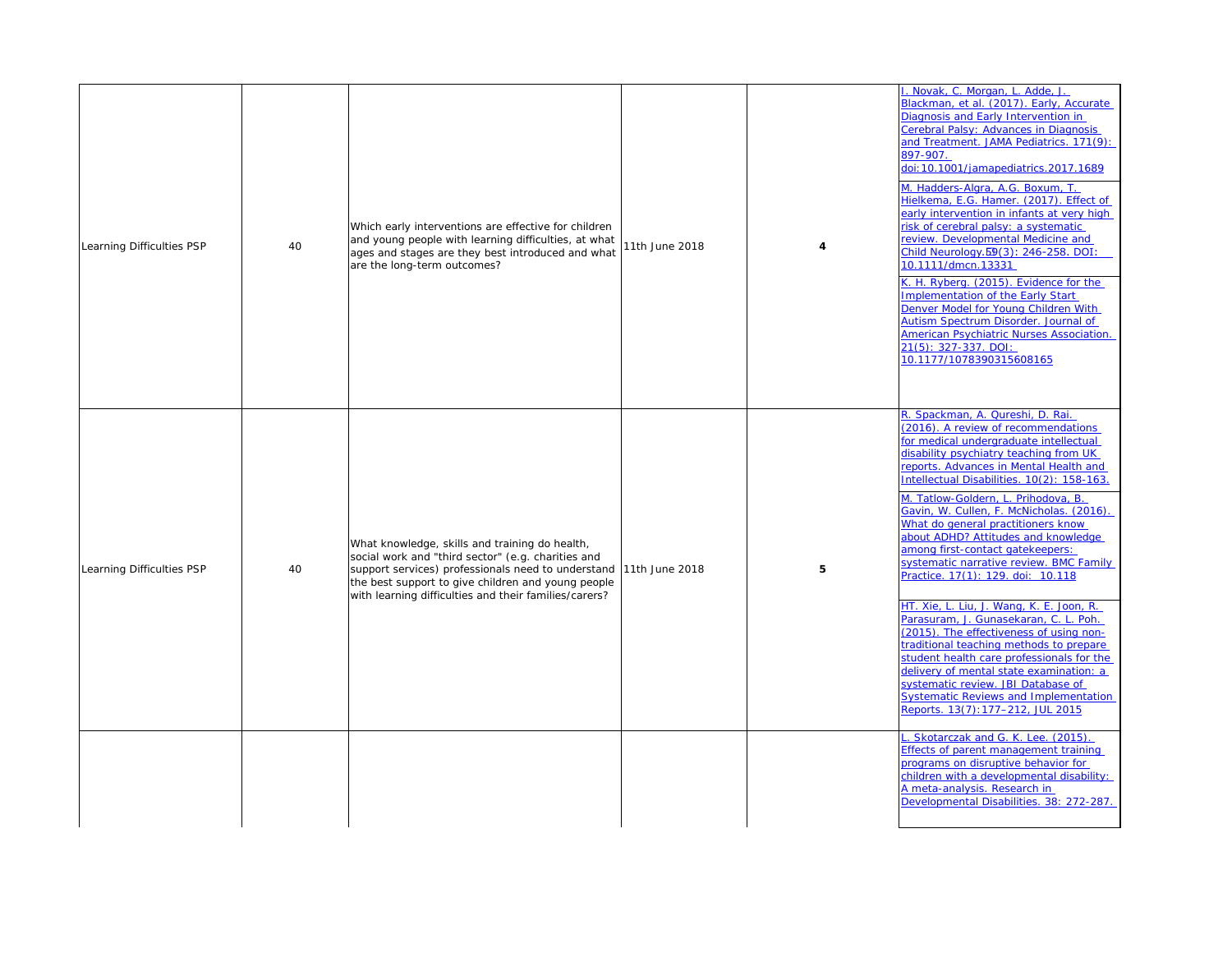| | | | | | |
|---|---|---|---|---|---|
| Learning Difficulties PSP | 40 | Which early interventions are effective for children and young people with learning difficulties, at what ages and stages are they best introduced and what are the long-term outcomes? | 11th June 2018 | **4** | I. Novak, C. Morgan, L. Adde, J. Blackman, et al. (2017). Early, Accurate Diagnosis and Early Intervention in Cerebral Palsy: Advances in Diagnosis and Treatment. JAMA Pediatrics. 171(9): 897-907. doi:10.1001/jamapediatrics.2017.1689<br><br>M. Hadders-Algra, A.G. Boxum, T. Hielkema, E.G. Hamer. (2017). Effect of early intervention in infants at very high risk of cerebral palsy: a systematic review. Developmental Medicine and Child Neurology.59(3): 246-258. DOI: 10.1111/dmcn.13331<br><br>K. H. Ryberg. (2015). Evidence for the Implementation of the Early Start Denver Model for Young Children With Autism Spectrum Disorder. Journal of American Psychiatric Nurses Association. 21(5): 327-337. DOI: 10.1177/1078390315608165 |
| Learning Difficulties PSP | 40 | What knowledge, skills and training do health, social work and "third sector" (e.g. charities and support services) professionals need to understand the best support to give children and young people with learning difficulties and their families/carers? | 11th June 2018 | **5** | R. Spackman, A. Qureshi, D. Rai. (2016). A review of recommendations for medical undergraduate intellectual disability psychiatry teaching from UK reports. Advances in Mental Health and Intellectual Disabilities. 10(2): 158-163.<br><br>M. Tatlow-Goldern, L. Prihodova, B. Gavin, W. Cullen, F. McNicholas. (2016). What do general practitioners know about ADHD? Attitudes and knowledge among first-contact gatekeepers: systematic narrative review. BMC Family Practice. 17(1): 129. doi: 10.118<br><br>HT. Xie, L. Liu, J. Wang, K. E. Joon, R. Parasuram, J. Gunasekaran, C. L. Poh. (2015). The effectiveness of using non-traditional teaching methods to prepare student health care professionals for the delivery of mental state examination: a systematic review. JBI Database of Systematic Reviews and Implementation Reports. 13(7):177–212, JUL 2015 |
| | | | | | L. Skotarczak and G. K. Lee. (2015). Effects of parent management training programs on disruptive behavior for children with a developmental disability: A meta-analysis. Research in Developmental Disabilities. 38: 272-287. |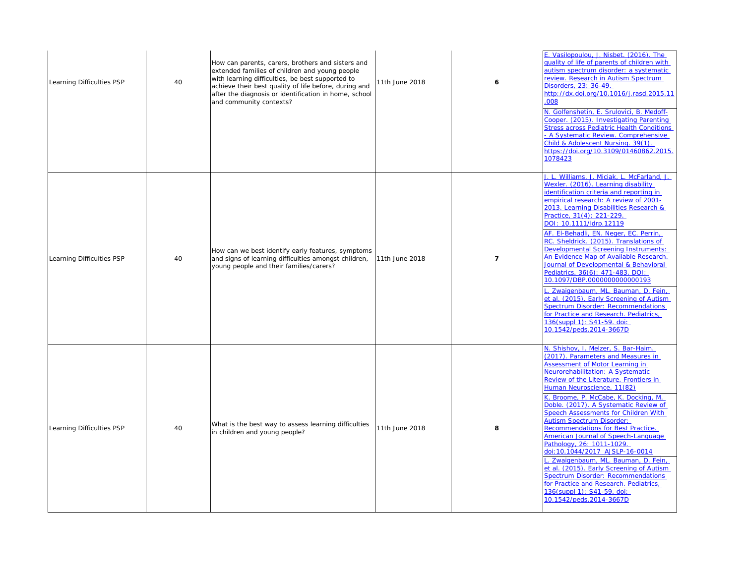| | | | | | |
|---|---|---|---|---|---|
| Learning Difficulties PSP | 40 | How can parents, carers, brothers and sisters and extended families of children and young people with learning difficulties, be best supported to achieve their best quality of life before, during and after the diagnosis or identification in home, school and community contexts? | 11th June 2018 | **6** | E. Vasilopoulou, J. Nisbet. (2016). The quality of life of parents of children with autism spectrum disorder: a systematic review. Research in Autism Spectrum Disorders, 23: 36-49. http://dx.doi.org/10.1016/j.rasd.2015.11.008<br>N. Golfenshetin, E. Srulovici, B. Medoff-Cooper. (2015). Investigating Parenting Stress across Pediatric Health Conditions - A Systematic Review. Comprehensive Child & Adolescent Nursing. 39(1). https://doi.org/10.3109/01460862.2015.1078423 |
| Learning Difficulties PSP | 40 | How can we best identify early features, symptoms and signs of learning difficulties amongst children, young people and their families/carers? | 11th June 2018 | **7** | J. L. Williams, J. Miciak, L. McFarland, J. Wexler. (2016). Learning disability identification criteria and reporting in empirical research: A review of 2001-2013. Learning Disabilities Research & Practice, 31(4): 221-229. DOI: 10.1111/ldrp.12119<br>AF. El-Behadli, EN. Neger, EC. Perrin, RC. Sheldrick. (2015). Translations of Developmental Screening Instruments: An Evidence Map of Available Research. Journal of Developmental & Behavioral Pediatrics, 36(6): 471-483. DOI: 10.1097/DBP.0000000000000193<br>L. Zwaigenbaum, ML. Bauman, D. Fein, et al. (2015). Early Screening of Autism Spectrum Disorder: Recommendations for Practice and Research. Pediatrics, 136(suppl 1): S41-59. doi: 10.1542/peds.2014-3667D |
| Learning Difficulties PSP | 40 | What is the best way to assess learning difficulties in children and young people? | 11th June 2018 | **8** | N. Shishov, I. Melzer, S. Bar-Haim. (2017). Parameters and Measures in Assessment of Motor Learning in Neurorehabilitation: A Systematic Review of the Literature. Frontiers in Human Neuroscience, 11(82)<br>K. Broome, P. McCabe, K. Docking, M. Doble. (2017). A Systematic Review of Speech Assessments for Children With Autism Spectrum Disorder: Recommendations for Best Practice. American Journal of Speech-Language Pathology, 26: 1011-1029. doi:10.1044/2017_AJSLP-16-0014<br>L. Zwaigenbaum, ML. Bauman, D. Fein, et al. (2015). Early Screening of Autism Spectrum Disorder: Recommendations for Practice and Research. Pediatrics, 136(suppl 1): S41-59. doi: 10.1542/peds.2014-3667D |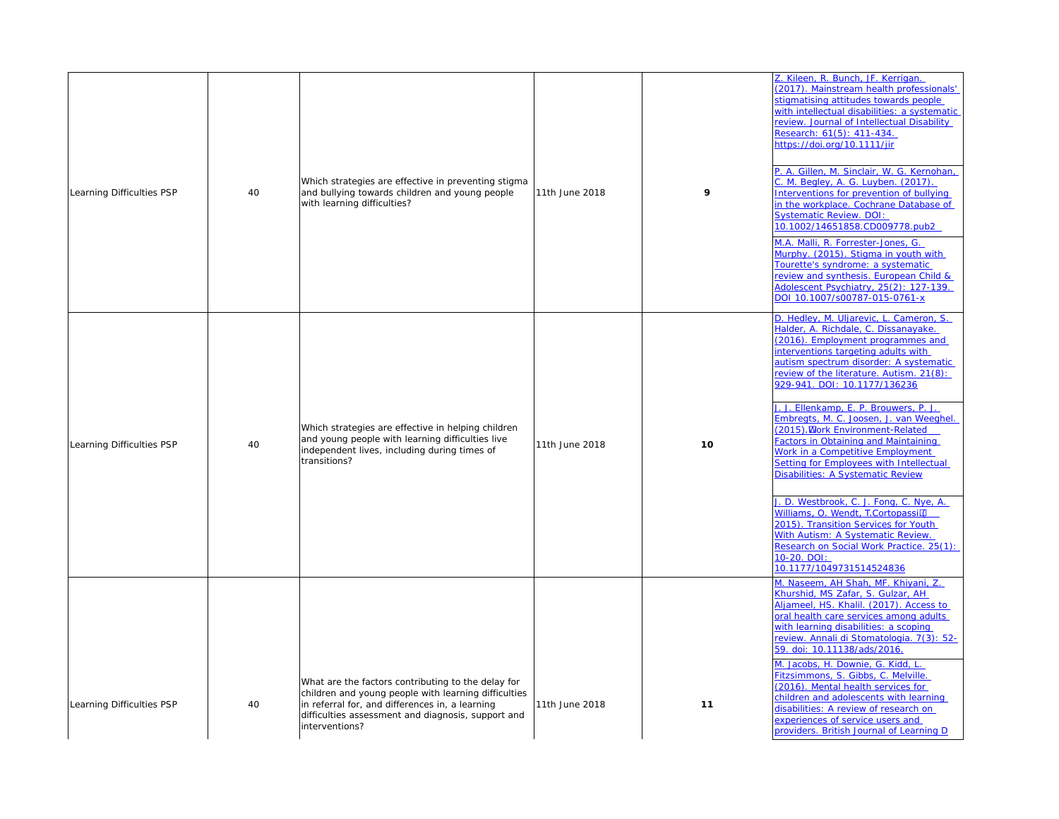| | | | | | |
|---|---|---|---|---|---|
| Learning Difficulties PSP | 40 | Which strategies are effective in preventing stigma and bullying towards children and young people with learning difficulties? | 11th June 2018 | **9** | Z. Kileen, R. Bunch, JF. Kerrigan. (2017). Mainstream health professionals' stigmatising attitudes towards people with intellectual disabilities: a systematic review. Journal of Intellectual Disability Research: 61(5): 411-434. https://doi.org/10.1111/jir<br><br>P. A. Gillen, M. Sinclair, W. G. Kernohan, C. M. Begley, A. G. Luyben. (2017). Interventions for prevention of bullying in the workplace. Cochrane Database of Systematic Review. DOI: 10.1002/14651858.CD009778.pub2<br><br>M.A. Malli, R. Forrester-Jones, G. Murphy. (2015). Stigma in youth with Tourette's syndrome: a systematic review and synthesis. European Child & Adolescent Psychiatry, 25(2): 127-139. DOI 10.1007/s00787-015-0761-x |
| Learning Difficulties PSP | 40 | Which strategies are effective in helping children and young people with learning difficulties live independent lives, including during times of transitions? | 11th June 2018 | **10** | D. Hedley, M. Uljarevic, L. Cameron, S. Halder, A. Richdale, C. Dissanayake. (2016). Employment programmes and interventions targeting adults with autism spectrum disorder: A systematic review of the literature. Autism. 21(8): 929-941. DOI: 10.1177/136236<br><br>J. J. Ellenkamp, E. P. Brouwers, P. J. Embregts, M. C. Joosen, J. van Weeghel. (2015). Work Environment-Related Factors in Obtaining and Maintaining Work in a Competitive Employment Setting for Employees with Intellectual Disabilities: A Systematic Review<br><br>J. D. Westbrook, C. J. Fong, C. Nye, A. Williams, O. Wendt, T.Cortopassi( 2015). Transition Services for Youth With Autism: A Systematic Review. Research on Social Work Practice. 25(1): 10-20. DOI: 10.1177/1049731514524836 |
| Learning Difficulties PSP | 40 | What are the factors contributing to the delay for children and young people with learning difficulties in referral for, and differences in, a learning difficulties assessment and diagnosis, support and interventions? | 11th June 2018 | **11** | M. Naseem, AH Shah, MF. Khiyani, Z. Khurshid, MS Zafar, S. Gulzar, AH Aljameel, HS. Khalil. (2017). Access to oral health care services among adults with learning disabilities: a scoping review. Annali di Stomatologia. 7(3): 52-59. doi: 10.11138/ads/2016.<br><br>M. Jacobs, H. Downie, G. Kidd, L. Fitzsimmons, S. Gibbs, C. Melville. (2016). Mental health services for children and adolescents with learning disabilities: A review of research on experiences of service users and providers. British Journal of Learning D |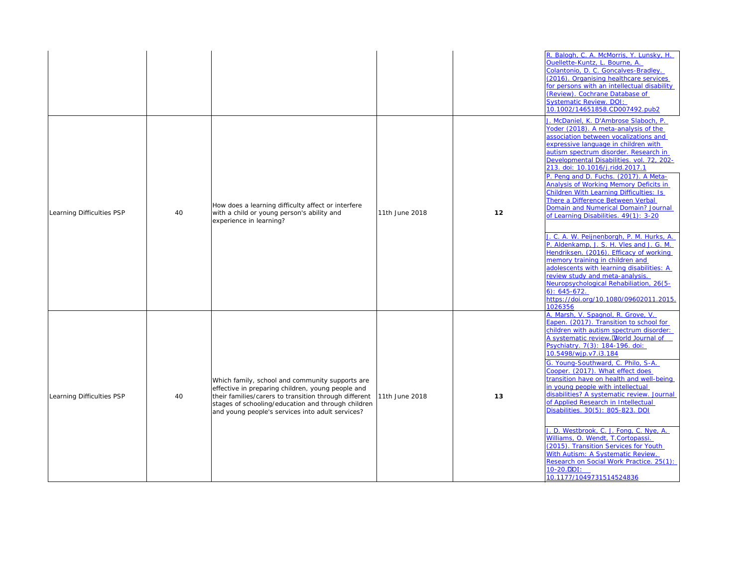| | | | | | |
|---|---|---|---|---|---|
| | | | | | R. Balogh, C. A. McMorris, Y. Lunsky, H. Ouellette-Kuntz, L. Bourne, A. Colantonio, D. C. Goncalves-Bradley. (2016). Organising healthcare services for persons with an intellectual disability (Review). Cochrane Database of Systematic Review. DOI: 10.1002/14651858.CD007492.pub2 |
| Learning Difficulties PSP | 40 | How does a learning difficulty affect or interfere with a child or young person's ability and experience in learning? | 11th June 2018 | **12** | J. McDaniel, K. D'Ambrose Slaboch, P. Yoder (2018). A meta-analysis of the association between vocalizations and expressive language in children with autism spectrum disorder. Research in Developmental Disabilities. vol. 72, 202-213. doi: 10.1016/j.ridd.2017.1<br><br>P. Peng and D. Fuchs. (2017). A Meta-Analysis of Working Memory Deficits in Children With Learning Difficulties: Is There a Difference Between Verbal Domain and Numerical Domain? Journal of Learning Disabilities. 49(1): 3-20<br><br>J. C. A. W. Peijnenborgh, P. M. Hurks, A. P. Aldenkamp, J. S. H. Vles and J. G. M. Hendriksen. (2016). Efficacy of working memory training in children and adolescents with learning disabilities: A review study and meta-analysis. Neuropsychological Rehabiliation, 26(5-6): 645-672. https://doi.org/10.1080/09602011.2015.1026356 |
| Learning Difficulties PSP | 40 | Which family, school and community supports are effective in preparing children, young people and their families/carers to transition through different stages of schooling/education and through children and young people's services into adult services? | 11th June 2018 | **13** | A. Marsh, V. Spagnol, R. Grove, V. Eapen. (2017). Transition to school for children with autism spectrum disorder: A systematic review. World Journal of Psychiatry. 7(3): 184-196. doi: 10.5498/wjp.v7.i3.184<br><br>G. Young-Southward, C. Philo, S-A. Cooper. (2017). What effect does transition have on health and well-being in young people with intellectual disabilities? A systematic review. Journal of Applied Research in Intellectual Disabilities. 30(5): 805-823. DOI<br><br>J. D. Westbrook, C. J. Fong, C. Nye, A. Williams, O. Wendt, T.Cortopassi. (2015). Transition Services for Youth With Autism: A Systematic Review. Research on Social Work Practice. 25(1): 10-20. DOI: 10.1177/1049731514524836 |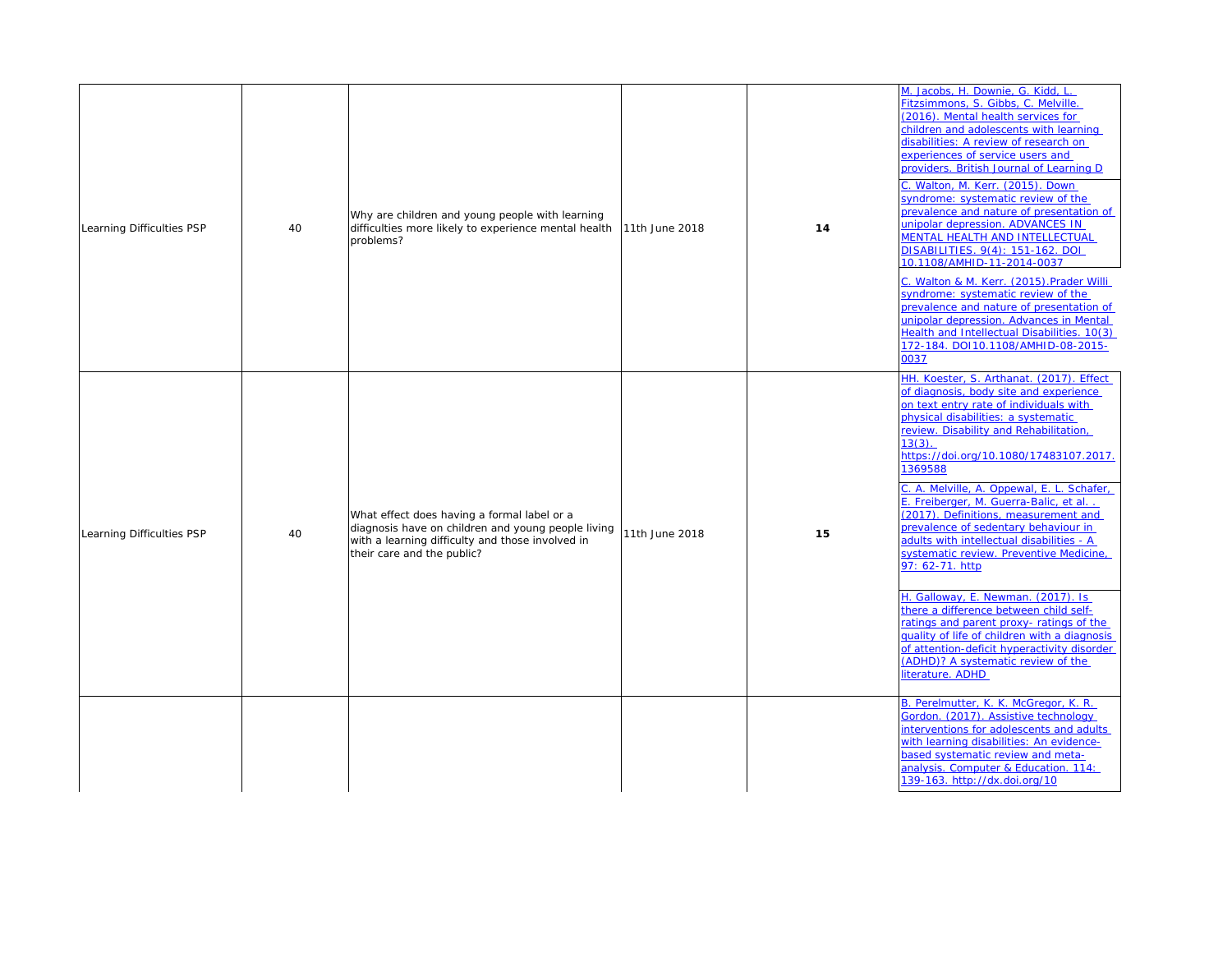| | | | | | |
|---|---|---|---|---|---|
| Learning Difficulties PSP | 40 | Why are children and young people with learning difficulties more likely to experience mental health problems? | 11th June 2018 | **14** | M. Jacobs, H. Downie, G. Kidd, L. Fitzsimmons, S. Gibbs, C. Melville. (2016). Mental health services for children and adolescents with learning disabilities: A review of research on experiences of service users and providers. British Journal of Learning D<br><br>C. Walton, M. Kerr. (2015). Down syndrome: systematic review of the prevalence and nature of presentation of unipolar depression. ADVANCES IN MENTAL HEALTH AND INTELLECTUAL DISABILITIES. 9(4): 151-162. DOI 10.1108/AMHID-11-2014-0037<br><br>C. Walton & M. Kerr. (2015).Prader Willi syndrome: systematic review of the prevalence and nature of presentation of unipolar depression. Advances in Mental Health and Intellectual Disabilities. 10(3) 172-184. DOI10.1108/AMHID-08-2015-0037 |
| Learning Difficulties PSP | 40 | What effect does having a formal label or a diagnosis have on children and young people living with a learning difficulty and those involved in their care and the public? | 11th June 2018 | **15** | HH. Koester, S. Arthanat. (2017). Effect of diagnosis, body site and experience on text entry rate of individuals with physical disabilities: a systematic review. Disability and Rehabilitation, 13(3). https://doi.org/10.1080/17483107.2017.1369588<br><br>C. A. Melville, A. Oppewal, E. L. Schafer, E. Freiberger, M. Guerra-Balic, et al. . (2017). Definitions, measurement and prevalence of sedentary behaviour in adults with intellectual disabilities - A systematic review. Preventive Medicine, 97: 62-71. http<br><br>H. Galloway, E. Newman. (2017). Is there a difference between child self-ratings and parent proxy- ratings of the quality of life of children with a diagnosis of attention-deficit hyperactivity disorder (ADHD)? A systematic review of the literature. ADHD |
| | | | | | B. Perelmutter, K. K. McGregor, K. R. Gordon. (2017). Assistive technology interventions for adolescents and adults with learning disabilities: An evidence-based systematic review and meta-analysis. Computer & Education. 114: 139-163. http://dx.doi.org/10 |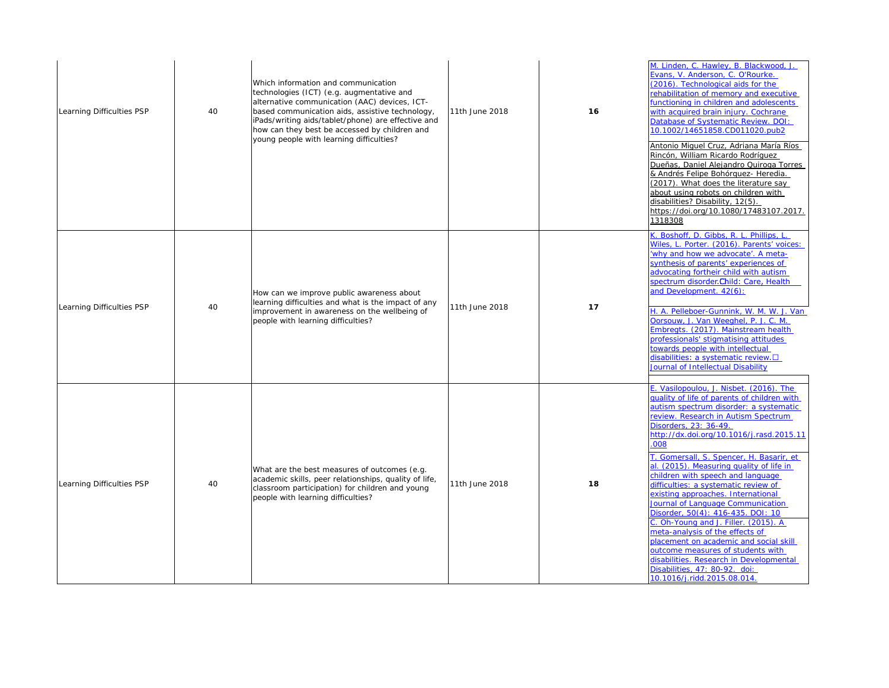| | | | | | |
|---|---|---|---|---|---|
| Learning Difficulties PSP | 40 | Which information and communication technologies (ICT) (e.g. augmentative and alternative communication (AAC) devices, ICT-based communication aids, assistive technology, iPads/writing aids/tablet/phone) are effective and how can they best be accessed by children and young people with learning difficulties? | 11th June 2018 | **16** | M. Linden, C. Hawley, B. Blackwood, J. Evans, V. Anderson, C. O'Rourke. (2016). Technological aids for the rehabilitation of memory and executive functioning in children and adolescents with acquired brain injury. Cochrane Database of Systematic Review. DOI: 10.1002/14651858.CD011020.pub2<br>Antonio Miguel Cruz, Adriana María Ríos Rincón, William Ricardo Rodríguez Dueñas, Daniel Alejandro Quiroga Torres & Andrés Felipe Bohórquez- Heredia. (2017). What does the literature say about using robots on children with disabilities? Disability, 12(5). https://doi.org/10.1080/17483107.2017.1318308 |
| Learning Difficulties PSP | 40 | How can we improve public awareness about learning difficulties and what is the impact of any improvement in awareness on the wellbeing of people with learning difficulties? | 11th June 2018 | **17** | K. Boshoff, D. Gibbs, R. L. Phillips, L. Wiles, L. Porter. (2016). Parents' voices: 'why and how we advocate'. A meta-synthesis of parents' experiences of advocating fortheir child with autism spectrum disorder.Child: Care, Health and Development. 42(6):<br>H. A. Pelleboer-Gunnink, W. M. W. J. Van Oorsouw, J. Van Weeghel, P. J. C. M. Embregts. (2017). Mainstream health professionals' stigmatising attitudes towards people with intellectual disabilities: a systematic review. Journal of Intellectual Disability |
| Learning Difficulties PSP | 40 | What are the best measures of outcomes (e.g. academic skills, peer relationships, quality of life, classroom participation) for children and young people with learning difficulties? | 11th June 2018 | **18** | E. Vasilopoulou, J. Nisbet. (2016). The quality of life of parents of children with autism spectrum disorder: a systematic review. Research in Autism Spectrum Disorders, 23: 36-49. http://dx.doi.org/10.1016/j.rasd.2015.11.008<br>T. Gomersall, S. Spencer, H. Basarir, et al. (2015). Measuring quality of life in children with speech and language difficulties: a systematic review of existing approaches. International Journal of Language Communication Disorder, 50(4): 416-435. DOI: 10<br>C. Oh-Young and J. Filler. (2015). A meta-analysis of the effects of placement on academic and social skill outcome measures of students with disabilities. Research in Developmental Disabilities, 47: 80-92. doi: 10.1016/j.ridd.2015.08.014. |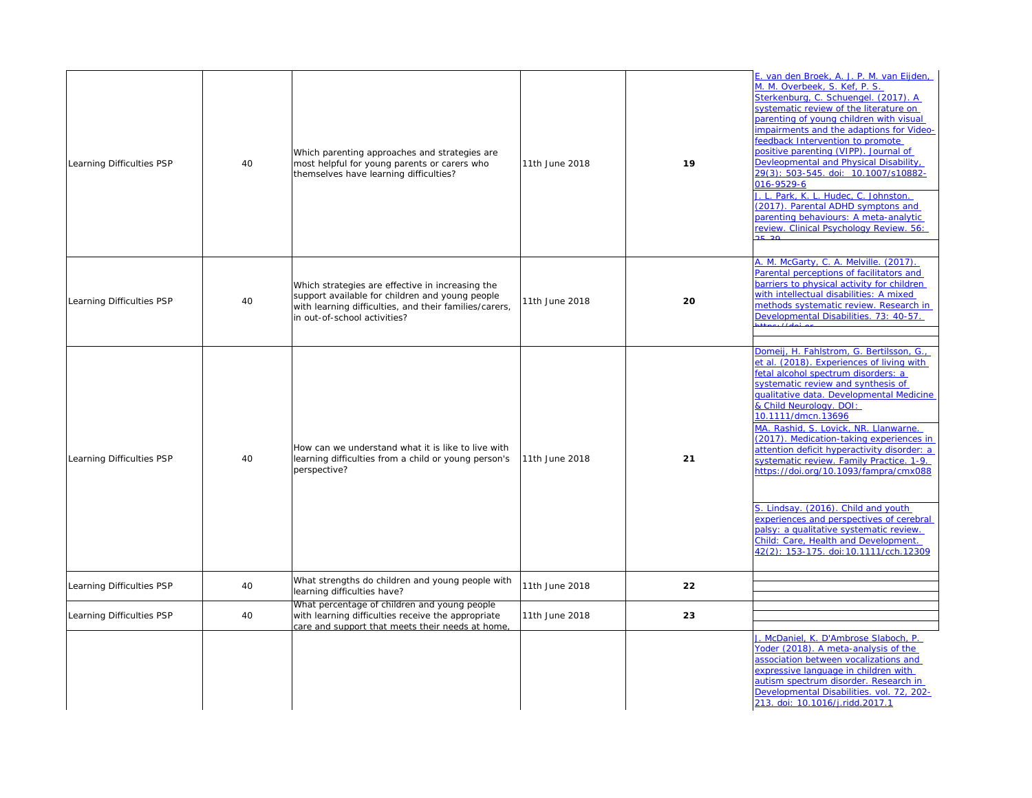| | | | | | |
|---|---|---|---|---|---|
| Learning Difficulties PSP | 40 | Which parenting approaches and strategies are most helpful for young parents or carers who themselves have learning difficulties? | 11th June 2018 | **19** | E. van den Broek, A. J. P. M. van Eijden, M. M. Overbeek, S. Kef, P. S. Sterkenburg, C. Schuengel. (2017). A systematic review of the literature on parenting of young children with visual impairments and the adaptions for Video-feedback Intervention to promote positive parenting (VIPP). Journal of Devleopmental and Physical Disability, 29(3): 503-545. doi: 10.1007/s10882-016-9529-6<br>J. L. Park, K. L. Hudec, C. Johnston. (2017). Parental ADHD symptons and parenting behaviours: A meta-analytic review. Clinical Psychology Review. 56: 25-39 |
| Learning Difficulties PSP | 40 | Which strategies are effective in increasing the support available for children and young people with learning difficulties, and their families/carers, in out-of-school activities? | 11th June 2018 | **20** | A. M. McGarty, C. A. Melville. (2017). Parental perceptions of facilitators and barriers to physical activity for children with intellectual disabilities: A mixed methods systematic review. Research in Developmental Disabilities. 73: 40-57. https://doi.or |
| Learning Difficulties PSP | 40 | How can we understand what it is like to live with learning difficulties from a child or young person's perspective? | 11th June 2018 | **21** | Domeij, H. Fahlstrom, G. Bertilsson, G., et al. (2018). Experiences of living with fetal alcohol spectrum disorders: a systematic review and synthesis of qualitative data. Developmental Medicine & Child Neurology. DOI: 10.1111/dmcn.13696<br>MA. Rashid, S. Lovick, NR. Llanwarne. (2017). Medication-taking experiences in attention deficit hyperactivity disorder: a systematic review. Family Practice. 1-9. https://doi.org/10.1093/fampra/cmx088<br>S. Lindsay. (2016). Child and youth experiences and perspectives of cerebral palsy: a qualitative systematic review. Child: Care, Health and Development. 42(2): 153-175. doi:10.1111/cch.12309 |
| Learning Difficulties PSP | 40 | What strengths do children and young people with learning difficulties have? | 11th June 2018 | **22** | |
| Learning Difficulties PSP | 40 | What percentage of children and young people with learning difficulties receive the appropriate care and support that meets their needs at home, | 11th June 2018 | **23** | |
| | | | | | J. McDaniel, K. D'Ambrose Slaboch, P. Yoder (2018). A meta-analysis of the association between vocalizations and expressive language in children with autism spectrum disorder. Research in Developmental Disabilities. vol. 72, 202-213. doi: 10.1016/j.ridd.2017.1 |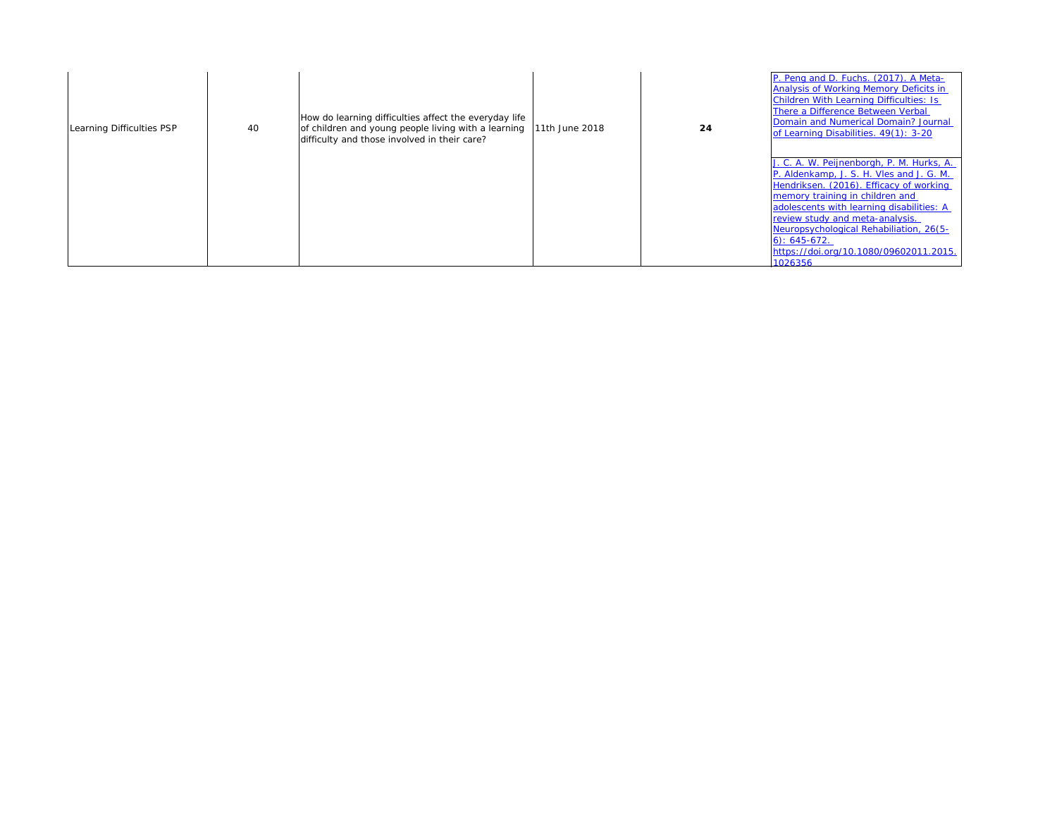| | | | | | |
|---|---|---|---|---|---|
| Learning Difficulties PSP | 40 | How do learning difficulties affect the everyday life of children and young people living with a learning difficulty and those involved in their care? | 11th June 2018 | **24** | P. Peng and D. Fuchs. (2017). A Meta-Analysis of Working Memory Deficits in Children With Learning Difficulties: Is There a Difference Between Verbal Domain and Numerical Domain? Journal of Learning Disabilities. 49(1): 3-20<br><br>J. C. A. W. Peijnenborgh, P. M. Hurks, A. P. Aldenkamp, J. S. H. Vles and J. G. M. Hendriksen. (2016). Efficacy of working memory training in children and adolescents with learning disabilities: A review study and meta-analysis. Neuropsychological Rehabiliation, 26(5-6): 645-672. https://doi.org/10.1080/09602011.2015.1026356 |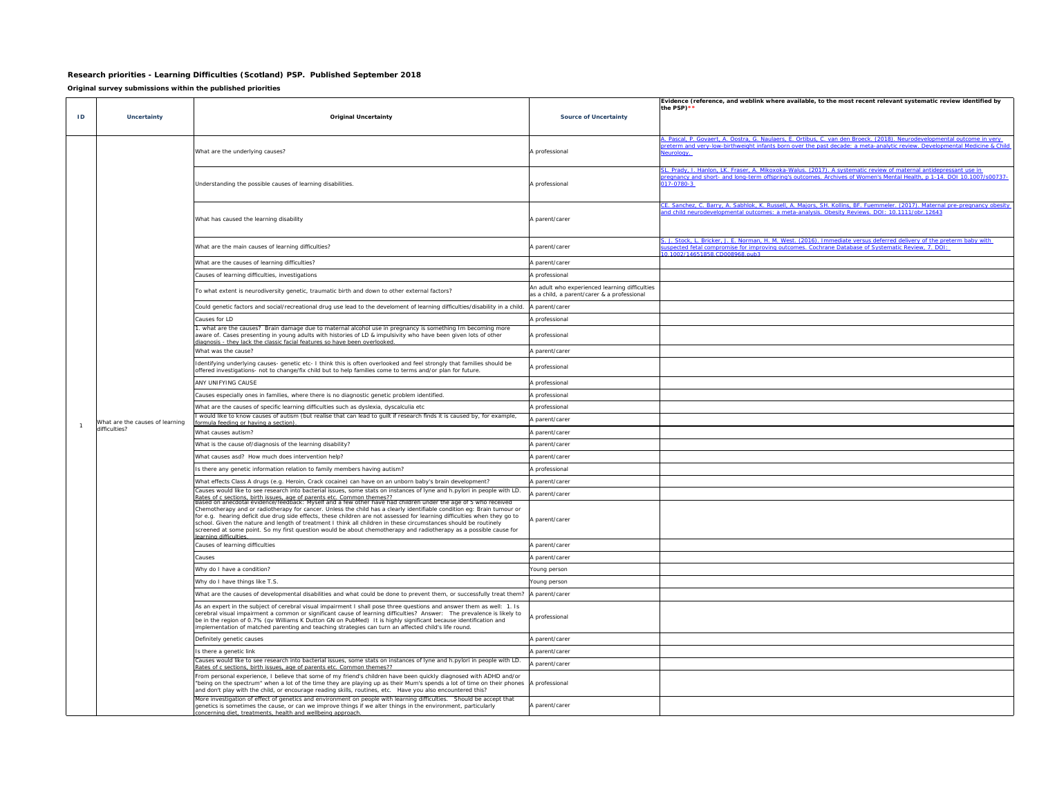**Research priorities - Learning Difficulties (Scotland) PSP. Published September 2018**

**Original survey submissions within the published priorities**

| ID | Uncertainty | Original Uncertainty | Source of Uncertainty | Evidence (reference, and weblink where available, to the most recent relevant systematic review identified by the PSP)** |
|---|---|---|---|---|
| 1 | What are the causes of learning difficulties? | What are the underlying causes? | A professional | A. Pascal, P. Govaert, A. Oostra, G. Naulaers, E. Ortibus, C. van den Broeck. (2018). Neurodevelopmental outcome in very preterm and very-low-birthweight infants born over the past decade: a meta-analytic review. Developmental Medicine & Child Neurology. |
| | | Understanding the possible causes of learning disabilities. | A professional | SL. Prady, I. Hanlon, LK. Fraser, A. Mikoxoka-Walus. (2017). A systematic review of maternal antidepressant use in pregnancy and short- and long-term offspring's outcomes. Archives of Women's Mental Health, p 1-14. DOI 10.1007/s00737-017-0780-3 |
| | | What has caused the learning disability | A parent/carer | CE. Sanchez, C. Barry, A. Sabhlok, K. Russell, A. Majors, SH. Kollins, BF. Fuemmeler. (2017). Maternal pre-pregnancy obesity and child neurodevelopmental outcomes: a meta-analysis. Obesity Reviews. DOI: 10.1111/obr.12643 |
| | | What are the main causes of learning difficulties? | A parent/carer | S. J. Stock, L. Bricker, J. E. Norman, H. M. West. (2016). Immediate versus deferred delivery of the preterm baby with suspected fetal compromise for improving outcomes. Cochrane Database of Systematic Review, 7. DOI: 10.1002/14651858.CD008968.pub3 |
| | | What are the causes of learning difficulties? | A parent/carer | |
| | | Causes of learning difficulties, investigations | A professional | |
| | | To what extent is neurodiversity genetic, traumatic birth and down to other external factors? | An adult who experienced learning difficulties as a child, a parent/carer & a professional | |
| | | Could genetic factors and social/recreational drug use lead to the develoment of learning difficulties/disability in a child. | A parent/carer | |
| | | Causes for LD | A professional | |
| | | 1. what are the causes? Brain damage due to maternal alcohol use in pregnancy is something Im becoming more aware of. Cases presenting in young adults with histories of LD & impulsivity who have been given lots of other diagnosis - they lack the classic facial features so have been overlooked. | A professional | |
| | | What was the cause? | A parent/carer | |
| | | Identifying underlying causes- genetic etc- I think this is often overlooked and feel strongly that families should be offered investigations- not to change/fix child but to help families come to terms and/or plan for future. | A professional | |
| | | ANY UNIFYING CAUSE | A professional | |
| | | Causes especially ones in families, where there is no diagnostic genetic problem identified. | A professional | |
| | | What are the causes of specific learning difficulties such as dyslexia, dyscalculia etc | A professional | |
| | | I would like to know causes of autism (but realise that can lead to guilt if research finds it is caused by, for example, formula feeding or having a section). | A parent/carer | |
| | | What causes autism? | A parent/carer | |
| | | What is the cause of/diagnosis of the learning disability? | A parent/carer | |
| | | What causes asd? How much does intervention help? | A parent/carer | |
| | | Is there any genetic information relation to family members having autism? | A professional | |
| | | What effects Class A drugs (e.g. Heroin, Crack cocaine) can have on an unborn baby's brain development? | A parent/carer | |
| | | Causes would like to see research into bacterial issues, some stats on instances of lyne and h.pylori in people with LD. Rates of c sections, birth issues, age of parents etc. Common themes?? | A parent/carer | |
| | | Based on anecdotal evidence/feedback: Myself and a few other have had children under the age of 5 who received Chemotherapy and or radiotherapy for cancer. Unless the child has a clearly identifiable condition eg: Brain tumour or for e.g. hearing deficit due drug side effects, these children are not assessed for learning difficulties when they go to school. Given the nature and length of treatment I think all children in these circumstances should be routinely screened at some point. So my first question would be about chemotherapy and radiotherapy as a possible cause for learning difficulties. | A parent/carer | |
| | | Causes of learning difficulties | A parent/carer | |
| | | Causes | A parent/carer | |
| | | Why do I have a condition? | Young person | |
| | | Why do I have things like T.S. | Young person | |
| | | What are the causes of developmental disabilities and what could be done to prevent them, or successfully treat them? | A parent/carer | |
| | | As an expert in the subject of cerebral visual impairment I shall pose three questions and answer them as well: 1. Is cerebral visual impairment a common or significant cause of learning difficulties? Answer: The prevalence is likely to be in the region of 0.7% (qv Williams K Dutton GN on PubMed) It is highly significant because identification and implementation of matched parenting and teaching strategies can turn an affected child's life round. | A professional | |
| | | Definitely genetic causes | A parent/carer | |
| | | Is there a genetic link | A parent/carer | |
| | | Causes would like to see research into bacterial issues, some stats on instances of lyne and h.pylori in people with LD. Rates of c sections, birth issues, age of parents etc. Common themes?? | A parent/carer | |
| | | From personal experience, I believe that some of my friend's children have been quickly diagnosed with ADHD and/or "being on the spectrum" when a lot of the time they are playing up as their Mum's spends a lot of time on their phones and don't play with the child, or encourage reading skills, routines, etc. Have you also encountered this? | A professional | |
| | | More investigation of effect of genetics and environment on people with learning difficulties. Should be accept that genetics is sometimes the cause, or can we improve things if we alter things in the environment, particularly concerning diet, treatments, health and wellbeing approach. | A parent/carer | |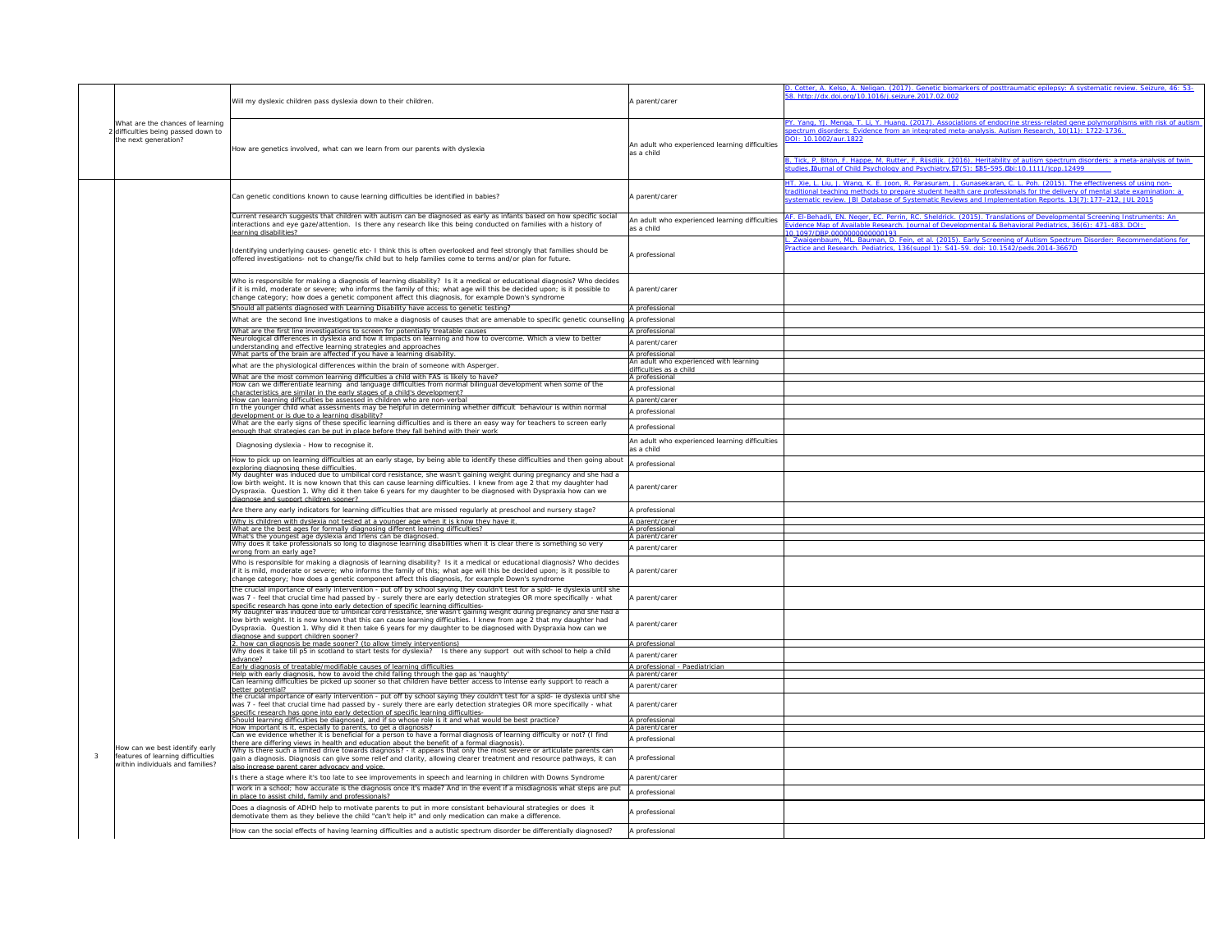| | | | | |
|---|---|---|---|---|
| 2 | What are the chances of learning difficulties being passed down to the next generation? | Will my dyslexic children pass dyslexia down to their children. | A parent/carer | D. Cotter, A. Kelso, A. Neligan. (2017). Genetic biomarkers of posttraumatic epilepsy: A systematic review. Seizure, 46: 53-58. http://dx.doi.org/10.1016/j.seizure.2017.02.002 |
| | | How are genetics involved, what can we learn from our parents with dyslexia | An adult who experienced learning difficulties as a child | PY. Yang, YJ. Menga, T. Li, Y. Huang. (2017). Associations of endocrine stress-related gene polymorphisms with risk of autism spectrum disorders: Evidence from an integrated meta-analysis. Autism Research, 10(11): 1722-1736. DOI: 10.1002/aur.1822<br><br>B. Tick, P. Blton, F. Happe, M. Rutter, F. Rijsdijk. (2016). Heritability of autism spectrum disorders: a meta-analysis of twin studies. Journal of Child Psychology and Psychiatry, 57(5): 585-595. Doi:10.1111/jcpp.12499 |
| 3 | How can we best identify early features of learning difficulties within individuals and families? | Can genetic conditions known to cause learning difficulties be identified in babies? | A parent/carer | HT. Xie, L. Liu, J. Wang, K. E. Joon, R. Parasuram, J. Gunasekaran, C. L. Poh. (2015). The effectiveness of using non-traditional teaching methods to prepare student health care professionals for the delivery of mental state examination: a systematic review. JBI Database of Systematic Reviews and Implementation Reports. 13(7):177-212, JUL 2015 |
| | | Current research suggests that children with autism can be diagnosed as early as infants based on how specific social interactions and eye gaze/attention. Is there any research like this being conducted on families with a history of learning disabilities? | An adult who experienced learning difficulties as a child | AF. El-Behadli, EN. Neger, EC. Perrin, RC. Sheldrick. (2015). Translations of Developmental Screening Instruments: An Evidence Map of Available Research. Journal of Developmental & Behavioral Pediatrics, 36(6): 471-483. DOI: 10.1097/DBP.0000000000000193<br>L. Zwaigenbaum, ML. Bauman, D. Fein, et al. (2015). Early Screening of Autism Spectrum Disorder: Recommendations for Practice and Research. Pediatrics, 136(suppl 1): S41-59. doi: 10.1542/peds.2014-3667D |
| | | Identifying underlying causes- genetic etc- I think this is often overlooked and feel strongly that families should be offered investigations- not to change/fix child but to help families come to terms and/or plan for future. | A professional | |
| | | Who is responsible for making a diagnosis of learning disability? Is it a medical or educational diagnosis? Who decides if it is mild, moderate or severe; who informs the family of this; what age will this be decided upon; is it possible to change category; how does a genetic component affect this diagnosis, for example Down's syndrome | A parent/carer | |
| | | Should all patients diagnosed with Learning Disability have access to genetic testing? | A professional | |
| | | What are the second line investigations to make a diagnosis of causes that are amenable to specific genetic counselling | A professional | |
| | | What are the first line investigations to screen for potentially treatable causes | A professional | |
| | | Neurological differences in dyslexia and how it impacts on learning and how to overcome. Which a view to better understanding and effective learning strategies and approaches | A parent/carer | |
| | | What parts of the brain are affected if you have a learning disability. | A professional | |
| | | what are the physiological differences within the brain of someone with Asperger. | An adult who experienced with learning difficulties as a child | |
| | | What are the most common learning difficulties a child with FAS is likely to have? | A professional | |
| | | How can we differentiate learning and language difficulties from normal bilingual development when some of the characteristics are similar in the early stages of a child's development? | A professional | |
| | | How can learning difficulties be assessed in children who are non-verbal | A parent/carer | |
| | | In the younger child what assessments may be helpful in determining whether difficult behaviour is within normal development or is due to a learning disability? | A professional | |
| | | What are the early signs of these specific learning difficulties and is there an easy way for teachers to screen early enough that strategies can be put in place before they fall behind with their work | A professional | |
| | | Diagnosing dyslexia - How to recognise it. | An adult who experienced learning difficulties as a child | |
| | | How to pick up on learning difficulties at an early stage, by being able to identify these difficulties and then going about exploring diagnosing these difficulties. | A professional | |
| | | My daughter was induced due to umbilical cord resistance, she wasn't gaining weight during pregnancy and she had a low birth weight. It is now known that this can cause learning difficulties. I knew from age 2 that my daughter had Dyspraxia. Question 1. Why did it then take 6 years for my daughter to be diagnosed with Dyspraxia how can we diagnose and support children sooner? | A parent/carer | |
| | | Are there any early indicators for learning difficulties that are missed regularly at preschool and nursery stage? | A professional | |
| | | Why is children with dyslexia not tested at a younger age when it is know they have it. | A parent/carer | |
| | | What are the best ages for formally diagnosing different learning difficulties? | A professional | |
| | | What's the youngest age dyslexia and Irlens can be diagnosed. | A parent/carer | |
| | | Why does it take professionals so long to diagnose learning disabilities when it is clear there is something so very wrong from an early age? | A parent/carer | |
| | | Who is responsible for making a diagnosis of learning disability? Is it a medical or educational diagnosis? Who decides if it is mild, moderate or severe; who informs the family of this; what age will this be decided upon; is it possible to change category; how does a genetic component affect this diagnosis, for example Down's syndrome | A parent/carer | |
| | | the crucial importance of early intervention - put off by school saying they couldn't test for a spld- ie dyslexia until she was 7 - feel that crucial time had passed by - surely there are early detection strategies OR more specifically - what specific research has gone into early detection of specific learning difficulties- | A parent/carer | |
| | | My daughter was induced due to umbilical cord resistance, she wasn't gaining weight during pregnancy and she had a low birth weight. It is now known that this can cause learning difficulties. I knew from age 2 that my daughter had Dyspraxia. Question 1. Why did it then take 6 years for my daughter to be diagnosed with Dyspraxia how can we diagnose and support children sooner? | A parent/carer | |
| | | 2. how can diagnosis be made sooner? (to allow timely interventions) | A professional | |
| | | Why does it take till p5 in scotland to start tests for dyslexia? Is there any support out with school to help a child advance? | A parent/carer | |
| | | Early diagnosis of treatable/modifiable causes of learning difficulties | A professional - Paediatrician | |
| | | Help with early diagnosis, how to avoid the child falling through the gap as 'naughty' | A parent/carer | |
| | | Can learning difficulties be picked up sooner so that children have better access to intense early support to reach a better potential? | A parent/carer | |
| | | the crucial importance of early intervention - put off by school saying they couldn't test for a spld- ie dyslexia until she was 7 - feel that crucial time had passed by - surely there are early detection strategies OR more specifically - what specific research has gone into early detection of specific learning difficulties- | A parent/carer | |
| | | Should learning difficulties be diagnosed, and if so whose role is it and what would be best practice? | A professional | |
| | | How important is it, especially to parents, to get a diagnosis? | A parent/carer | |
| | | Can we evidence whether it is beneficial for a person to have a formal diagnosis of learning difficulty or not? (I find there are differing views in health and education about the benefit of a formal diagnosis). | A professional | |
| | | Why is there such a limited drive towards diagnosis? - it appears that only the most severe or articulate parents can gain a diagnosis. Diagnosis can give some relief and clarity, allowing clearer treatment and resource pathways, it can also increase parent carer advocacy and voice. | A professional | |
| | | Is there a stage where it's too late to see improvements in speech and learning in children with Downs Syndrome | A parent/carer | |
| | | I work in a school; how accurate is the diagnosis once it's made? And in the event if a misdiagnosis what steps are put in place to assist child, family and professionals? | A professional | |
| | | Does a diagnosis of ADHD help to motivate parents to put in more consistant behavioural strategies or does it demotivate them as they believe the child "can't help it" and only medication can make a difference. | A professional | |
| | | How can the social effects of having learning difficulties and a autistic spectrum disorder be differentially diagnosed? | A professional | |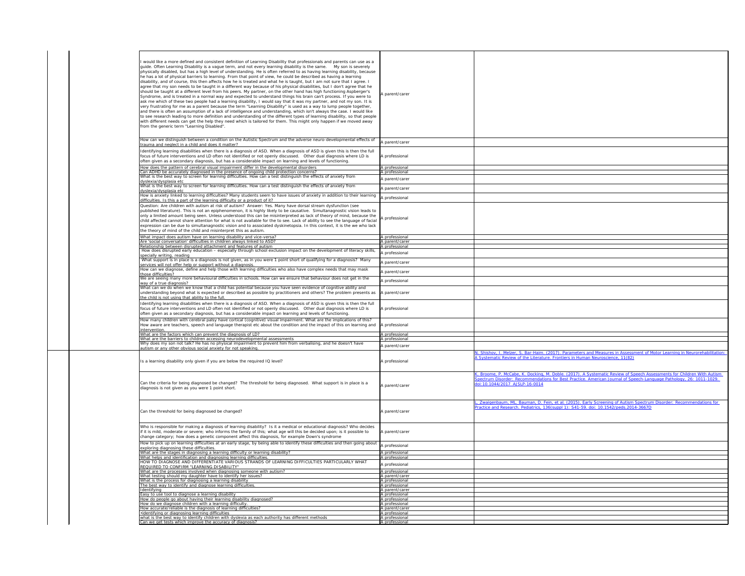| | | | | |
|---|---|---|---|---|
| | | I would like a more defined and consistent definition of Learning Disability that professionals and parents can use as a guide. Often Learning Disability is a vague term, and not every learning disability is the same. My son is severely physically disabled, but has a high level of understanding. He is often referred to as having learning disability, because he has a lot of physical barriers to learning. From that point of view, he could be described as having a learning disability, and of course, this then affects how he is treated and what he is taught, but I am not sure that I agree. I agree that my son needs to be taught in a different way because of his physical disabilities, but I don't agree that he should be taught at a different level from his peers. My partner, on the other hand has high functioning Aspberger's Syndrome, and is treated in a normal way and expected to understand things his brain can't process. If you were to ask me which of these two people had a learning disability, I would say that it was my partner, and not my son. It is very frustrating for me as a parent because the term "Learning Disability" is used as a way to lump people together, and there is often an assumption of a lack of intelligence and understanding, which isn't always the case. I would like to see research leading to more definition and understanding of the different types of learning disability, so that people with different needs can get the help they need which is tailored for them. This might only happen if we moved away from the generic term "Learning Disabled". | A parent/carer | |
| | | How can we distinguish between a condition on the Autistic Spectrum and the adverse neuro-developmental effects of trauma and neglect in a child and does it matter? | A parent/carer | |
| | | Identifying learning disabilities when there is a diagnosis of ASD. When a diagnosis of ASD is given this is then the full focus of future interventions and LD often not identified or not openly discussed. Other dual diagnosis where LD is often given as a secondary diagnosis, but has a considerable impact on learning and levels of functioning. | A professional | |
| | | How does the pattern of cerebral visual impairment differ in the presence of ongoing child protection concerns? | A professional | |
| | | Can ADHD be accurately diagnosed in the presence of ongoing child protection concerns? | A professional | |
| | | What is the best way to screen for learning difficulties. How can a test distinguish the effects of anxiety from dyslexia/dysplasia etc | A parent/carer | |
| | | What is the best way to screen for learning difficulties. How can a test distinguish the effects of anxiety from dyslexia/dysplasia etc | A parent/carer | |
| | | How is anxiety linked to learning difficulties? Many students seem to have issues of anxiety in addition to their learning difficulties. Is this a part of the learning difficulty or a product of it? | A professional | |
| | | Question: Are children with autism at risk of autism? Answer: Yes. Many have dorsal stream dysfunction (see published literature). This is not an epiphenomenon, it is highly likely to be causative. Simultanagnostic vision leads to only a limited amount being seen. Unless understood this can be misinterpreted as lack of theory of mind, because the child affected cannot share attention for what is not available for the to see. Lack of ability to see the language of facial expression can be due to simultanagnostic vision and to associated dyskinetopsia. In this context, it is the we who lack the theory of mind of the child and misinterpret this as autism. | A professional | |
| | | What impact does autism have on learning disability and vice-versa? | A professional | |
| | | Are 'social conversation' difficulties in children always linked to ASD? | A parent/carer | |
| | | Relationship between disrupted attachment and features of autism | A professional | |
| | | How does disrupted early education – especially through school exclusion impact on the development of literacy skills, specially writing, reading | A professional | |
| | | What support is in place is a diagnosis is not given, as in you were 1 point short of qualifying for a diagnosis? Many services will not offer help or support without a diagnosis. | A parent/carer | |
| | | How can we diagnose, define and help those with learning difficulties who also have complex needs that may mask those difficulties? | A parent/carer | |
| | | We are seeing many more behavioural difficulties in schools. How can we ensure that behaviour does not get in the way of a true diagnosis? | A professional | |
| | | What can we do when we know that a child has potential because you have seen evidence of cognitive ability and understanding beyond what is expected or described as possible by practitioners and others? The problem presents as the child is not using that ability to the full. | A parent/carer | |
| | | Identifying learning disabilities when there is a diagnosis of ASD. When a diagnosis of ASD is given this is then the full focus of future interventions and LD often not identified or not openly discussed. Other dual diagnosis where LD is often given as a secondary diagnosis, but has a considerable impact on learning and levels of functioning. | A professional | |
| | | How many children with cerebral palsy have cortical (cognitive) visual impairment. What are the implications of this? How aware are teachers, speech and language therapist etc about the condition and the impact of this on learning and intervention. | A professional | |
| | | What are the factors which can prevent the diagnosis of LD? | A professional | |
| | | What are the barriers to children accessing neurodevelopmental assessments | A professional | |
| | | Why does my son not talk? He has no physical impairment to prevent him from verbalising, and he doesn't have autism or any other obvious social anxiety for not speaking. | A parent/carer | |
| | | Is a learning disability only given if you are below the required IQ level? | A professional | N. Shishov, I. Melzer, S. Bar-Haim. (2017). Parameters and Measures in Assessment of Motor Learning in Neurorehabilitation; A Systematic Review of the Literature. Frontiers in Human Neuroscience, 11(82) |
| | | Can the criteria for being diagnosed be changed? The threshold for being diagnosed. What support is in place is a diagnosis is not given as you were 1 point short. | A parent/carer | K. Broome, P. McCabe, K. Docking, M. Doble. (2017). A Systematic Review of Speech Assessments for Children With Autism Spectrum Disorder: Recommendations for Best Practice. American Journal of Speech-Language Pathology, 26: 1011-1029. doi:10.1044/2017_AJSLP-16-0014 |
| | | Can the threshold for being diagnosed be changed? | A parent/carer | L. Zwaigenbaum, ML. Bauman, D. Fein, et al. (2015). Early Screening of Autism Spectrum Disorder: Recommendations for Practice and Research. Pediatrics, 136(suppl 1): S41-59. doi: 10.1542/peds.2014-3667D |
| | | Who is responsible for making a diagnosis of learning disability? Is it a medical or educational diagnosis? Who decides if it is mild, moderate or severe; who informs the family of this; what age will this be decided upon; is it possible to change category; how does a genetic component affect this diagnosis, for example Down's syndrome | A parent/carer | |
| | | How to pick up on learning difficulties at an early stage, by being able to identify these difficulties and then going about exploring diagnosing these difficulties. | A professional | |
| | | What are the stages in diagnosing a learning difficulty or learning disability? | A professional | |
| | | What helps and identification and diagnosing learning difficulties. | A professional | |
| | | HOW TO DIAGNOSE AND DIFFERENTIATE VARIOUS STRANDS OF LEARNING DIFFICULTIES PARTICULARLY WHAT REQUIRED TO CONFIRM "LEARNING DISABILITY" | A professional | |
| | | What are the processes involved when diagnosing someone with autism? | A professional | |
| | | What testing should my daughter have to identify her issues? | A parent/carer | |
| | | What is the process for diagnosing a learning disability | A professional | |
| | | The best way to identify and diagnose learning difficulties. | A professional | |
| | | Identifying | A parent/carer | |
| | | Easy to use tool to diagnose a learning disability | A professional | |
| | | How do people go about having their learning disability diagnosed? | A professional | |
| | | How do we diagnose children with a learning difficulty. | A professional | |
| | | How accurate/reliable is the diagnosis of learning difficulties? | A parent/carer | |
| | | •identifying or diagnosing learning difficulties | A professional | |
| | | what is the best way to identify children with dyslexia as each authority has different methods | A professional | |
| | | Can we get tests which improve the accuracy of diagnosis? | A professional | |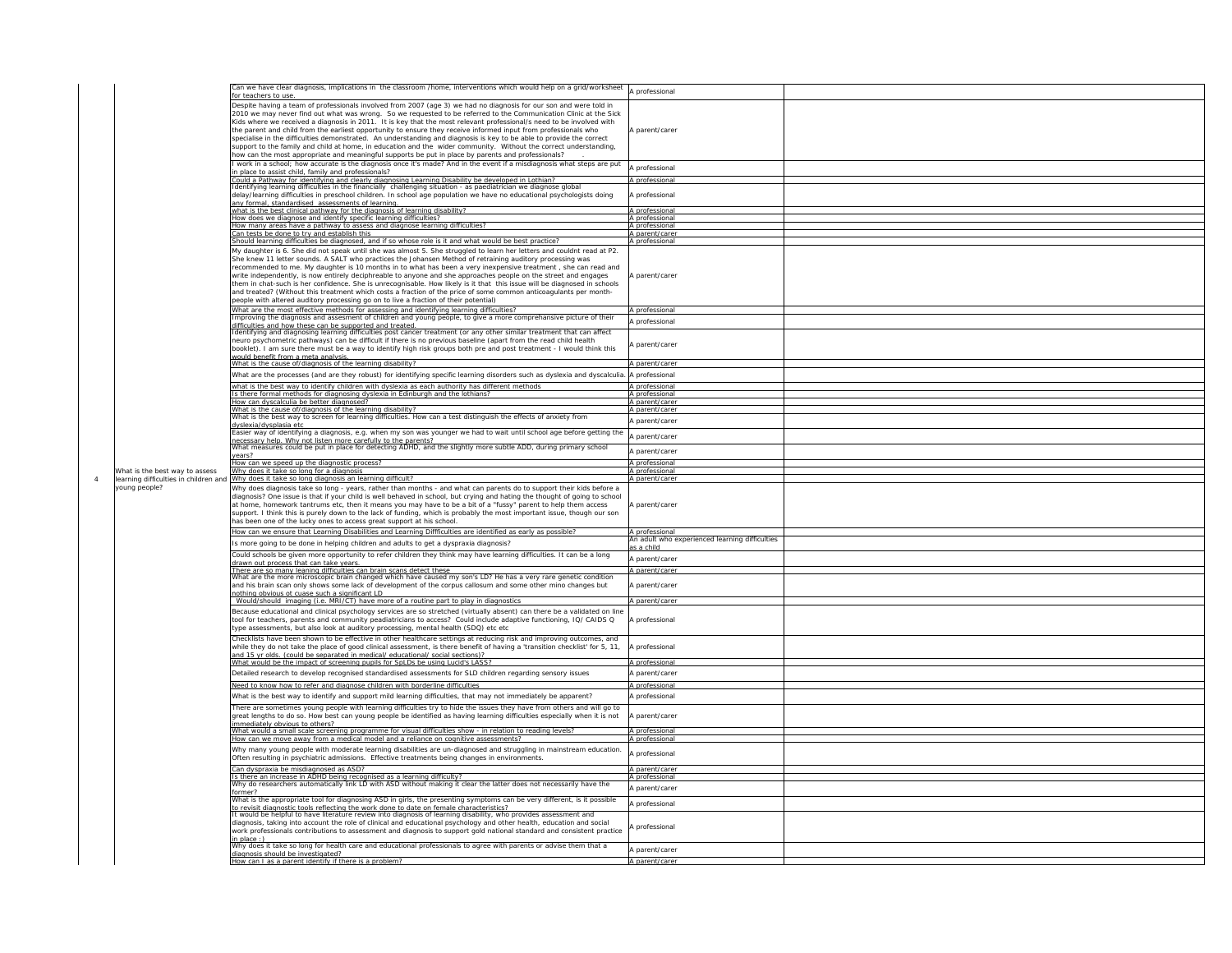| | | | | |
|---|---|---|---|---|
| 4 | What is the best way to assess learning difficulties in children and young people? | Can we have clear diagnosis, implications in the classroom /home, interventions which would help on a grid/worksheet for teachers to use. | A professional | |
| | | Despite having a team of professionals involved from 2007 (age 3) we had no diagnosis for our son and were told in 2010 we may never find out what was wrong. So we requested to be referred to the Communication Clinic at the Sick Kids where we received a diagnosis in 2011. It is key that the most relevant professional/s need to be involved with the parent and child from the earliest opportunity to ensure they receive informed input from professionals who specialise in the difficulties demonstrated. An understanding and diagnosis is key to be able to provide the correct support to the family and child at home, in education and the wider community. Without the correct understanding, how can the most appropriate and meaningful supports be put in place by parents and professionals? . | A parent/carer | |
| | | I work in a school; how accurate is the diagnosis once it's made? And in the event if a misdiagnosis what steps are put in place to assist child, family and professionals? | A professional | |
| | | Could a Pathway for identifying and clearly diagnosing Learning Disability be developed in Lothian? | A professional | |
| | | Identifying learning difficulties in the financially challenging situation - as paediatrician we diagnose global delay/learning difficulties in preschool children. In school age population we have no educational psychologists doing any formal, standardised assessments of learning. | A professional | |
| | | what is the best clinical pathway for the diagnosis of learning disability? | A professional | |
| | | How does we diagnose and identify specific learning difficulties? | A professional | |
| | | How many areas have a pathway to assess and diagnose learning difficulties? | A professional | |
| | | Can tests be done to try and establish this | A parent/carer | |
| | | Should learning difficulties be diagnosed, and if so whose role is it and what would be best practice? | A professional | |
| | | My daughter is 6. She did not speak until she was almost 5. She struggled to learn her letters and couldnt read at P2. She knew 11 letter sounds. A SALT who practices the Johansen Method of retraining auditory processing was recommended to me. My daughter is 10 months in to what has been a very inexpensive treatment , she can read and write independently, is now entirely deciphreable to anyone and she approaches people on the street and engages them in chat-such is her confidence. She is unrecognisable. How likely is it that this issue will be diagnosed in schools and treated? (Without this treatment which costs a fraction of the price of some common anticoagulants per month-people with altered auditory processing go on to live a fraction of their potential) | A parent/carer | |
| | | What are the most effective methods for assessing and identifying learning difficulties? | A professional | |
| | | Improving the diagnosis and assesment of children and young people, to give a more comprehensive picture of their difficulties and how these can be supported and treated. | A professional | |
| | | Identifying and diagnosing learning difficulties post cancer treatment (or any other similar treatment that can affect neuro psychometric pathways) can be difficult if there is no previous baseline (apart from the read child health booklet). I am sure there must be a way to identify high risk groups both pre and post treatment - I would think this would benefit from a meta analysis. | A parent/carer | |
| | | What is the cause of/diagnosis of the learning disability? | A parent/carer | |
| | | What are the processes (and are they robust) for identifying specific learning disorders such as dyslexia and dyscalculia. | A professional | |
| | | what is the best way to identify children with dyslexia as each authority has different methods | A professional | |
| | | Is there formal methods for diagnosing dyslexia in Edinburgh and the lothians? | A professional | |
| | | How can dyscalculia be better diagnosed? | A parent/carer | |
| | | What is the cause of/diagnosis of the learning disability? | A parent/carer | |
| | | What is the best way to screen for learning difficulties. How can a test distinguish the effects of anxiety from dyslexia/dysplasia etc | A parent/carer | |
| | | Easier way of identifying a diagnosis, e.g. when my son was younger we had to wait until school age before getting the necessary help. Why not listen more carefully to the parents? | A parent/carer | |
| | | What measures could be put in place for detecting ADHD, and the slightly more subtle ADD, during primary school years? | A parent/carer | |
| | | How can we speed up the diagnostic process? | A professional | |
| | | Why does it take so long for a diagnosis | A professional | |
| | | Why does it take so long diagnosis an learning difficult? | A parent/carer | |
| | | Why does diagnosis take so long - years, rather than months - and what can parents do to support their kids before a diagnosis? One issue is that if your child is well behaved in school, but crying and hating the thought of going to school at home, homework tantrums etc, then it means you may have to be a bit of a "fussy" parent to help them access support. I think this is purely down to the lack of funding, which is probably the most important issue, though our son has been one of the lucky ones to access great support at his school. | A parent/carer | |
| | | How can we ensure that Learning Disabilities and Learning Diffficulties are identifed as early as possible? | A professional | |
| | | Is more going to be done in helping children and adults to get a dyspraxia diagnosis? | An adult who experienced learning difficulties as a child | |
| | | Could schools be given more opportunity to refer children they think may have learning difficulties. It can be a long drawn out process that can take years. | A parent/carer | |
| | | There are so many leaning difficulties can brain scans detect these | A parent/carer | |
| | | What are the more microscopic brain changed which have caused my son's LD? He has a very rare genetic condition and his brain scan only shows some lack of development of the corpus callosum and some other mino changes but nothing obvious ot cuase such a significant LD | A parent/carer | |
| | | Would/should imaging (i.e. MRI/CT) have more of a routine part to play in diagnostics | A parent/carer | |
| | | Because educational and clinical psychology services are so stretched (virtually absent) can there be a validated on line tool for teachers, parents and community peadiatricians to access? Could include adaptive functioning, IQ/ CAIDS Q type assessments, but also look at auditory processing, mental health (SDQ) etc etc | A professional | |
| | | Checklists have been shown to be effective in other healthcare settings at reducing risk and improving outcomes, and while they do not take the place of good clinical assessment, is there benefit of having a 'transition checklist' for 5, 11, and 15 yr olds. (could be separated in medical/ educational/ social sections)? | A professional | |
| | | What would be the impact of screening pupils for SpLDs be using Lucid's LASS? | A professional | |
| | | Detailed research to develop recognised standardised assessments for SLD children regarding sensory issues | A parent/carer | |
| | | Need to know how to refer and diagnose children with borderline difficulties | A professional | |
| | | What is the best way to identify and support mild learning difficulties, that may not immediately be apparent? | A professional | |
| | | There are sometimes young people with learning difficulties try to hide the issues they have from others and will go to great lengths to do so. How best can young people be identified as having learning difficulties especially when it is not immediately obvious to others? | A parent/carer | |
| | | What would a small scale screening programme for visual difficulties show - in relation to reading levels? | A professional | |
| | | How can we move away from a medical model and a reliance on cognitive assessments? | A professional | |
| | | Why many young people with moderate learning disabilities are un-diagnosed and struggling in mainstream education. Often resulting in psychiatric admissions. Effective treatments being changes in environments. | A professional | |
| | | Can dyspraxia be misdiagnosed as ASD? | A parent/carer | |
| | | Is there an increase in ADHD being recognised as a learning difficulty? | A professional | |
| | | Why do researchers automatically link LD with ASD without making it clear the latter does not necessarily have the former? | A parent/carer | |
| | | What is the appropriate tool for diagnosing ASD in girls, the presenting symptoms can be very different, is it possible to revisit diagnostic tools reflecting the work done to date on female characteristics? | A professional | |
| | | It would be helpful to have literature review into diagnosis of learning disability, who provides assessment and diagnosis, taking into account the role of clinical and educational psychology and other health, education and social work professionals contributions to assessment and diagnosis to support gold national standard and consistent practice in place :) | A professional | |
| | | Why does it take so long for health care and educational professionals to agree with parents or advise them that a diagnosis should be investigated? | A parent/carer | |
| | | How can I as a parent identify if there is a problem? | A parent/carer | |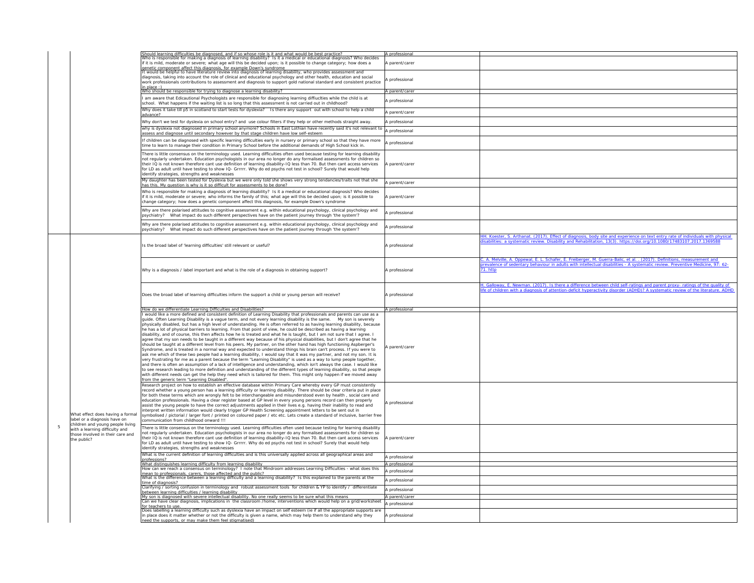| | | | | |
|---|---|---|---|---|
| | | Should learning difficulties be diagnosed, and if so whose role is it and what would be best practice? | A professional | |
| | | Who is responsible for making a diagnosis of learning disability? Is it a medical or educational diagnosis? Who decides if it is mild, moderate or severe; what age will this be decided upon; is it possible to change category; how does a genetic component affect this diagnosis, for example Down's syndrome | A parent/carer | |
| | | It would be helpful to have literature review into diagnosis of learning disability, who provides assessment and diagnosis, taking into account the role of clinical and educational psychology and other health, education and social work professionals contributions to assessment and diagnosis to support gold national standard and consistent practice in place :) | A professional | |
| | | Who should be responsible for trying to diagnose a learning disability? | A parent/carer | |
| | | I am aware that Edicautional Psychologists are responsible for diagnosing learning diffiuclties while the child is at school. What happens if the waiting list is so long that this assessment is not carried out in childhood? | A professional | |
| | | Why does it take till p5 in scotland to start tests for dyslexia? Is there any support out with school to help a child advance? | A parent/carer | |
| | | Why don't we test for dyslexia on school entry? and use colour filters if they help or other methods straight away. | A professional | |
| | | why is dyslexia not diagnosed in primary school anymore? Schools in East Lothian have recently said it's not relevant to assess and diagnose until secondary however by that stage children have low self-esteem | A professional | |
| | | If children can be diagnosed with specific learning difficulties early in nursery or primary school so that they have more time to learn to manage their condition in Primary School before the additional demands of High School kick in. | A professional | |
| | | There is little consensus on the terminology used. Learning difficulties often used because testing for learning disability not regularly undertaken. Education psychologists in our area no longer do any formalised assessments for children so their IQ is not known therefore cant use definition of learning disability-IQ less than 70. But then cant access services for LD as adult until have testing to show IQ- Grrrrr. Why do ed psychs not test in school? Surely that would help identify strategies, strengths and weaknesses | A parent/carer | |
| | | My daughter has been tested for Dyslexia but we were only told she shows very strong tendancies/traits not that she has this. My question is why is it so difficult for assessments to be done? | A parent/carer | |
| | | Who is responsible for making a diagnosis of learning disability? Is it a medical or educational diagnosis? Who decides if it is mild, moderate or severe; who informs the family of this; what age will this be decided upon; is it possible to change category; how does a genetic component affect this diagnosis, for example Down's syndrome | A parent/carer | |
| | | Why are there polarised attitudes to cognitive assessment e.g. within educational psychology, clinical psychology and psychiatry? What impact do such different perspectives have on the patient journey through 'the system'? | A professional | |
| | | Why are there polarised attitudes to cognitive assessment e.g. within educational psychology, clinical psychology and psychiatry? What impact do such different perspectives have on the patient journey through 'the system'? | A professional | |
| 5 | What effect does having a formal label or a diagnosis have on children and young people living with a learning difficulty and those involved in their care and the public? | Is the broad label of 'learning difficulties' still relevant or useful? | A professional | HH. Koester, S. Arthanat. (2017). Effect of diagnosis, body site and experience on text entry rate of individuals with physical disabilities: a systematic review. Disability and Rehabilitation, 13(3). https://doi.org/10.1080/17483107.2017.1369588 |
| | | Why is a diagnosis / label important and what is the role of a diagnosis in obtaining support? | A professional | C. A. Melville, A. Oppewal, E. L. Schafer, E. Freiberger, M. Guerra-Balic, et al. . (2017). Definitions, measurement and prevalence of sedentary behaviour in adults with intellectual disabilities - A systematic review. Preventive Medicine, 97: 62-71. http |
| | | Does the broad label of learning difficulties inform the support a child or young person will receive? | A professional | H. Galloway, E. Newman. (2017). Is there a difference between child self-ratings and parent proxy- ratings of the quality of life of children with a diagnosis of attention-deficit hyperactivity disorder (ADHD)? A systematic review of the literature. ADHD |
| | | How do we differentiate Learning Difficulties and Disabilities? | A professional | |
| | | I would like a more defined and consistent definition of Learning Disability that professionals and parents can use as a guide. Often Learning Disability is a vague term, and not every learning disability is the same. My son is severely physically disabled, but has a high level of understanding. He is often referred to as having learning disability, because he has a lot of physical barriers to learning. From that point of view, he could be described as having a learning disability, and of course, this then affects how he is treated and what he is taught, but I am not sure that I agree. I agree that my son needs to be taught in a different way because of his physical disabilities, but I don't agree that he should be taught at a different level from his peers. My partner, on the other hand has high functioning Aspberger's Syndrome, and is treated in a normal way and expected to understand things his brain can't process. If you were to ask me which of these two people had a learning disability, I would say that it was my partner, and not my son. It is very frustrating for me as a parent because the term "Learning Disability" is used as a way to lump people together, and there is often an assumption of a lack of intelligence and understanding, which isn't always the case. I would like to see research leading to more definition and understanding of the different types of learning disability, so that people with different needs can get the help they need which is tailored for them. This might only happen if we moved away from the generic term "Learning Disabled". | A parent/carer | |
| | | Research project on how to establish an effective database within Primary Care whereby every GP must consistently record whether a young person has a learning difficulty or learning disability. There should be clear criteria put in place for both these terms which are wrongly felt to be interchangeable and misunderstood even by health , social care and education professionals. Having a clear register based at GP level in every young persons record can then properly assist the young people to have the correct adjustments applied in their lives e.g. having their inability to read and interpret written information would clearly trigger GP Health Screening appointment letters to be sent out in symbolised / pictorial / larger font / printed on coloured paper / etc etc. Lets create a standard of inclusive, barrier free communication from childhood onward !!! | A professional | |
| | | There is little consensus on the terminology used. Learning difficulties often used because testing for learning disability not regularly undertaken. Education psychologists in our area no longer do any formalised assessments for children so their IQ is not known therefore cant use definition of learning disability-IQ less than 70. But then cant access services for LD as adult until have testing to show IQ- Grrrrr. Why do ed psychs not test in school? Surely that would help identify strategies, strengths and weaknesses | A parent/carer | |
| | | What is the current definition of learning difficulties and is this universally applied across all geographical areas and professions? | A professional | |
| | | What distinguishes learning difficulty from learning disability | A professional | |
| | | How can we reach a consensus on terminology? I note that Mindroom addresses Learning Difficulties - what does this mean to professionals, carers, those affected and the public? | A professional | |
| | | What is the difference between a learning difficulty and a learning disability? Is this explained to the parents at the time of diagnosis? | A professional | |
| | | Clarifying / sorting confusion in terminology and robust assessment tools for children & YP to identify / differentiate between learning difficulties / learning disability | A professional | |
| | | My son is diagnosed with severe intellectual disability. No one really seems to be sure what this means | A parent/carer | |
| | | Can we have clear diagnosis, implications in the classroom /home, interventions which would help on a grid/worksheet for teachers to use. | A professional | |
| | | Does labelling a learning difficulty such as dyslexia have an impact on self esteem (ie if all the appropriate supports are in place does it matter whether or not the difficulty is given a name, which may help them to understand why they need the supports, or may make them feel stigmatised) | A professional | |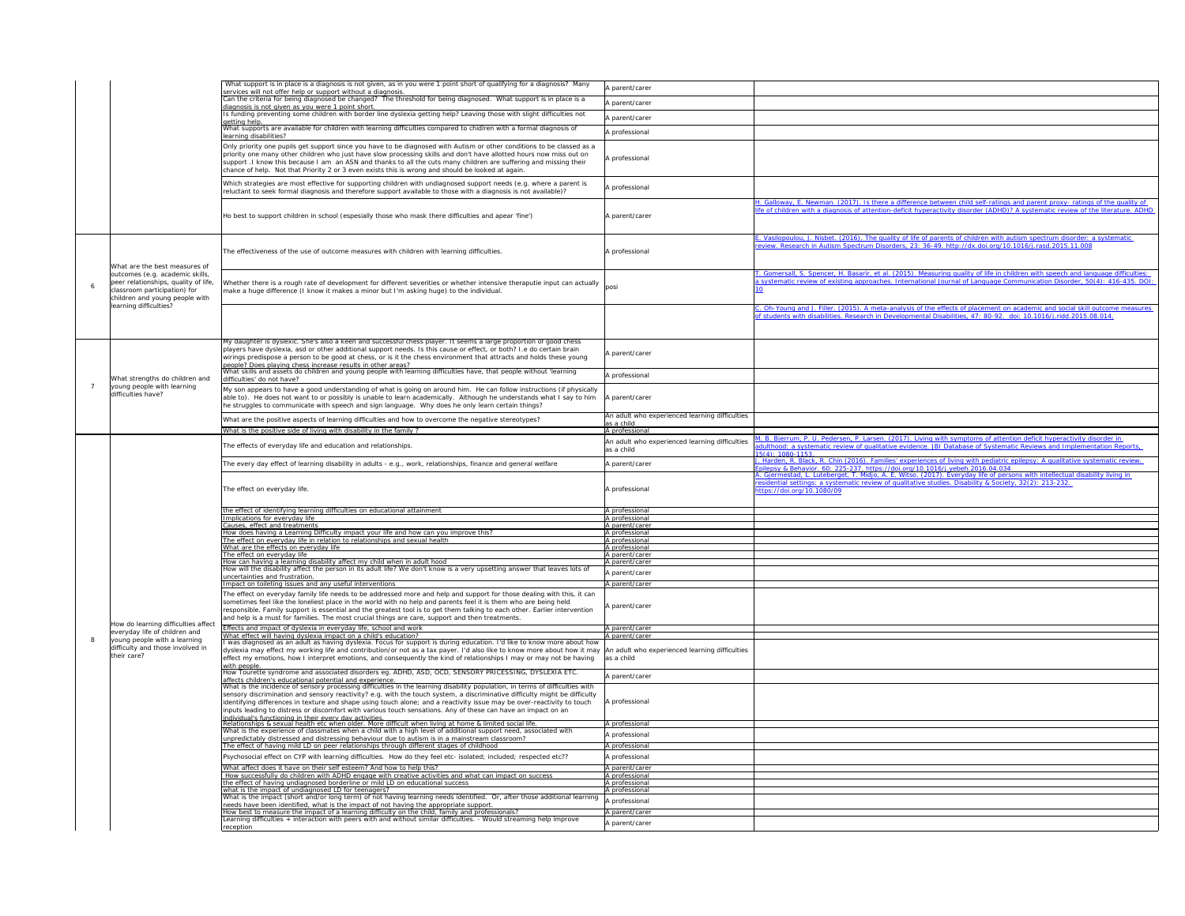| | | | | |
|---|---|---|---|---|
| | | What support is in place is a diagnosis is not given, as in you were 1 point short of qualifying for a diagnosis? Many services will not offer help or support without a diagnosis. | A parent/carer | |
| | | Can the criteria for being diagnosed be changed? The threshold for being diagnosed. What support is in place is a diagnosis is not given as you were 1 point short. | A parent/carer | |
| | | Is funding preventing some children with border line dyslexia getting help? Leaving those with slight difficulties not getting help. | A parent/carer | |
| | | What supports are available for children with learning difficulties compared to chidlren with a formal diagnosis of learning disabilities? | A professional | |
| | | Only priority one pupils get support since you have to be diagnosed with Autism or other conditions to be classed as a priority one many other children who just have slow processing skills and don't have allotted hours now miss out on support .I know this because I am an ASN and thanks to all the cuts many children are suffering and missing their chance of help. Not that Priority 2 or 3 even exists this is wrong and should be looked at again. | A professional | |
| | | Which strategies are most effective for supporting children with undiagnosed support needs (e.g. where a parent is reluctant to seek formal diagnosis and therefore support available to those with a diagnosis is not available)? | A professional | |
| | | Ho best to support children in school (espesially those who mask there difficulties and apear 'fine') | A parent/carer | H. Galloway, E. Newman. (2017). Is there a difference between child self-ratings and parent proxy- ratings of the quality of life of children with a diagnosis of attention-deficit hyperactivity disorder (ADHD)? A systematic review of the literature. ADHD |
| 6 | What are the best measures of outcomes (e.g. academic skills, peer relationships, quality of life, classroom participation) for children and young people with learning difficulties? | The effectiveness of the use of outcome measures with children with learning difficulties. | A professional | E. Vasilopoulou, J. Nisbet. (2016). The quality of life of parents of children with autism spectrum disorder: a systematic review. Research in Autism Spectrum Disorders, 23: 36-49. http://dx.doi.org/10.1016/j.rasd.2015.11.008 |
| | | Whether there is a rough rate of development for different severities or whether intensive theraputie input can actually make a huge difference (I know it makes a minor but I'm asking huge) to the individual. | posi | T. Gomersall, S. Spencer, H. Basarir, et al. (2015). Measuring quality of life in children with speech and language difficulties: a systematic review of existing approaches. International Journal of Language Communication Disorder, 50(4): 416-435. DOI: 10 |
| | | | | C. Oh-Young and J. Filler. (2015). A meta-analysis of the effects of placement on academic and social skill outcome measures of students with disabilities. Research in Developmental Disabilities, 47: 80-92. doi: 10.1016/j.ridd.2015.08.014. |
| 7 | What strengths do children and young people with learning difficulties have? | My daughter is dyslexic. She's also a keen and successful chess player. It seems a large proportion of good chess players have dyslexia, asd or other additional support needs. Is this cause or effect, or both? I.e do certain brain wirings predispose a person to be good at chess, or is it the chess environment that attracts and holds these young people? Does playing chess increase results in other areas? | A parent/carer | |
| | | What skills and assets do children and young people with learning difficulties have, that people without 'learning difficulties' do not have? | A professional | |
| | | My son appears to have a good understanding of what is going on around him. He can follow instructions (if physically able to). He does not want to or possibly is unable to learn academically. Although he understands what I say to him he struggles to communicate with speech and sign language. Why does he only learn certain things? | A parent/carer | |
| | | What are the positive aspects of learning difficulties and how to overcome the negative stereotypes? | An adult who experienced learning difficulties as a child | |
| | | What is the positive side of living with disability in the family ? | A professional | |
| 8 | How do learning difficulties affect everyday life of children and young people with a learning difficulty and those involved in their care? | The effects of everyday life and education and relationships. | An adult who experienced learning difficulties as a child | M. B. Bjerrum, P. U. Pedersen, P. Larsen. (2017). Living with symptoms of attention deficit hyperactivity disorder in adulthood: a systematic review of qualitative evidence. JBI Database of Systematic Reviews and Implementation Reports, 15(4): 1080-1153. |
| | | The every day effect of learning disability in adults - e.g., work, relationships, finance and general welfare | A parent/carer | J. Harden, R. Black, R. Chin (2016). Families' experiences of living with pediatric epilepsy: A qualitative systematic review. Epilepsy & Behavior. 60: 225-237. https://doi.org/10.1016/j.yebeh.2016.04.034 |
| | | The effect on everyday life. | A professional | A. Gjermestad, L. Luteberget, T. Midjo, A. E. Witso. (2017). Everyday life of persons with intellectual disability living in residential settings: a systematic review of qualitative studies. Disability & Society, 32(2): 213-232. https://doi.org/10.1080/09 |
| | | the effect of identifying learning difficulties on educational attainment | A professional | |
| | | Implications for everyday life | A professional | |
| | | Causes, effect and treatments | A parent/carer | |
| | | How does having a Learning Difficulty impact your life and how can you improve this? | A professional | |
| | | The effect on everyday life in relation to relationships and sexual health | A professional | |
| | | What are the effects on everyday life | A professional | |
| | | The effect on everyday life | A parent/carer | |
| | | How can having a learning disability affect my child when in adult hood | A parent/carer | |
| | | How will the disability affect the person in its adult life? We don't know is a very upsetting answer that leaves lots of uncertainties and frustration. | A parent/carer | |
| | | Impact on toileting issues and any useful interventions | A parent/carer | |
| | | The effect on everyday family life needs to be addressed more and help and support for those dealing with this, it can sometimes feel like the loneliest place in the world with no help and parents feel it is them who are being held responsible. Family support is essential and the greatest tool is to get them talking to each other. Earlier intervention and help is a must for families. The most crucial things are care, support and then treatments. | A parent/carer | |
| | | Effects and impact of dyslexia in everyday life, school and work | A parent/carer | |
| | | What effect will having dyslexia impact on a child's education? | A parent/carer | |
| | | I was diagnosed as an adult as having dyslexia. Focus for support is during education. I'd like to know more about how dyslexia may effect my working life and contribution/or not as a tax payer. I'd also like to know more about how it may effect my emotions, how I interpret emotions, and consequently the kind of relationships I may or may not be having with people. | An adult who experienced learning difficulties as a child | |
| | | How Tourette syndrome and associated disorders eg. ADHD, ASD, OCD, SENSORY PROCESSING, DYSLEXIA ETC. affects children's educational potential and experience. | A parent/carer | |
| | | What is the incidence of sensory processing difficulties in the learning disability population, in terms of difficulties with sensory discrimination and sensory reactivity? e.g. with the touch system, a discriminative difficulty might be difficulty identifying differences in texture and shape using touch alone; and a reactivity issue may be over-reactivity to touch inputs leading to distress or discomfort with various touch sensations. Any of these can have an impact on an individual's functioning in their every day activities. | A professional | |
| | | Relationships & sexual health etc when older. More difficult when living at home & limited social life. | A professional | |
| | | What is the experience of classmates when a child with a high level of additional support need, associated with unpredictably distressed and distressing behaviour due to autism is in a mainstream classroom? | A professional | |
| | | The effect of having mild LD on peer relationships through different stages of childhood | A professional | |
| | | Psychosocial effect on CYP with learning difficulties. How do they feel etc- isolated; included; respected etc?? | A professional | |
| | | What affect does it have on their self esteem? And how to help this? | A parent/carer | |
| | | How successfully do children with ADHD engage with creative activities and what can impact on success | A professional | |
| | | the effect of having undiagnosed borderline or mild LD on educational success | A professional | |
| | | what is the impact of undiagnosed LD for teenagers? | A professional | |
| | | What is the impact (short and/or long term) of not having learning needs identified. Or, after those additional learning needs have been identified, what is the impact of not having the appropriate support. | A professional | |
| | | How best to measure the impact of a learning difficulty on the child, family and professionals? | A parent/carer | |
| | | Learning difficulties + interaction with peers with and without similar difficulties. - Would streaming help improve reception | A parent/carer | |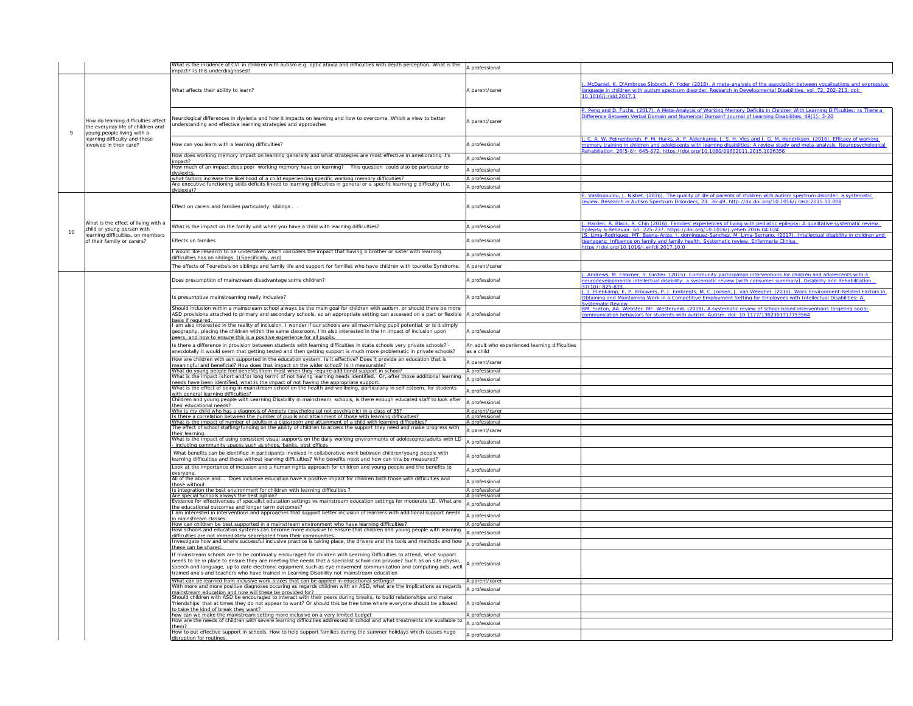| | | | | |
|---|---|---|---|---|
| | | What is the incidence of CVI in children with autism e.g. optic ataxia and difficulties with depth perception. What is the impact? Is this underdiagnosed? | A professional | |
| 9 | How do learning difficulties affect the everyday life of children and young people living with a learning difficulty and those involved in their care? | What affects their ability to learn? | A parent/carer | J. McDaniel, K. D'Ambrose Slaboch, P. Yoder (2018). A meta-analysis of the association between vocalizations and expressive language in children with autism spectrum disorder. Research in Developmental Disabilities. vol. 72, 202-213. doi: 10.1016/j.ridd.2017.1 |
| | | Neurological differences in dyslexia and how it impacts on learning and how to overcome. Which a view to better understanding and effective learning strategies and approaches | A parent/carer | P. Peng and D. Fuchs. (2017). A Meta-Analysis of Working Memory Deficits in Children With Learning Difficulties: Is There a Difference Between Verbal Domain and Numerical Domain? Journal of Learning Disabilities. 49(1): 3-20 |
| | | How can you learn with a learning difficulties? | A professional | J. C. A. W. Peijnenborgh, P. M. Hurks, A. P. Aldenkamp, J. S. H. Vles and J. G. M. Hendriksen. (2016). Efficacy of working memory training in children and adolescents with learning disabilities: A review study and meta-analysis. Neuropsychological Rehabilitation. 26(5-6): 645-672. https://doi.org/10.1080/09602011.2015.1026356 |
| | | How does working memory impact on learning generally and what strategies are most effective in ameliorating it's impact? | A professional | |
| | | How much of an impact does poor working memory have on learning? This question could also be particular to dyslexics. | A professional | |
| | | what factors increase the likelihood of a child experiencing specific working memory difficulties? | A professional | |
| | | Are executive functioning skills deficits linked to learning difficulties in general or a specific learning g difficulty (i.e. dyslexia)? | A professional | |
| 10 | What is the effect of living with a child or young person with learning difficulties, on members of their familiy or carers? | Effect on carers and families particularly siblings . . | A professional | E. Vasilopoulou, J. Nisbet. (2016). The quality of life of parents of children with autism spectrum disorder: a systematic review. Research in Autism Spectrum Disorders, 23: 36-49. http://dx.doi.org/10.1016/j.rasd.2015.11.008 |
| | | What is the impact on the family unit when you have a child with learning difficulties? | A professional | J. Harden, R. Black, R. Chin (2016). Families' experiences of living with pediatric epilepsy: A qualitative systematic review. Epilepsy & Behavior. 60: 225-237. https://doi.org/10.1016/j.yebeh.2016.04.034 |
| | | Effects on families | A professional | [S. Lima-Rodriguez, MT. Baena-Ariza, I. dominguez-Sanchez, M. Lima-Serrano. (2017). Intellectual disability in children and teenagers: Influence on family and family health. Systematic review. Enfermeria Clinica. https://doi.org/10.1016/j.enfcli.2017.10.0 |
| | | I would like research to be undertaken which considers the impact that having a brother or sister with learning difficulties has on siblings. ((Specifically, asd) | A professional | |
| | | The effects of Tourette's on siblings and family life and support for families who have children with tourette Syndrome. | A parent/carer | |
| | | Does presumption of mainstream disadvantage some children? | A professional | J. Andrews, M. Falkmer, S. Girdler. (2015). Community participation interventions for children and adolescents with a neurodevelopmental intellectual disability: a systematic review [with consumer summary]. Disability and Rehabilitation,, 37(10): 825-833. |
| | | Is presumptive mainstreaming really inclusive? | A professional | J. J. Ellenkamp, E. P. Brouwers, P. J. Embregts, M. C. Joosen, J. van Weeghel. (2015). Work Environment-Related Factors in Obtaining and Maintaining Work in a Competitive Employment Setting for Employees with Intellectual Disabilities: A Systematic Review |
| | | Should inclusion within a mainstream school always be the main goal for children with autism, or should there be more ASD provisions attached to primary and secondary schools, so an appropriate setting can accessed on a part or flexible basis if required. | A professional | BM. Sutton, AA. Webster, MF. Westerveld. (2018). A systematic review of school-based interventions targeting social communication behaviors for students with autism. Autism. doi: 10.1177/1362361317753564 |
| | | I am also interested in the reality of inclusion. I wonder if our schools are all maximising pupil potential, or is it simply geography, placing the children within the same classroom. I'm also interested in the In impact of inclusion upon peers, and how to ensure this is a positive experience for all pupils. | A professional | |
| | | Is there a difference in provision between students with learning difficulties in state schools very private schools? - anecdotally it would seem that getting tested and then getting support is much more problematic in private schools? | An adult who experienced learning difficulties as a child | |
| | | How are children with asn supported in the education system. Is it effective? Does it provide an education that is meaningful and beneficial? How does that impact on the wider school? Is it measurable? | A parent/carer | |
| | | What do young people feel benefits them most when they require additional support in school? | A professional | |
| | | What is the impact (short and/or long term) of not having learning needs identified. Or, after those additional learning needs have been identified, what is the impact of not having the appropriate support. | A professional | |
| | | What is the effect of being in mainstream school on the health and wellbeing, particularly in self esteem, for students with general learning difficulties? | A professional | |
| | | Children and young people with Learning Disability in mainstream schools, is there enough educated staff to look after their educational needs? | A professional | |
| | | Why is my child who has a diagnosis of Anxiety (psychological not psychiatric) in a class of 35? | A parent/carer | |
| | | Is there a correlation between the number of pupils and attainment of those with learning difficulties? | A professional | |
| | | What is the impact of number of adults in a classroom and attainment of a child with learning difficulties? | A professional | |
| | | The effect of school staffing/funding on the ability of children to access the support they need and make progress with their learning. | A parent/carer | |
| | | What is the impact of using consistent visual supports on the daily working environments of adolescents/adults with LD - including community spaces such as shops, banks, post offices | A professional | |
| | | What benefits can be identified in participants involved in collaborative work between children/young people with learning difficulties and those without learning difficulties? Who benefits most and how can this be measured? | A professional | |
| | | Look at the importance of inclusion and a human rights approach for children and young people and the benefits to everyone. | A professional | |
| | | All of the above and... Does inclusive education have a positive impact for children both those with difficulties and those without. | A professional | |
| | | Is integration the best environment for children with learning difficulties ? | A professional | |
| | | Are special Schools always the best option? | A professional | |
| | | Evidence for effectiveness of specialist education settings vs mainstream education settings for moderate LD. What are the educational outcomes and longer term outcomes? | A professional | |
| | | I am interested in interventions and approaches that support better inclusion of learners with additional support needs in mainstream classes. | A professional | |
| | | How can children be best supported in a mainstream environment who have learning difficulties? | A professional | |
| | | How schools and education systems can become more inclusive to ensure that children and young people with learning difficulties are not immediately segregated from their communities. | A professional | |
| | | Investigate how and where successful inclusive practice is taking place, the drivers and the tools and methods and how these can be shared. | A professional | |
| | | If mainstream schools are to be continually encouraged for children with Learning Difficulties to attend, what support needs to be in place to ensure they are meeting the needs that a specialist school can provide? Such as on site physio, speech and language, up to date electronic equipment such as eye movement communication and computing aids, well trained ana's and teachers who have trained in Learning Disability not mainstream education | A professional | |
| | | What can be learned from inclusive work places that can be applied in educational settings? | A parent/carer | |
| | | With more and more positive diagnoses occuring as regards children with an ASD, what are the implications as regards mainstream education and how will these be provided for? | A professional | |
| | | Should children with ASD be encouraged to interact with their peers during breaks, to build relationships and make 'friendships' that at times they do not appear to want? Or should this be free time where everyone should be allowed to take the kind of break they want? | A professional | |
| | | how can we make the mainstream setting more inclusive on a very limited budget | A professional | |
| | | How are the needs of children with severe learning difficulties addressed in school and what treatments are available to them? | A professional | |
| | | How to put effective support in schools. How to help support families during the summer holidays which causes huge disruption for routines. | A professional | |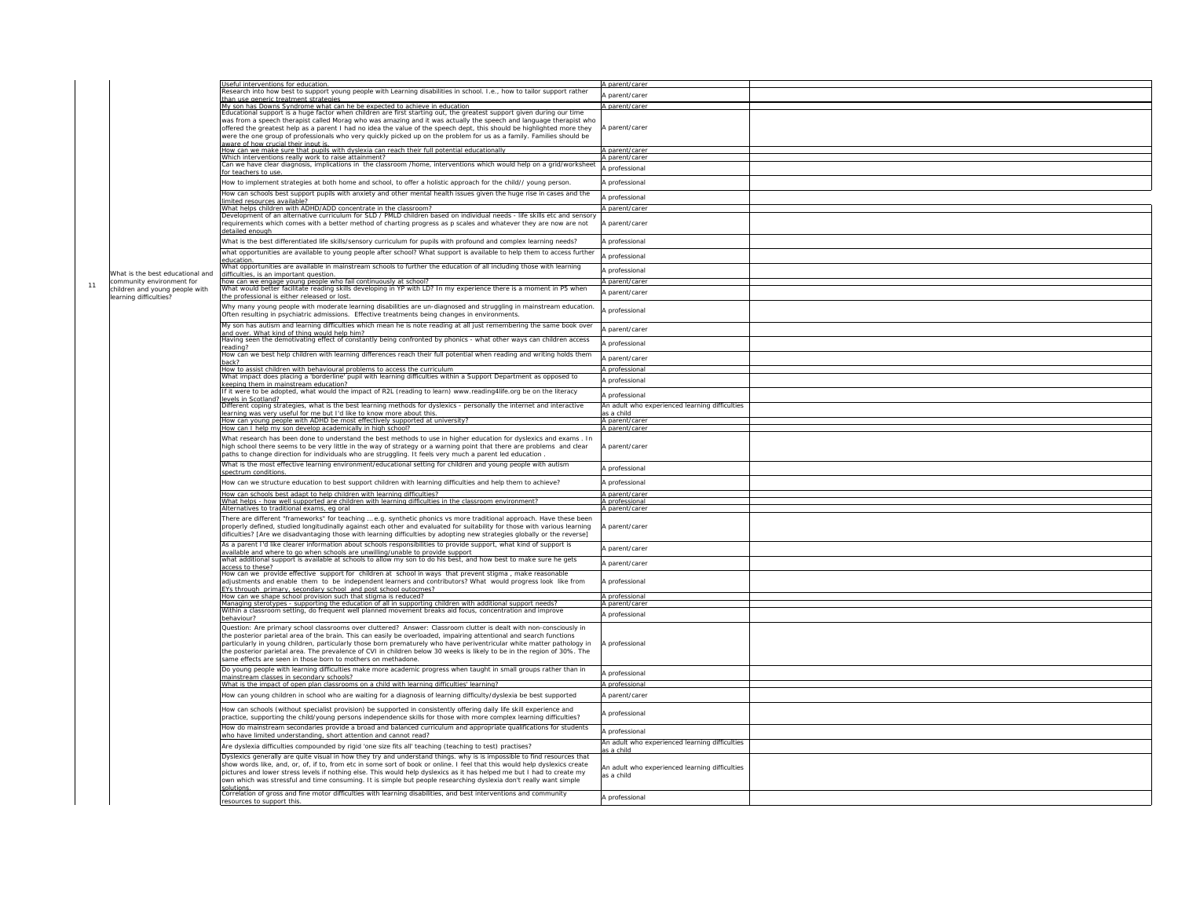| | | | | |
|---|---|---|---|---|
| 11 | What is the best educational and community environment for children and young people with learning difficulties? | Useful interventions for education. | A parent/carer | |
| | | Research into how best to support young people with Learning disabilities in school. I.e., how to tailor support rather than use generic treatment strategies | A parent/carer | |
| | | My son has Downs Syndrome what can he be expected to achieve in education | A parent/carer | |
| | | Educational support is a huge factor when children are first starting out, the greatest support given during our time was from a speech therapist called Morag who was amazing and it was actually the speech and language therapist who offered the greatest help as a parent I had no idea the value of the speech dept, this should be highlighted more they were the one group of professionals who very quickly picked up on the problem for us as a family. Families should be aware of how crucial their input is. | A parent/carer | |
| | | How can we make sure that pupils with dyslexia can reach their full potential educationally | A parent/carer | |
| | | Which interventions really work to raise attainment? | A parent/carer | |
| | | Can we have clear diagnosis, implications in the classroom /home, interventions which would help on a grid/worksheet for teachers to use. | A professional | |
| | | How to implement strategies at both home and school, to offer a holistic approach for the child// young person. | A professional | |
| | | How can schools best support pupils with anxiety and other mental health issues given the huge rise in cases and the limited resources available? | A professional | |
| | | What helps children with ADHD/ADD concentrate in the classroom? | A parent/carer | |
| | | Development of an alternative curriculum for SLD / PMLD children based on individual needs - life skills etc and sensory requirements which comes with a better method of charting progress as p scales and whatever they are now are not detailed enough | A parent/carer | |
| | | What is the best differentiated life skills/sensory curriculum for pupils with profound and complex learning needs? | A professional | |
| | | what opportunities are available to young people after school? What support is available to help them to access further education. | A professional | |
| | | What opportunities are available in mainstream schools to further the education of all including those with learning difficulties, is an important question. | A professional | |
| | | how can we engage young people who fail continuously at school? | A parent/carer | |
| | | What would better facilitate reading skills developing in YP with LD? In my experience there is a moment in P5 when the professional is either released or lost. | A parent/carer | |
| | | Why many young people with moderate learning disabilities are un-diagnosed and struggling in mainstream education. Often resulting in psychiatric admissions. Effective treatments being changes in environments. | A professional | |
| | | My son has autism and learning difficulties which mean he is note reading at all just remembering the same book over and over. What kind of thing would help him? | A parent/carer | |
| | | Having seen the demotivating effect of constantly being confronted by phonics - what other ways can children access reading? | A professional | |
| | | How can we best help children with learning differences reach their full potential when reading and writing holds them back? | A parent/carer | |
| | | How to assist children with behavioural problems to access the curriculum | A professional | |
| | | What impact does placing a 'borderline' pupil with learning difficulties within a Support Department as opposed to keeping them in mainstream education? | A professional | |
| | | If it were to be adopted, what would the impact of R2L (reading to learn) www.reading4life.org be on the literacy levels in Scotland? | A professional | |
| | | Different coping strategies, what is the best learning methods for dyslexics - personally the internet and interactive learning was very useful for me but I'd like to know more about this. | An adult who experienced learning difficulties as a child | |
| | | How can young people with ADHD be most effectively supported at university? | A parent/carer | |
| | | How can I help my son develop academically in high school? | A parent/carer | |
| | | What research has been done to understand the best methods to use in higher education for dyslexics and exams . In high school there seems to be very little in the way of strategy or a warning point that there are problems and clear paths to change direction for individuals who are struggling. It feels very much a parent led education . | A parent/carer | |
| | | What is the most effective learning environment/educational setting for children and young people with autism spectrum conditions. | A professional | |
| | | How can we structure education to best support children with learning difficulties and help them to achieve? | A professional | |
| | | How can schools best adapt to help children with learning difficulties? | A parent/carer | |
| | | What helps - how well supported are children with learning difficulties in the classroom environment? | A professional | |
| | | Alternatives to traditional exams, eg oral | A parent/carer | |
| | | There are different "frameworks" for teaching ... e.g. synthetic phonics vs more traditional approach. Have these been properly defined, studied longitudinally against each other and evaluated for suitability for those with various learning dificulties? [Are we disadvantaging those with learning difficulties by adopting new strategies globally or the reverse] | A parent/carer | |
| | | As a parent I'd like clearer information about schools responsibilities to provide support, what kind of support is available and where to go when schools are unwilling/unable to provide support | A parent/carer | |
| | | what additional support is available at schools to allow my son to do his best, and how best to make sure he gets access to these? | A parent/carer | |
| | | How can we provide effective support for children at school in ways that prevent stigma , make reasonable adjustments and enable them to be independent learners and contributors? What would progress look like from EYs through primary, secondary school and post school outocmes? | A professional | |
| | | How can we shape school provision such that stigma is reduced? | A professional | |
| | | Managing sterotypes - supporting the education of all in supporting children with additional support needs? | A parent/carer | |
| | | Within a classroom setting, do frequent well planned movement breaks aid focus, concentration and improve behaviour? | A professional | |
| | | Question: Are primary school classrooms over cluttered? Answer: Classroom clutter is dealt with non-consciously in the posterior parietal area of the brain. This can easily be overloaded, impairing attentional and search functions particularly in young children, particularly those born prematurely who have periventricular white matter pathology in the posterior parietal area. The prevalence of CVI in children below 30 weeks is likely to be in the region of 30%. The same effects are seen in those born to mothers on methadone. | A professional | |
| | | Do young people with learning difficulties make more academic progress when taught in small groups rather than in mainstream classes in secondary schools? | A professional | |
| | | What is the impact of open plan classrooms on a child with learning difficulties' learning? | A professional | |
| | | How can young children in school who are waiting for a diagnosis of learning difficulty/dyslexia be best supported | A parent/carer | |
| | | How can schools (without specialist provision) be supported in consistently offering daily life skill experience and practice, supporting the child/young persons independence skills for those with more complex learning difficulties? | A professional | |
| | | How do mainstream secondaries provide a broad and balanced curriculum and appropriate qualifications for students who have limited understanding, short attention and cannot read? | A professional | |
| | | Are dyslexia difficulties compounded by rigid 'one size fits all' teaching (teaching to test) practises? | An adult who experienced learning difficulties as a child | |
| | | Dyslexics generally are quite visual in how they try and understand things. why is is impossible to find resources that show words like, and, or, of, if to, from etc in some sort of book or online. I feel that this would help dyslexics create pictures and lower stress levels if nothing else. This would help dyslexics as it has helped me but I had to create my own which was stressful and time consuming. It is simple but people researching dyslexia don't really want simple solutions. | An adult who experienced learning difficulties as a child | |
| | | Correlation of gross and fine motor difficulties with learning disabilities, and best interventions and community resources to support this. | A professional | |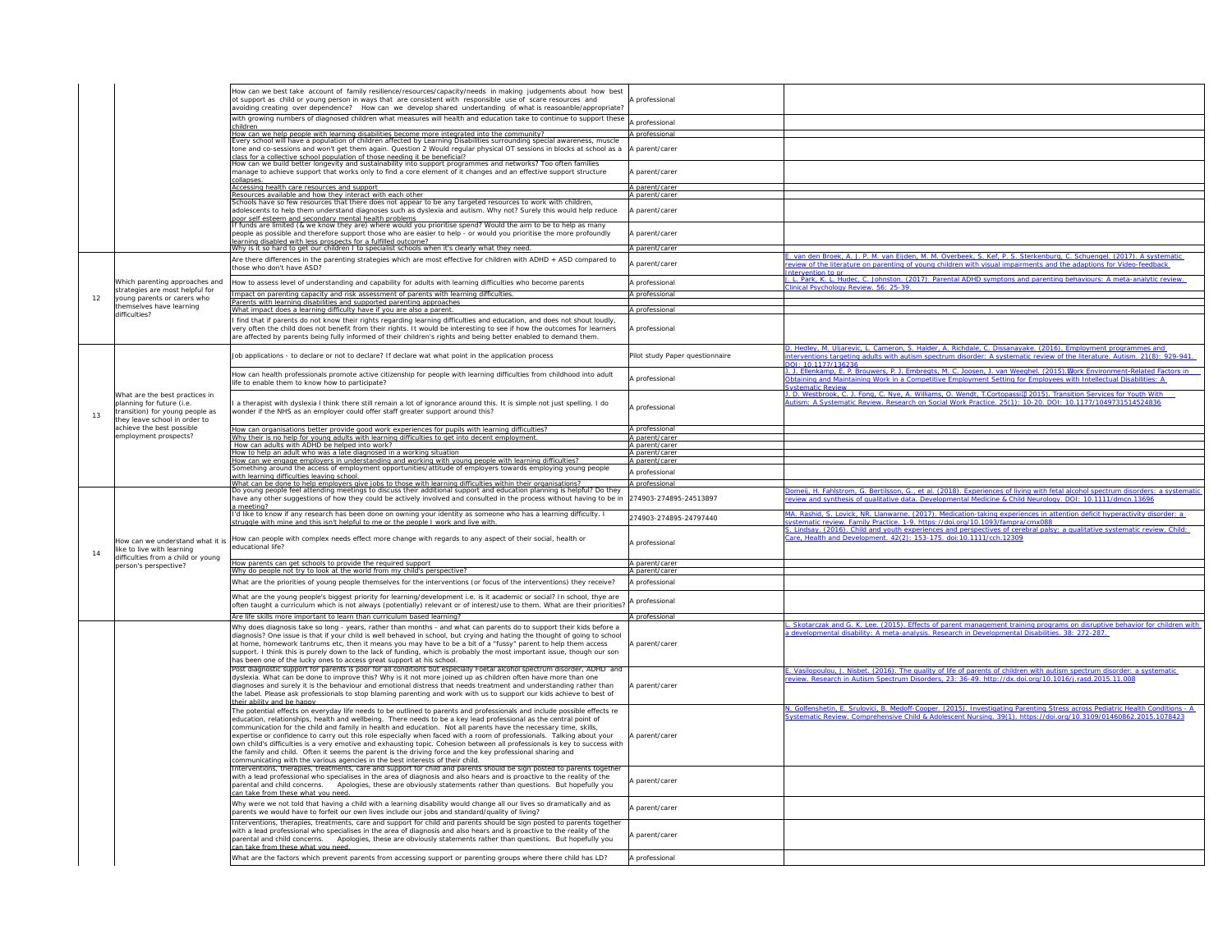| | | | | |
|---|---|---|---|---|
| | | How can we best take account of family resilience/resources/capacity/needs in making judgements about how best ot support as child or young person in ways that are consistent with responsible use of scare resources and avoiding creating over dependence? How can we develop shared undertanding of what is reasonable/appropriate? | A professional | |
| | | with growing numbers of diagnosed children what measures will health and education take to continue to support these children | A professional | |
| | | How can we help people with learning disabilities become more integrated into the community? | A professional | |
| | | Every school will have a population of children affected by Learning Disabilities surrounding special awareness, muscle tone and co-sessions and won't get them again. Question 2 Would regular physical OT sessions in blocks at school as a class for a collective school population of those needing it be beneficial? | A parent/carer | |
| | | How can we build better longevity and sustainability into support programmes and networks? Too often families manage to achieve support that works only to find a core element of it changes and an effective support structure collapses. | A parent/carer | |
| | | Accessing health care resources and support | A parent/carer | |
| | | Resources available and how they interact with each other | A parent/carer | |
| | | Schools have so few resources that there does not appear to be any targeted resources to work with children, adolescents to help them understand diagnoses such as dyslexia and autism. Why not? Surely this would help reduce poor self esteem and secondary mental health problems | A parent/carer | |
| | | If funds are limited (& we know they are) where would you prioritise spend? Would the aim to be to help as many people as possible and therefore support those who are easier to help - or would you prioritise the more profoundly learning disabled with less prospects for a fulfilled outcome? | A parent/carer | |
| | | Why is it so hard to get our children I to specialist schools when it's clearly what they need. | A parent/carer | |
| 12 | Which parenting approaches and strategies are most helpful for young parents or carers who themselves have learning difficulties? | Are there differences in the parenting strategies which are most effective for children with ADHD + ASD compared to those who don't have ASD? | A parent/carer | E. van den Broek, A. J. P. M. van Eijden, M. M. Overbeek, S. Kef, P. S. Sterkenburg, C. Schuengel. (2017). A systematic review of the literature on parenting of young children with visual impairments and the adaptions for Video-feedback Intervention to pr |
| | | How to assess level of understanding and capability for adults with learning difficulties who become parents | A professional | J. L. Park, K. L. Hudec, C. Johnston. (2017). Parental ADHD symptons and parenting behaviours: A meta-analytic review. Clinical Psychology Review. 56: 25-39. |
| | | Impact on parenting capacity and risk assessment of parents with learning difficulties. | A professional | |
| | | Parents with learning disabilities and supported parenting approaches | | |
| | | What impact does a learning difficulty have if you are also a parent. | A professional | |
| | | I find that if parents do not know their rights regarding learning difficulties and education, and does not shout loudly, very often the child does not benefit from their rights. It would be interesting to see if how the outcomes for learners are affected by parents being fully informed of their children's rights and being better enabled to demand them. | A professional | |
| 13 | What are the best practices in planning for future (i.e. transition) for young people as they leave school in order to achieve the best possible employment prospects? | Job applications - to declare or not to declare? If declare wat what point in the application process | Pilot study Paper questionnaire | D. Hedley, M. Uljarevic, L. Cameron, S. Halder, A. Richdale, C. Dissanayake. (2016). Employment programmes and interventions targeting adults with autism spectrum disorder: A systematic review of the literature. Autism. 21(8): 929-941. DOI: 10.1177/136236 |
| | | How can health professionals promote active citizenship for people with learning difficulties from childhood into adult life to enable them to know how to participate? | A professional | J. J. Ellenkamp, E. P. Brouwers, P. J. Embregts, M. C. Joosen, J. van Weeghel. (2015). Work Environment-Related Factors in Obtaining and Maintaining Work in a Competitive Employment Setting for Employees with Intellectual Disabilities: A Systematic Review |
| | | I a therapist with dyslexia I think there still remain a lot of ignorance around this. It is simple not just spelling. I do wonder if the NHS as an employer could offer staff greater support around this? | A professional | J. D. Westbrook, C. J. Fong, C. Nye, A. Williams, O. Wendt, T.Cortopassi (2015). Transition Services for Youth With Autism: A Systematic Review. Research on Social Work Practice. 25(1): 10-20. DOI: 10.1177/1049731514524836 |
| | | How can organisations better provide good work experiences for pupils with learning difficulties? | A professional | |
| | | Why their is no help for young adults with learning difficulties to get into decent employment. | A parent/carer | |
| | | How can adults with ADHD be helped into work? | A parent/carer | |
| | | How to help an adult who was a late diagnosed in a working situation | A parent/carer | |
| | | How can we engage employers in understanding and working with young people with learning difficulties? | A parent/carer | |
| | | Something around the access of employment opportunities/attitude of employers towards employing young people with learning difficulties leaving school. | A professional | |
| | | What can be done to help employers give jobs to those with learning difficulties within their organisations? | A professional | |
| 14 | How can we understand what it is like to live with learning difficulties from a child or young person's perspective? | Do young people feel attending meetings to discuss their additional support and education planning is helpful? Do they have any other suggestions of how they could be actively involved and consulted in the process without having to be in a meeting? | 274903-274895-24513897 | Domeij, H. Fahlstrom, G. Bertilsson, G., et al. (2018). Experiences of living with fetal alcohol spectrum disorders: a systematic review and synthesis of qualitative data. Developmental Medicine & Child Neurology. DOI: 10.1111/dmcn.13696 |
| | | I'd like to know if any research has been done on owning your identity as someone who has a learning difficulty. I struggle with mine and this isn't helpful to me or the people I work and live with. | 274903-274895-24797440 | MA. Rashid, S. Lovick, NR. Llanwarne. (2017). Medication-taking experiences in attention deficit hyperactivity disorder: a systematic review. Family Practice. 1-9. https://doi.org/10.1093/fampra/cmx088 |
| | | How can people with complex needs effect more change with regards to any aspect of their social, health or educational life? | A professional | S. Lindsay. (2016). Child and youth experiences and perspectives of cerebral palsy: a qualitative systematic review. Child: Care, Health and Development. 42(2): 153-175. doi:10.1111/cch.12309 |
| | | How parents can get schools to provide the required support | A parent/carer | |
| | | Why do people not try to look at the world from my child's perspective? | A parent/carer | |
| | | What are the priorities of young people themselves for the interventions (or focus of the interventions) they receive? | A professional | |
| | | What are the young people's biggest priority for learning/development i.e. is it academic or social? In school, thye are often taught a curriculum which is not always (potentially) relevant or of interest/use to them. What are their priorities? | A professional | |
| | | Are life skills more important to learn than curriculum based learning? | A professional | |
| | | Why does diagnosis take so long - years, rather than months - and what can parents do to support their kids before a diagnosis? One issue is that if your child is well behaved in school, but crying and hating the thought of going to school at home, homework tantrums etc, then it means you may have to be a bit of a "fussy" parent to help them access support. I think this is purely down to the lack of funding. which is probably the most important issue, though our son has been one of the lucky ones to access great support at his school. | A parent/carer | L. Skotarczak and G. K. Lee. (2015). Effects of parent management training programs on disruptive behavior for children with a developmental disability: A meta-analysis. Research in Developmental Disabilities. 38: 272-287. |
| | | Post diagnostic support for parents is poor for all conditions but especially Foetal alcohol spectrum disorder, ADHD and dyslexia. What can be done to improve this? Why is it not more joined up as children often have more than one diagnoses and surely it is the behaviour and emotional distress that needs treatment and understanding rather than the label. Please ask professionals to stop blaming parenting and work with us to support our kids achieve to best of their ability and be happy | A parent/carer | E. Vasilopoulou, J. Nisbet. (2016). The quality of life of parents of children with autism spectrum disorder: a systematic review. Research in Autism Spectrum Disorders, 23: 36-49. http://dx.doi.org/10.1016/j.rasd.2015.11.008 |
| | | The potential effects on everyday life needs to be outlined to parents and professionals and include possible effects re education, relationships, health and wellbeing. There needs to be a key lead professional as the central point of communication for the child and family in health and education. Not all parents have the necessary time, skills, expertise or confidence to carry out this role especially when faced with a room of professionals. Talking about your own child's difficulties is a very emotive and exhausting topic. Cohesion between all professionals is key to success with the family and child. Often it seems the parent is the driving force and the key professional sharing and communicating with the various agencies in the best interests of their child. | A parent/carer | N. Golfenshetin, E. Srulovici, B. Medoff-Cooper. (2015). Investigating Parenting Stress across Pediatric Health Conditions - A Systematic Review. Comprehensive Child & Adolescent Nursing. 39(1). https://doi.org/10.3109/01460862.2015.1078423 |
| | | Interventions, therapies, treatments, care and support for child and parents should be sign posted to parents together with a lead professional who specialises in the area of diagnosis and also hears and is proactive to the reality of the parental and child concerns. Apologies, these are obviously statements rather than questions. But hopefully you can take from these what you need. | A parent/carer | |
| | | Why were we not told that having a child with a learning disability would change all our lives so dramatically and as parents we would have to forfeit our own lives include our jobs and standard/quality of living? | A parent/carer | |
| | | Interventions, therapies, treatments, care and support for child and parents should be sign posted to parents together with a lead professional who specialises in the area of diagnosis and also hears and is proactive to the reality of the parental and child concerns. Apologies, these are obviously statements rather than questions. But hopefully you can take from these what you need. | A parent/carer | |
| | | What are the factors which prevent parents from accessing support or parenting groups where there child has LD? | A professional | |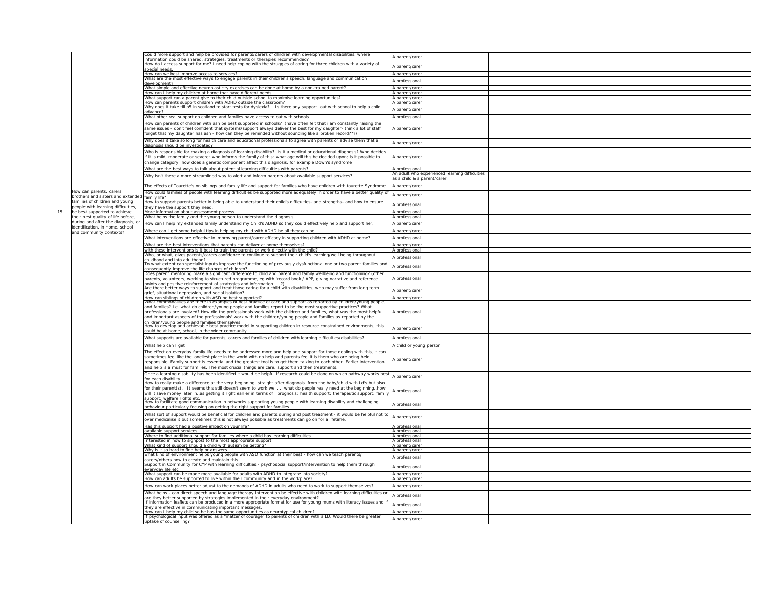| | | | | |
|---|---|---|---|---|
| 15 | How can parents, carers, brothers and sisters and extended families of children and young people with learning difficulties, be best supported to achieve their best quality of life before, during and after the diagnosis, or identification, in home, school and community contexts? | Could more support and help be provided for parents/carers of children with developmental disabilities, where information could be shared, strategies, treatments or therapies recommended? | A parent/carer | |
| | | How do I access support for me? I need help coping with the struggles of caring for three children with a variety of special needs. | A parent/carer | |
| | | How can we best improve access to services? | A parent/carer | |
| | | What are the most effective ways to engage parents in their children's speech, language and communication development? | A professional | |
| | | What simple and effective neuroplasticity exercises can be done at home by a non-trained parent? | A parent/carer | |
| | | How can I help my children at home that have different needs | A parent/carer | |
| | | What support can a parent give to their child outside school to maximise learning opportunities? | A parent/carer | |
| | | How can parents support children with ADHD outside the classroom? | A parent/carer | |
| | | Why does it take till p5 in scotland to start tests for dyslexia? Is there any support out with school to help a child advance? | A parent/carer | |
| | | What other real support do children and families have access to out with schools | A professional | |
| | | How can parents of children with asn be best supported in schools? (have often felt that i am constantly raising the same issues - don't feel confident that systems/support always deliver the best for my daughter- think a lot of staff forget that my daughter has asn - how can they be reminded without sounding like a broken record???) | A parent/carer | |
| | | Why does it take so long for health care and educational professionals to agree with parents or advise them that a diagnosis should be investigated? | A parent/carer | |
| | | Who is responsible for making a diagnosis of learning disability? Is it a medical or educational diagnosis? Who decides if it is mild, moderate or severe; who informs the family of this; what age will this be decided upon; is it possible to change category; how does a genetic component affect this diagnosis, for example Down's syndrome | A parent/carer | |
| | | What are the best ways to talk about potential learning difficulties with parents? | A professional | |
| | | Why isn't there a more streamlined way to alert and inform parents about available support services? | An adult who experienced learning difficulties as a child & a parent/carer | |
| | | The effects of Tourette's on siblings and family life and support for families who have children with tourette Syndrome. | A parent/carer | |
| | | How could families of people with learning difficulties be supported more adequately in order to have a better quality of family life? | A parent/carer | |
| | | How to support parents better in being able to understand their child's difficulties- and strengths- and how to ensure they have the support they need. | A professional | |
| | | More information about assessment process | A professional | |
| | | What helps the family and the young person to understand the diagnosis | A professional | |
| | | How can I help my extended family understand my Child's ADHD so they could effectively help and support her. | A parent/carer | |
| | | Where can I get some helpful tips in helping my child with ADHD be all they can be. | A parent/carer | |
| | | What interventions are effective in improving parent/carer efficacy in supporting children with ADHD at home? | A professional | |
| | | What are the best interventions that parents can deliver at home themselves? | A parent/carer | |
| | | with these interventions is it best to train the parents or work directly with the child? | A professional | |
| | | Who, or what, gives parents/carers confidence to continue to support their child's learning/well being throughout childhood and into adulthood? | A professional | |
| | | To what extent can specialist inputs improve the functioning of previously dysfunctional one or two parent families and consequently improve the life chances of children? | A professional | |
| | | Does parent mentoring make a significant difference to child and parent and family wellbeing and functioning? (other parents, volunteers, working to structured programme, eg with 'record book'/ APP, giving narrative and reference points and positive reinforcement of strategies and information. ...?) | A professional | |
| | | Are there better ways to support and treat those caring for a child with disabilities, who may suffer from long term grief, situational depression, and social isolation? | A parent/carer | |
| | | How can siblings of children with ASD be best supported? | A parent/carer | |
| | | What commonalities are there in examples of best practice of care and support as reported by children/young people, and families? i.e. what do children/young people and families report to be the most supportive practices? What professionals are involved? How did the professionals work with the children and families, what was the most helpful and important aspects of the professionals' work with the children/young people and families as reported by the children/young people and families themselves. | A professional | |
| | | How to develop and achievable best practice model in supporting children in resource constrained environments; this could be at home, school, in the wider community. | A parent/carer | |
| | | What supports are available for parents, carers and families of children with learning difficulties/disabilities? | A professional | |
| | | What help can I get | A child or young person | |
| | | The effect on everyday family life needs to be addressed more and help and support for those dealing with this, it can sometimes feel like the loneliest place in the world with no help and parents feel it is them who are being held responsible. Family support is essential and the greatest tool is to get them talking to each other. Earlier intervention and help is a must for families. The most crucial things are care, support and then treatments. | A parent/carer | |
| | | Once a learning disability has been identified it would be helpful if research could be done on which pathway works best for each disability | A parent/carer | |
| | | How to really make a difference at the very beginning, straight after diagnosis..from the baby/child with Ld's but also for their parent(s). It seems this still doesn't seem to work well... what do people really need at the beginning..how will it save money later in..as getting it right earlier in terms of prognosis; health support; therapeutic support; family support; welfare rights etc.. | A professional | |
| | | How to facilitate good communication in networks supporting young people with learning disability and challenging behaviour particularly focusing on getting the right support for families | A professional | |
| | | What sort of support would be beneficial for children and parents during and post treatment - it would be helpful not to over medicalise it but sometimes this is not always possible as treatments can go on for a lifetime. | A parent/carer | |
| | | Has this support had a positive impact on your life? | A professional | |
| | | available support services | A professional | |
| | | Where to find additional support for families where a child has learning difficulties | A professional | |
| | | Interested in how to signpost to the most appropriate support | A professional | |
| | | What kind of support should a child with autism be getting? | A parent/carer | |
| | | Why is it so hard to find help or answers | A parent/carer | |
| | | what kind of environment helps young people with ASD function at their best - how can we teach parents/ carers/others how to create and maintain this. | A professional | |
| | | Support in Community for CYP with learning difficulties - psychosocial support/intervention to help them through everyday life etc. | A professional | |
| | | What support can be made more available for adults with ADHD to integrate into society? | A parent/carer | |
| | | How can adults be supported to live within their community and in the workplace? | A parent/carer | |
| | | How can work places better adjust to the demands of ADHD in adults who need to work to support themselves? | A parent/carer | |
| | | What helps - can direct speech and language therapy intervention be effective with children with learning difficulties or are they better supported by strategies implemented in their everyday environment? | A professional | |
| | | If information leaflets can be produced in a more appropriate format for use for young mums with literacy issues and if they are effective in communicating important messages. | A professional | |
| | | How can I help my child so he has the same opportunities as neurotypical children? | A parent/carer | |
| | | If psychological input was offered as a "matter of course" to parents of children with a LD. Would there be greater uptake of counselling? | A parent/carer | |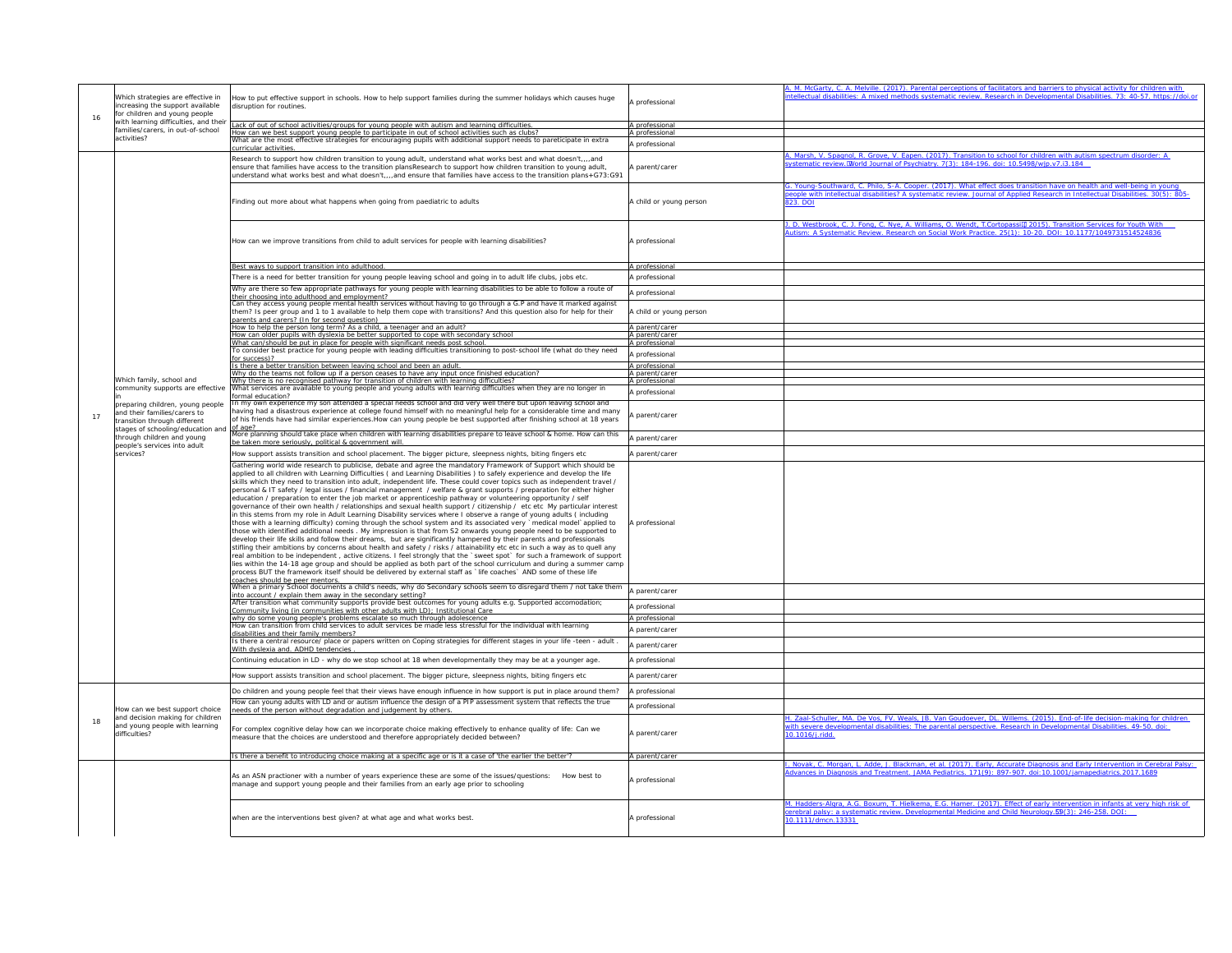| | | | | |
|---|---|---|---|---|
| 16 | Which strategies are effective in increasing the support available for children and young people with learning difficulties, and their families/carers, in out-of-school activities? | How to put effective support in schools. How to help support families during the summer holidays which causes huge disruption for routines. | A professional | A. M. McGarty, C. A. Melville. (2017). Parental perceptions of facilitators and barriers to physical activity for children with intellectual disabilities: A mixed methods systematic review. Research in Developmental Disabilities. 73: 40-57. https://doi.or |
| | | Lack of out of school activities/groups for young people with autism and learning difficulties. | A professional | |
| | | How can we best support young people to participate in out of school activities such as clubs? | A professional | |
| | | What are the most effective strategies for encouraging pupils with additional support needs to pareticipate in extra curricular activities. | A professional | |
| 17 | Which family, school and community supports are effective in preparing children, young people and their families/carers to transition through different stages of schooling/education and through children and young people's services into adult services? | Research to support how children transition to young adult, understand what works best and what doesn't,,,,and ensure that families have access to the transition plansResearch to support how children transition to young adult, understand what works best and what doesn't,,,,and ensure that families have access to the transition plans+G73:G91 | A parent/carer | A. Marsh, V. Spagnol, R. Grove, V. Eapen. (2017). Transition to school for children with autism spectrum disorder: A systematic review. World Journal of Psychiatry. 7(3): 184-196. doi: 10.5498/wjp.v7.i3.184 |
| | | Finding out more about what happens when going from paediatric to adults | A child or young person | G. Young-Southward, C. Philo, S-A. Cooper. (2017). What effect does transition have on health and well-being in young people with intellectual disabilities? A systematic review. Journal of Applied Research in Intellectual Disabilities. 30(5): 805-823. DOI |
| | | How can we improve transitions from child to adult services for people with learning disabilities? | A professional | J. D. Westbrook, C. J. Fong, C. Nye, A. Williams, O. Wendt, T.Cortopassi( 2015). Transition Services for Youth With Autism: A Systematic Review. Research on Social Work Practice. 25(1): 10-20. DOI: 10.1177/1049731514524836 |
| | | Best ways to support transition into adulthood. | A professional | |
| | | There is a need for better transition for young people leaving school and going in to adult life clubs, jobs etc. | A professional | |
| | | Why are there so few appropriate pathways for young people with learning disabilities to be able to follow a route of their choosing into adulthood and employment? | A professional | |
| | | Can they access young people mental health services without having to go through a G.P and have it marked against them? Is peer group and 1 to 1 available to help them cope with transitions? And this question also for help for their parents and carers? (In for second question) | A child or young person | |
| | | How to help the person long term? As a child, a teenager and an adult? | A parent/carer | |
| | | How can older pupils with dyslexia be better supported to cope with secondary school | A parent/carer | |
| | | What can/should be put in place for people with significant needs post school. | A professional | |
| | | To consider best practice for young people with leading difficulties transitioning to post-school life (what do they need for success)? | A professional | |
| | | Is there a better transition between leaving school and been an adult. | A professional | |
| | | Why do the teams not follow up if a person ceases to have any input once finished education? | A parent/carer | |
| | | Why there is no recognised pathway for transition of children with learning difficulties? | A professional | |
| | | What services are available to young people and young adults with learning difficulties when they are no longer in formal education? | A professional | |
| | | In my own experience my son attended a special needs school and did very well there but upon leaving school and having had a disastrous experience at college found himself with no meaningful help for a considerable time and many of his friends have had similar experiences.How can young people be best supported after finishing school at 18 years of age? | A parent/carer | |
| | | More planning should take place when children with learning disabilities prepare to leave school & home. How can this be taken more seriously, political & government will. | A parent/carer | |
| | | How support assists transition and school placement. The bigger picture, sleepness nights, biting fingers etc | A parent/carer | |
| | | Gathering world wide research to publicise, debate and agree the mandatory Framework of Support which should be applied to all children with Learning Difficulties ( and Learning Disabilities ) to safely experience and develop the life skills which they need to transition into adult, independent life. These could cover topics such as independent travel / personal & IT safety / legal issues / financial management / welfare & grant supports / preparation for either higher education / preparation to enter the job market or apprenticeship pathway or volunteering opportunity / self governance of their own health / relationships and sexual health support / citizenship / etc etc My particular interest in this stems from my role in Adult Learning Disability services where I observe a range of young adults ( including those with a learning difficulty) coming through the school system and its associated very `medical model` applied to those with identified additional needs . My impression is that from S2 onwards young people need to be supported to develop their life skills and follow their dreams, but are significantly hampered by their parents and professionals stifling their ambitions by concerns about health and safety / risks / attainability etc etc in such a way as to quell any real ambition to be independent , active citizens. I feel strongly that the `sweet spot` for such a framework of support lies within the 14-18 age group and should be applied as both part of the school curriculum and during a summer camp process BUT the framework itself should be delivered by external staff as ` life coaches` AND some of these life coaches should be peer mentors. | A professional | |
| | | When a primary School documents a child's needs, why do Secondary schools seem to disregard them / not take them into account / explain them away in the secondary setting? | A parent/carer | |
| | | After transition what community supports provide best outcomes for young adults e.g. Supported accomodation; Community living (in communities with other adults with LD); Institutional Care | A professional | |
| | | why do some young people's problems escalate so much through adolescence | A professional | |
| | | How can transition from child services to adult services be made less stressful for the individual with learning disabilities and their family members? | A parent/carer | |
| | | Is there a central resource/ place or papers written on Coping strategies for different stages in your life -teen - adult . With dyslexia and. ADHD tendencies . | A parent/carer | |
| | | Continuing education in LD - why do we stop school at 18 when developmentally they may be at a younger age. | A professional | |
| | | How support assists transition and school placement. The bigger picture, sleepness nights, biting fingers etc | A parent/carer | |
| 18 | How can we best support choice and decision making for children and young people with learning difficulties? | Do children and young people feel that their views have enough influence in how support is put in place around them? | A professional | |
| | | How can young adults with LD and or autism influence the design of a PIP assessment system that reflects the true needs of the person without degradation and judgement by others. | A professional | |
| | | For complex cognitive delay how can we incorporate choice making effectively to enhance quality of life: Can we measure that the choices are understood and therefore appropriately decided between? | A parent/carer | H. Zaal-Schuller, MA. De Vos, FV. Weals, JB. Van Goudoever, DL. Willems. (2015). End-of-life decision-making for children with severe developmental disabilities: The parental perspective. Research in Developmental Disabilities. 49-50. doi: 10.1016/j.ridd. |
| | | Is there a benefit to introducing choice making at a specific age or is it a case of 'the earlier the better'? | A parent/carer | |
| | | As an ASN practioner with a number of years experience these are some of the issues/questions: How best to manage and support young people and their families from an early age prior to schooling | A professional | I. Novak, C. Morgan, L. Adde, J. Blackman, et al. (2017). Early, Accurate Diagnosis and Early Intervention in Cerebral Palsy: Advances in Diagnosis and Treatment. JAMA Pediatrics. 171(9): 897-907. doi:10.1001/jamapediatrics.2017.1689 |
| | | when are the interventions best given? at what age and what works best. | A professional | M. Hadders-Algra, A.G. Boxum, T. Hielkema, E.G. Hamer. (2017). Effect of early intervention in infants at very high risk of cerebral palsy: a systematic review. Developmental Medicine and Child Neurology.59(3): 246-258. DOI: 10.1111/dmcn.13331 |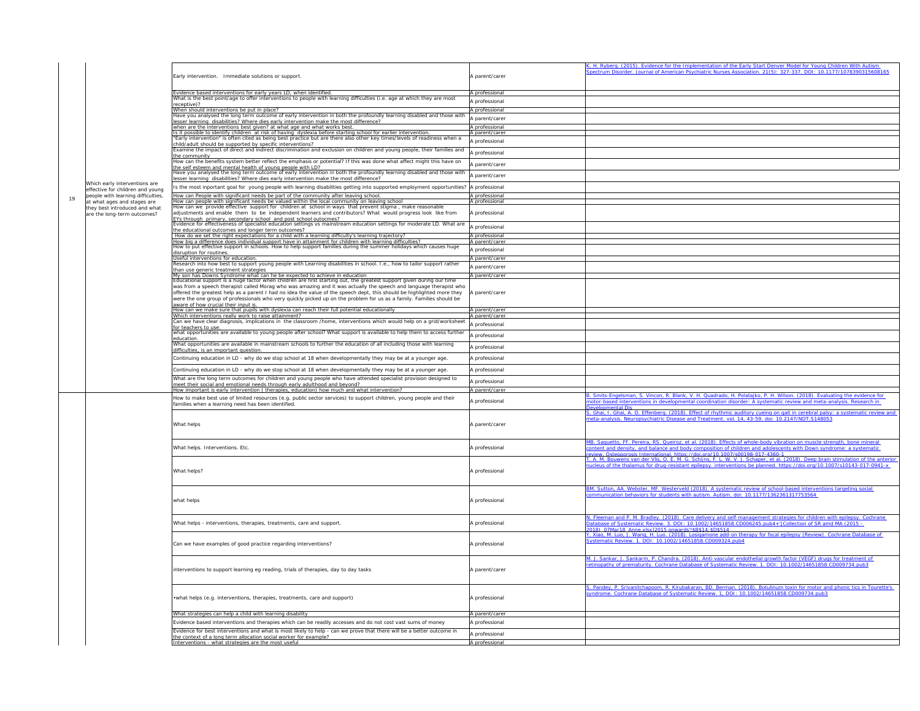| | | | | |
|---|---|---|---|---|
| 19 | Which early interventions are effective for children and young people with learning difficulties, at what ages and stages are they best introduced and what are the long-term outcomes? | Early intervention. Immediate solutions or support. | A parent/carer | K. H. Ryberg. (2015). Evidence for the Implementation of the Early Start Denver Model for Young Children With Autism Spectrum Disorder. Journal of American Psychiatric Nurses Association. 21(5): 327-337. DOI: 10.1177/1078390315608165 |
| | | Evidence based interventions for early years LD, when identified. | A professional | |
| | | What is the best point/age to offer interventions to people with learning difficulties (i.e. age at which they are most receptive)? | A professional | |
| | | When should interventions be put in place? | A professional | |
| | | Have you analysed the long term outcome of early intervention in both the profoundly learning disabled and those with lesser learning disabilities? Where dies early intervention make the most difference? | A parent/carer | |
| | | when are the interventions best given? at what age and what works best. | A professional | |
| | | Is it possible to identify children at risk of having dyslexia before starting school for earlier intervention. | A parent/carer | |
| | | "Early intervention" is often cited as being best practice but are there also other key times/levels of readiness when a child/adult should be supported by specific interventions? | A professional | |
| | | Examine the impact of direct and indirect discrimination and exclusion on children and young people, their families and the community | A professional | |
| | | How can the benefits system better reflect the emphasis or potential? If this was done what affect might this have on the self esteem and mental health of young people with LD? | A parent/carer | |
| | | Have you analysed the long term outcome of early intervention in both the profoundly learning disabled and those with lesser learning disabilities? Where dies early intervention make the most difference? | A parent/carer | |
| | | Is the most inportant goal for young people with learning disabilities getting into supported employment opportunities? | A professional | |
| | | How can People with significant needs be part of the community after leaving school. | A professional | |
| | | How can people with significant needs be valued within the local community on leaving school | A professional | |
| | | How can we provide effective support for children at school in ways that prevent stigma , make reasonable adjustments and enable them to be independent learners and contributors? What would progress look like from EYs through primary, secondary school and post school outocmes? | A professional | |
| | | Evidence for effectiveness of specialist education settings vs mainstream education settings for moderate LD. What are the educational outcomes and longer term outcomes? | A professional | |
| | | How do we set the right expectations for a child with a learning difficulty's learning trajectory? | A professional | |
| | | How big a difference does individual support have in attainment for children with learning difficulties? | A parent/carer | |
| | | How to put effective support in schools. How to help support families during the summer holidays which causes huge disruption for routines. | A professional | |
| | | Useful interventions for education. | A parent/carer | |
| | | Research into how best to support young people with Learning disabilities in school. I.e., how to tailor support rather than use generic treatment strategies | A parent/carer | |
| | | My son has Downs Syndrome what can he be expected to achieve in education | A parent/carer | |
| | | Educational support is a huge factor when children are first starting out, the greatest support given during our time was from a speech therapist called Morag who was amazing and it was actually the speech and language therapist who offered the greatest help as a parent I had no idea the value of the speech dept, this should be highlighted more they were the one group of professionals who very quickly picked up on the problem for us as a family. Families should be aware of how crucial their input is. | A parent/carer | |
| | | How can we make sure that pupils with dyslexia can reach their full potential educationally | A parent/carer | |
| | | Which interventions really work to raise attainment? | A parent/carer | |
| | | Can we have clear diagnosis, implications in the classroom /home, interventions which would help on a grid/worksheet for teachers to use. | A professional | |
| | | what opportunities are available to young people after school? What support is available to help them to access further education. | A professional | |
| | | What opportunities are available in mainstream schools to further the education of all including those with learning difficulties, is an important question. | A professional | |
| | | Continuing education in LD - why do we stop school at 18 when developmentally they may be at a younger age. | A professional | |
| | | Continuing education in LD - why do we stop school at 18 when developmentally they may be at a younger age. | A professional | |
| | | What are the long term outcomes for children and young people who have attended specialist provision designed to meet their social and emotional needs through early adulthood and beyond? | A professional | |
| | | How important is early intervention ( therapies, education) how much and what intervention? | A parent/carer | |
| | | How to make best use of limited resources (e.g. public sector services) to support children, young people and their families when a learning need has been identified. | A professional | B. Smits-Engelsman, S. Vincon, R. Blank, V. H. Quadrado, H. Polatajko, P. H. Wilson. (2018). Evaluating the evidence for motor-based interventions in developmental coordination disorder: A systematic review and meta-analysis. Research in Developmental Dis |
| | | What helps | A parent/carer | S. Ghai, I. Ghai, A. O. Effenberg. (2018). Effect of rhythmic auditory cueing on gait in cerebral palsy: a systematic review and meta-analysis. Neuropsychiatric Disease and Treatment. vol. 14, 43-59. doi: 10.2147/NDT.S148053 |
| | | What helps. Interventions. Etc. | A professional | MB. Saquetto, FF. Pereira, RS. Queiroz, et al. (2018). Effects of whole-body vibration on muscle strength, bone mineral content and density, and balance and body composition of children and adolescents with Down syndrome: a systematic review. Osteoporosis International. https://doi.org/10.1007/s00198-017-4360-1 |
| | | What helps? | A professional | T. A. M. Bouwens van der Vlis, O. E. M. G. Schijns, F. L. W. V. J. Schaper, et al. (2018). Deep brain stimulation of the anterior nucleus of the thalamus for drug-resistant epilepsy. interventions be planned. https://doi.org/10.1007/s10143-017-0941-x |
| | | what helps | A professional | BM. Sutton, AA. Webster, MF. Westerveld (2018). A systematic review of school-based interventions targeting social communication behaviors for students with autism. Autism. doi: 10.1177/1362361317753564 |
| | | What helps - interventions, therapies, treatments, care and support. | A professional | N. Fleeman and P. M. Bradley. (2018). Care delivery and self-management strategies for children with epilepsy. Cochrane Database of Systematic Review. 3. DOI: 10.1002/14651858.CD006245.pub4+'[Collection of SR amd MA (2015 - 2018)_07Mar18_Anne.xlsx]2015 onwards'!$B$14:$D$514 |
| | | Can we have examples of good practice regarding interventions? | A professional | Y. Xiao, M. Luo, J. Wang, H. Luo. (2018). Losigamone add-on therapy for focal epilepsy (Review). Cochrane Database of Systematic Review. 1. DOI: 10.1002/14651858.CD009324.pub4 |
| | | interventions to support learning eg reading, trials of therapies, day to day tasks | A parent/carer | M. J. Sankar, J. Sankarn, P. Chandra. (2018). Anti-vascular endothelial growth factor (VEGF) drugs for treatment of retinopathy of prematurity. Cochrane Database of Systematic Review. 1. DOI: 10.1002/14651858.CD009734.pub3 |
| | | •what helps (e.g. interventions, therapies, treatments, care and support) | A professional | S. Pandey, P. Srivanitchapoom, R. Kirubakaran, BD. Berman. (2018). Botulinum toxin for motor and phonic tics in Tourette's syndrome. Cochrane Database of Systematic Review. 1, DOI: 10.1002/14651858.CD009734.pub3 |
| | | What strategies can help a child with learning disability | A parent/carer | |
| | | Evidence based interventions and therapies which can be readily accesses and do not cost vast sums of money | A professional | |
| | | Evidence for best interventions and what is most likely to help - can we prove that there will be a better outcome in the context of a long term allocation social worker for example? | A professional | |
| | | Interventions - what strategies are the most useful | A professional | |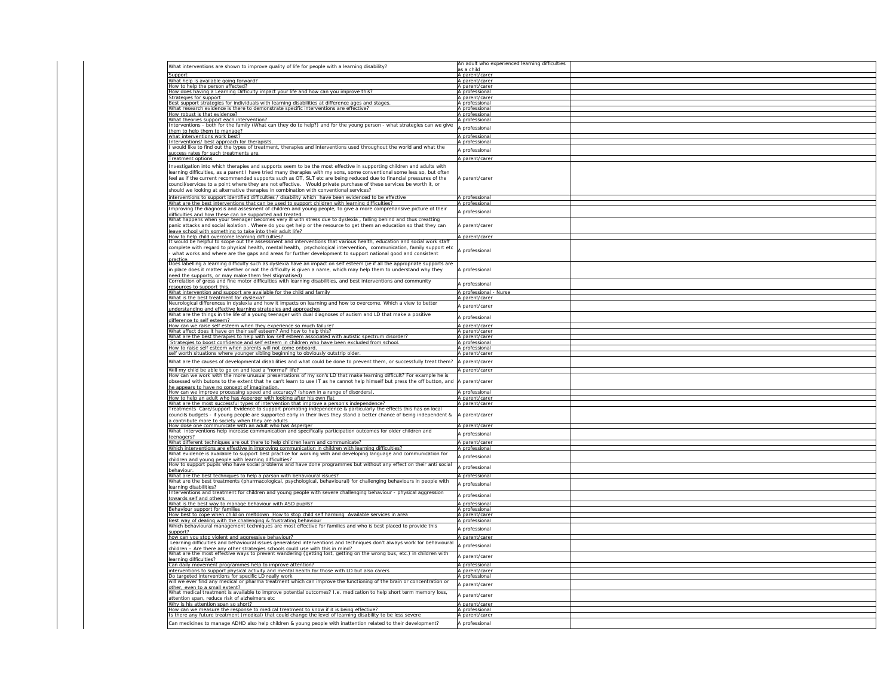| | | |
|---|---|---|
| What interventions are shown to improve quality of life for people with a learning disability? | An adult who experienced learning difficulties as a child | |
| Support | A parent/carer | |
| What help is available going forward? | A parent/carer | |
| How to help the person affected? | A parent/carer | |
| How does having a Learning Difficulty impact your life and how can you improve this? | A professional | |
| Strategies for support | A parent/carer | |
| Best support strategies for individuals with learning disabilities at difference ages and stages. | A professional | |
| What research evidence is there to demonstrate specific interventions are effective? | A professional | |
| How robust is that evidence? | A professional | |
| What theories support each intervention? | A professional | |
| Interventions - both for the family (What can they do to help?) and for the young person - what strategies can we give them to help them to manage? | A professional | |
| what interventions work best? | A professional | |
| Interventions/ best approach for therapists. | A professional | |
| I would like to find out the types of treatment, therapies and interventions used throughout the world and what the success rates for such treatments are. | A professional | |
| Treatment options | A parent/carer | |
| Investigation into which therapies and supports seem to be the most effective in supporting children and adults with learning difficulties, as a parent I have tried many therapies with my sons, some conventional some less so, but often feel as if the current recommended supports such as OT, SLT etc are being reduced due to financial pressures of the council/services to a point where they are not effective. Would private purchase of these services be worth it, or should we looking at alternative therapies in combination with conventional services? | A parent/carer | |
| interventions to support identified difficulties / disability which have been evidenced to be effective | A professional | |
| What are the best interventions that can be used to support children with learning difficulties? | A professional | |
| Improving the diagnosis and assesment of children and young people, to give a more comprehensive picture of their difficulties and how these can be supported and treated. | A professional | |
| What happens when your teenager becomes very ill with stress due to dyslexia , falling behind and thus creatting panic attacks and social isolation . Where do you get help or the resource to get them an education so that they can leave school with something to take into their adult life? | A parent/carer | |
| How to help child overcome learning difficulties? | A parent/carer | |
| It would be helpful to scope out the assessment and interventions that various health, education and social work staff complete with regard to physical health, mental health, psychological intervention, communication, family support etc - what works and where are the gaps and areas for further development to support national good and consistent practice. | A professional | |
| Does labelling a learning difficulty such as dyslexia have an impact on self esteem (ie if all the appropriate supports are in place does it matter whether or not the difficulty is given a name, which may help them to understand why they need the supports, or may make them feel stigmatised) | A professional | |
| Correlation of gross and fine motor difficulties with learning disabilities, and best interventions and community resources to support this. | A professional | |
| What intervention and support are available for the child and family | A professional - Nurse | |
| What is the best treatment for dyslexia? | A parent/carer | |
| Neurological differences in dyslexia and how it impacts on learning and how to overcome. Which a view to better understanding and effective learning strategies and approaches | A parent/carer | |
| What are the things in the life of a young teenager with dual diagnoses of autism and LD that make a positive difference to self esteem? | A professional | |
| How can we raise self esteem when they experience so much failure? | A parent/carer | |
| What affect does it have on their self esteem? And how to help this? | A parent/carer | |
| What are the best therapies to help with low self esteem associated with autistic spectrum disorder? | A parent/carer | |
| Strategies to boost confidence and self esteem in children who have been excluded from school. | A professional | |
| How to raise self esteem when parents will not come onboard. | A professional | |
| self worth situations where younger sibling beginning to obviously outstrip older. | A parent/carer | |
| What are the causes of developmental disabilities and what could be done to prevent them, or successfully treat them? | A parent/carer | |
| Will my child be able to go on and lead a "normal" life? | A parent/carer | |
| How can we work with the more unusual presentations of my son's LD that make learning difficult? For example he is obsessed with butons to the extent that he can't learn to use IT as he cannot help himself but press the off button, and he appears to have no concept of imagination. | A parent/carer | |
| How can we improve processing speed and accuracy? (shown in a range of disorders). | A professional | |
| How to help an adult who has Asperger with looking after his own flat | A parent/carer | |
| What are the most successful types of intervention that improve a person's independence? | A parent/carer | |
| Treatments Care/support Evidence to support promoting independence & particularly the effects this has on local councils budgets - if young people are supported early in their lives they stand a better chance of being independent & a contribute more to society when they are adults | A parent/carer | |
| How dose one communicate with an adult who has Asperger | A parent/carer | |
| What interventions help increase communication and specifically participation outcomes for older children and teenagers? | A professional | |
| What different techniques are out there to help children learn and communicate? | A parent/carer | |
| Which interventions are effective in improving communication in children with learning difficulties? | A professional | |
| What evidence is available to support best practice for working with and developing language and communication for children and young people with learning difficulties? | A professional | |
| How to support pupils who have social problems and have done programmes but without any effect on their anti social behaviour. | A professional | |
| What are the best techniques to help a person with behavioural issues? | A professional | |
| What are the best treatments (pharmacological, psychological, behavioural) for challenging behaviours in people with learning disabilities? | A professional | |
| Interventions and treatment for children and young people with severe challenging behaviour - physical aggression towards self and others | A professional | |
| What is the best way to manage behaviour with ASD pupils? | A professional | |
| Behaviour support for families | A professional | |
| How best to cope when child on meltdown How to stop child self harming Available services in area | A parent/carer | |
| Best way of dealing with the challenging & frustrating behaviour | A professional | |
| Which behavioural management techniques are most effective for families and who is best placed to provide this support? | A professional | |
| how can you stop violent and aggressive behaviour? | A parent/carer | |
| Learning difficulties and behavioural issues generalised interventions and techniques don't always work for behavioural children - Are there any other strategies schools could use with this in mind? | A professional | |
| What are the most effective ways to prevent wandering (getting lost, getting on the wrong bus, etc.) in children with learning difficulties? | A parent/carer | |
| Can daily movement programmes help to improve attention? | A professional | |
| interventions to support physical activity and mental health for those with LD but also carers | A parent/carer | |
| Do targeted interventions for specific LD really work | A professional | |
| will we ever find any medical or pharma treatment which can improve the functioning of the brain or concentration or other, even to a small extent? | A parent/carer | |
| What medical treatment is available to improve potential outcomes? I.e. medication to help short term memory loss, attention span, reduce risk of alzheimers etc | A parent/carer | |
| Why is his attention span so short? | A parent/carer | |
| How can we measure the response to medical treatment to know if it is being effective? | A professional | |
| Is there any future treatment (medical) that could change the level of learning disability to be less severe | A parent/carer | |
| Can medicines to manage ADHD also help children & young people with inattention related to their development? | A professional | |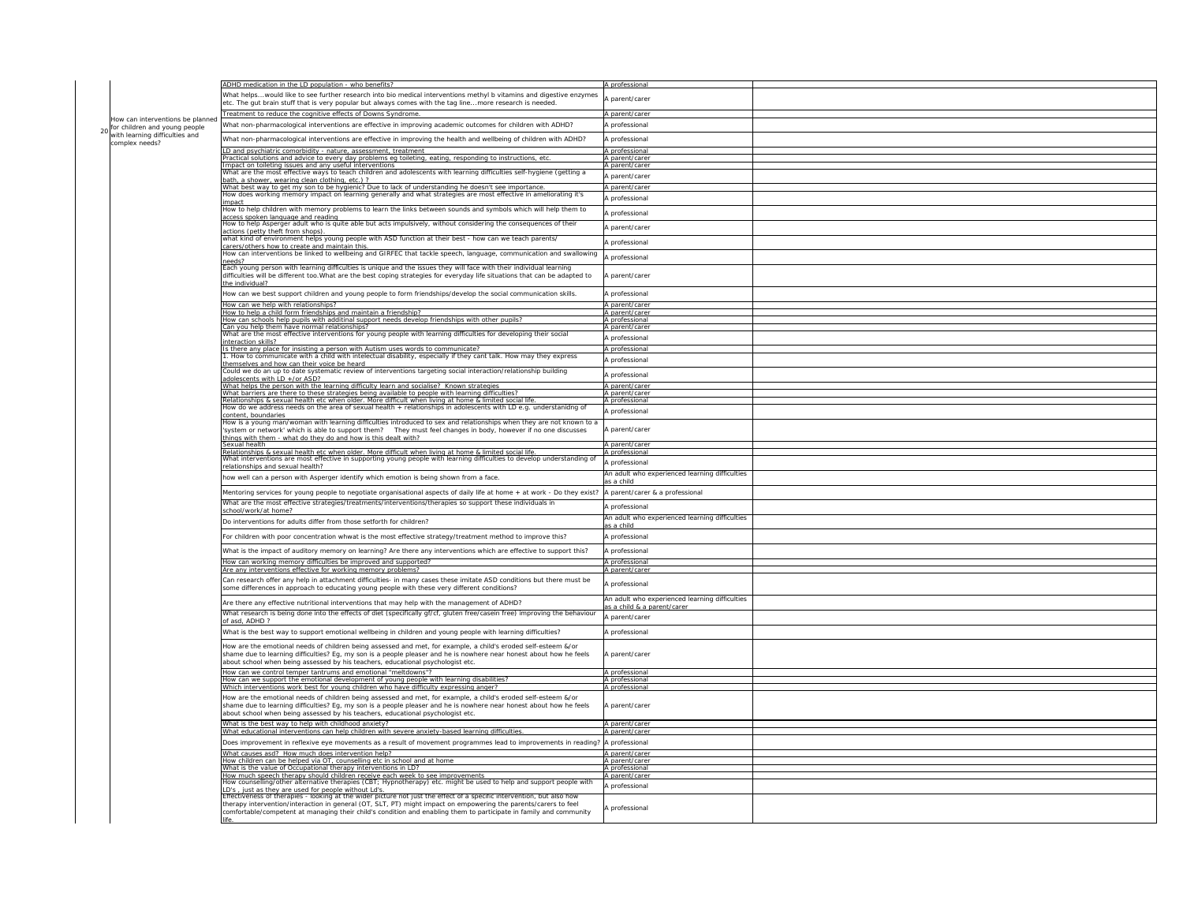| | | | | |
|---|---|---|---|---|
| 20 | How can interventions be planned for children and young people with learning difficulties and complex needs? | ADHD medication in the LD population - who benefits? | A professional | |
| | | What helps....would like to see further research into bio medical interventions methyl b vitamins and digestive enzymes etc. The gut brain stuff that is very popular but always comes with the tag line....more research is needed. | A parent/carer | |
| | | Treatment to reduce the cognitive effects of Downs Syndrome. | A parent/carer | |
| | | What non-pharmacological interventions are effective in improving academic outcomes for children with ADHD? | A professional | |
| | | What non-pharmacological interventions are effective in improving the health and wellbeing of children with ADHD? | A professional | |
| | | LD and psychiatric comorbidity - nature, assessment, treatment | A professional | |
| | | Practical solutions and advice to every day problems eg toileting, eating, responding to instructions, etc. | A parent/carer | |
| | | Impact on toileting issues and any useful interventions | A parent/carer | |
| | | What are the most effective ways to teach children and adolescents with learning difficulties self-hygiene (getting a bath, a shower, wearing clean clothing, etc.) ? | A parent/carer | |
| | | What best way to get my son to be hygienic? Due to lack of understanding he doesn't see importance. | A parent/carer | |
| | | How does working memory impact on learning generally and what strategies are most effective in ameliorating it's impact | A professional | |
| | | How to help children with memory problems to learn the links between sounds and symbols which will help them to access spoken language and reading | A professional | |
| | | How to help Asperger adult who is quite able but acts impulsively, without considering the consequences of their actions (petty theft from shops). | A parent/carer | |
| | | what kind of environment helps young people with ASD function at their best - how can we teach parents/ carers/others how to create and maintain this. | A professional | |
| | | How can interventions be linked to wellbeing and GIRFEC that tackle speech, language, communication and swallowing needs? | A professional | |
| | | Each young person with learning difficulties is unique and the issues they will face with their individual learning difficulties will be different too.What are the best coping strategies for everyday life situations that can be adapted to the individual? | A parent/carer | |
| | | How can we best support children and young people to form friendships/develop the social communication skills. | A professional | |
| | | How can we help with relationships? | A parent/carer | |
| | | How to help a child form friendships and maintain a friendship? | A parent/carer | |
| | | How can schools help pupils with additinal support needs develop friendships with other pupils? | A professional | |
| | | Can you help them have normal relationships? | A parent/carer | |
| | | What are the most effective interventions for young people with learning difficulties for developing their social interaction skills? | A professional | |
| | | Is there any place for insisting a person with Autism uses words to communicate? | A professional | |
| | | 1. How to communicate with a child with intelectual disability, especially if they cant talk. How may they express themselves and how can their voice be heard | A professional | |
| | | Could we do an up to date systematic review of interventions targeting social interaction/relationship building adolescents with LD +/or ASD? | A professional | |
| | | What helps the person with the learning difficulty learn and socialise? Known strategies | A parent/carer | |
| | | What barriers are there to these strategies being available to people with learning difficulties? | A parent/carer | |
| | | Relationships & sexual health etc when older. More difficult when living at home & limited social life. | A professional | |
| | | How do we address needs on the area of sexual health + relationships in adolescents with LD e.g. understanidng of content, boundaries | A professional | |
| | | How is a young man/woman with learning difficulties introduced to sex and relationships when they are not known to a 'system or network' which is able to support them? They must feel changes in body, however if no one discusses things with them - what do they do and how is this dealt with? | A parent/carer | |
| | | Sexual health | A parent/carer | |
| | | Relationships & sexual health etc when older. More difficult when living at home & limited social life. | A professional | |
| | | What interventions are most effective in supporting young people with learning difficulties to develop understanding of relationships and sexual health? | A professional | |
| | | how well can a person with Asperger identify which emotion is being shown from a face. | An adult who experienced learning difficulties as a child | |
| | | Mentoring services for young people to negotiate organisational aspects of daily life at home + at work - Do they exist? | A parent/carer & a professional | |
| | | What are the most effective strategies/treatments/interventions/therapies so support these individuals in school/work/at home? | A professional | |
| | | Do interventions for adults differ from those setforth for children? | An adult who experienced learning difficulties as a child | |
| | | For children with poor concentration whwat is the most effective strategy/treatment method to improve this? | A professional | |
| | | What is the impact of auditory memory on learning? Are there any interventions which are effective to support this? | A professional | |
| | | How can working memory difficulties be improved and supported? | A professional | |
| | | Are any interventions effective for working memory problems? | A parent/carer | |
| | | Can research offer any help in attachment difficulties- in many cases these imitate ASD conditions but there must be some differences in approach to educating young people with these very different conditions? | A professional | |
| | | Are there any effective nutritional interventions that may help with the management of ADHD? | An adult who experienced learning difficulties as a child & a parent/carer | |
| | | What research is being done into the effects of diet (specifically gf/cf, gluten free/casein free) improving the behaviour of asd, ADHD ? | A parent/carer | |
| | | What is the best way to support emotional wellbeing in children and young people with learning difficulties? | A professional | |
| | | How are the emotional needs of children being assessed and met, for example, a child's eroded self-esteem &/or shame due to learning difficulties? Eg, my son is a people pleaser and he is nowhere near honest about how he feels about school when being assessed by his teachers, educational psychologist etc. | A parent/carer | |
| | | How can we control temper tantrums and emotional "meltdowns"? | A professional | |
| | | How can we support the emotional development of young people with learning disabilities? | A professional | |
| | | Which interventions work best for young children who have difficulty expressing anger? | A professional | |
| | | How are the emotional needs of children being assessed and met, for example, a child's eroded self-esteem &/or shame due to learning difficulties? Eg, my son is a people pleaser and he is nowhere near honest about how he feels about school when being assessed by his teachers, educational psychologist etc. | A parent/carer | |
| | | What is the best way to help with childhood anxiety? | A parent/carer | |
| | | What educational interventions can help children with severe anxiety-based learning difficulties. | A parent/carer | |
| | | Does improvement in reflexive eye movements as a result of movement programmes lead to improvements in reading? | A professional | |
| | | What causes asd? How much does intervention help? | A parent/carer | |
| | | How children can be helped via OT, counselling etc in school and at home | A parent/carer | |
| | | What is the value of Occupational therapy interventions in LD? | A professional | |
| | | How much speech therapy should children receive each week to see improvements | A parent/carer | |
| | | How counselling/other alternative therapies (CBT; Hypnotherapy) etc. might be used to help and support people with LD's , just as they are used for people without Ld's. | A professional | |
| | | Effectiveness of therapies - looking at the wider picture not just the effect of a specific intervention, but also how therapy intervention/interaction in general (OT, SLT, PT) might impact on empowering the parents/carers to feel comfortable/competent at managing their child's condition and enabling them to participate in family and community life. | A professional | |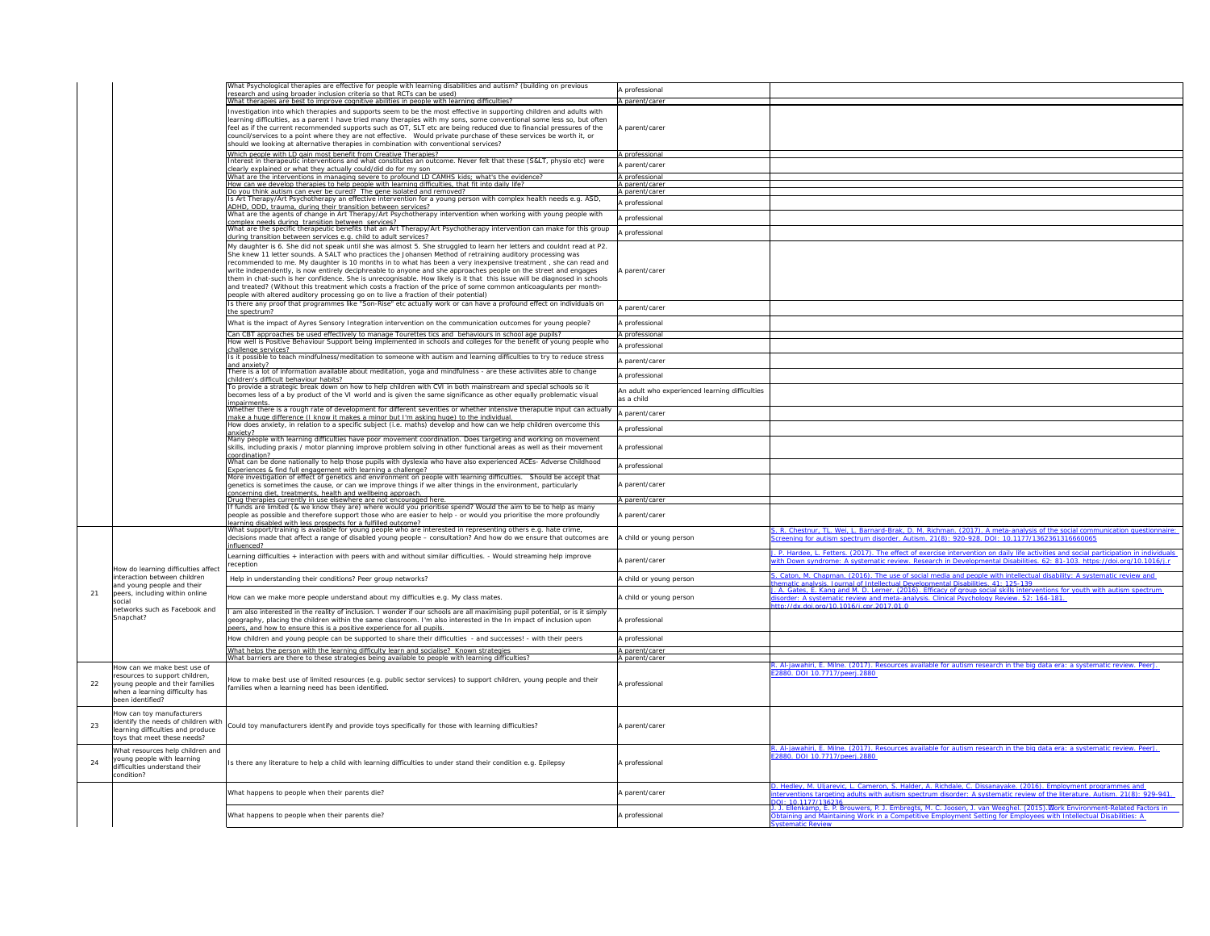| | | | | |
|---|---|---|---|---|
| | | What Psychological therapies are effective for people with learning disabilities and autism? (building on previous research and using broader inclusion criteria so that RCTs can be used) | A professional | |
| | | What therapies are best to improve cognitive abilities in people with learning difficulties? | A parent/carer | |
| | | Investigation into which therapies and supports seem to be the most effective in supporting children and adults with learning difficulties, as a parent I have tried many therapies with my sons, some conventional some less so, but often feel as if the current recommended supports such as OT, SLT etc are being reduced due to financial pressures of the council/services to a point where they are not effective. Would private purchase of these services be worth it, or should we looking at alternative therapies in combination with conventional services? | A parent/carer | |
| | | Which people with LD gain most benefit from Creative Therapies? | A professional | |
| | | Interest in therapeutic interventions and what constitutes an outcome. Never felt that these (S&LT, physio etc) were clearly explained or what they actually could/did do for my son | A parent/carer | |
| | | What are the interventions in managing severe to profound LD CAMHS kids; what's the evidence? | A professional | |
| | | How can we develop therapies to help people with learning difficulties, that fit into daily life? | A parent/carer | |
| | | Do you think autism can ever be cured? The gene isolated and removed? | A parent/carer | |
| | | Is Art Therapy/Art Psychotherapy an effective intervention for a young person with complex health needs e.g. ASD, ADHD, ODD, trauma, during their transition between services? | A professional | |
| | | What are the agents of change in Art Therapy/Art Psychotherapy intervention when working with young people with complex needs during transition between services? | A professional | |
| | | What are the specific therapeutic benefits that an Art Therapy/Art Psychotherapy intervention can make for this group during transition between services e.g. child to adult services? | A professional | |
| | | My daughter is 6. She did not speak until she was almost 5. She struggled to learn her letters and couldnt read at P2. She knew 11 letter sounds. A SALT who practices the Johansen Method of retraining auditory processing was recommended to me. My daughter is 10 months in to what has been a very inexpensive treatment , she can read and write independently, is now entirely deciphreable to anyone and she approaches people on the street and engages them in chat-such is her confidence. She is unrecognisable. How likely is it that this issue will be diagnosed in schools and treated? (Without this treatment which costs a fraction of the price of some common anticoagulants per month-people with altered auditory processing go on to live a fraction of their potential) | A parent/carer | |
| | | Is there any proof that programmes like "Son-Rise" etc actually work or can have a profound effect on individuals on the spectrum? | A parent/carer | |
| | | What is the impact of Ayres Sensory Integration intervention on the communication outcomes for young people? | A professional | |
| | | Can CBT approaches be used effectively to manage Tourettes tics and behaviours in school age pupils? | A professional | |
| | | How well is Positive Behaviour Support being implemented in schools and colleges for the benefit of young people who challenge services? | A professional | |
| | | Is it possible to teach mindfulness/meditation to someone with autism and learning difficulties to try to reduce stress and anxiety? | A parent/carer | |
| | | There is a lot of information available about meditation, yoga and mindfulness - are these activiites able to change children's difficult behaviour habits? | A professional | |
| | | To provide a strategic break down on how to help children with CVI in both mainstream and special schools so it becomes less of a by product of the VI world and is given the same significance as other equally problematic visual impairments. | An adult who experienced learning difficulties as a child | |
| | | Whether there is a rough rate of development for different severities or whether intensive theraputie input can actually make a huge difference (I know it makes a minor but I'm asking huge) to the individual. | A parent/carer | |
| | | How does anxiety, in relation to a specific subject (i.e. maths) develop and how can we help children overcome this anxiety? | A professional | |
| | | Many people with learning difficulties have poor movement coordination. Does targeting and working on movement skills, including praxis / motor planning improve problem solving in other functional areas as well as their movement coordination? | A professional | |
| | | What can be done nationally to help those pupils with dyslexia who have also experienced ACEs- Adverse Childhood Experiences & find full engagement with learning a challenge? | A professional | |
| | | More investigation of effect of genetics and environment on people with learning difficulties. Should be accept that genetics is sometimes the cause, or can we improve things if we alter things in the environment, particularly concerning diet, treatments, health and wellbeing approach. | A parent/carer | |
| | | Drug therapies currently in use elsewhere are not encouraged here. | A parent/carer | |
| | | If funds are limited (& we know they are) where would you prioritise spend? Would the aim to be to help as many people as possible and therefore support those who are easier to help - or would you prioritise the more profoundly learning disabled with less prospects for a fulfilled outcome? | A parent/carer | |
| 21 | How do learning difficulties affect interaction between children and young people and their peers, including within online social networks such as Facebook and Snapchat? | What support/training is available for young people who are interested in representing others e.g. hate crime, decisions made that affect a range of disabled young people – consultation? And how do we ensure that outcomes are influenced? | A child or young person | S. R. Chestnur, TL. Wei, L. Barnard-Brak, D. M. Richman. (2017). A meta-analysis of the social communication questionnaire: Screening for autism spectrum disorder. Autism. 21(8): 920-928. DOI: 10.1177/1362361316660065 |
| | | Learning difficulties + interaction with peers with and without similar difficulties. - Would streaming help improve reception | A parent/carer | J. P. Hardee, L. Fetters. (2017). The effect of exercise intervention on daily life activities and social participation in individuals with Down syndrome: A systematic review. Research in Developmental Disabilities. 62: 81-103. https://doi.org/10.1016/j.r |
| | | Help in understanding their conditions? Peer group networks? | A child or young person | S. Caton, M. Chapman. (2016). The use of social media and people with intellectual disability: A systematic review and thematic analysis. Journal of Intellectual Developmental Disabilities. 41: 125-139 |
| | | How can we make more people understand about my difficulties e.g. My class mates. | A child or young person | J. A. Gates, E. Kang and M. D. Lerner. (2016). Efficacy of group social skills interventions for youth with autism spectrum disorder: A systematic review and meta-analysis. Clinical Psychology Review. 52: 164-181. http://dx.doi.org/10.1016/j.cpr.2017.01.0 |
| | | I am also interested in the reality of inclusion. I wonder if our schools are all maximising pupil potential, or is it simply geography, placing the children within the same classroom. I'm also interested in the In impact of inclusion upon peers, and how to ensure this is a positive experience for all pupils. | A professional | |
| | | How children and young people can be supported to share their difficulties - and successes! - with their peers | A professional | |
| | | What helps the person with the learning difficulty learn and socialise? Known strategies | A parent/carer | |
| | | What barriers are there to these strategies being available to people with learning difficulties? | A parent/carer | |
| 22 | How can we make best use of resources to support children, young people and their families when a learning difficulty has been identified? | How to make best use of limited resources (e.g. public sector services) to support children, young people and their families when a learning need has been identified. | A professional | R. Al-jawahiri, E. Milne. (2017). Resources available for autism research in the big data era: a systematic review. PeerJ. E2880. DOI 10.7717/peerj.2880 |
| 23 | How can toy manufacturers identify the needs of children with learning difficulties and produce toys that meet these needs? | Could toy manufacturers identify and provide toys specifically for those with learning difficulties? | A parent/carer | |
| 24 | What resources help children and young people with learning difficulties understand their condition? | Is there any literature to help a child with learning difficulties to under stand their condition e.g. Epilepsy | A professional | R. Al-jawahiri, E. Milne. (2017). Resources available for autism research in the big data era: a systematic review. PeerJ. E2880. DOI 10.7717/peerj.2880 |
| | | What happens to people when their parents die? | A parent/carer | D. Hedley, M. Uljarevic, L. Cameron, S. Halder, A. Richdale, C. Dissanayake. (2016). Employment programmes and interventions targeting adults with autism spectrum disorder: A systematic review of the literature. Autism. 21(8): 929-941. DOI: 10.1177/136236 |
| | | What happens to people when their parents die? | A professional | J. J. Ellenkamp, E. P. Brouwers, P. J. Embregts, M. C. Joosen, J. van Weeghel. (2015). Work Environment-Related Factors in Obtaining and Maintaining Work in a Competitive Employment Setting for Employees with Intellectual Disabilities: A Systematic Review |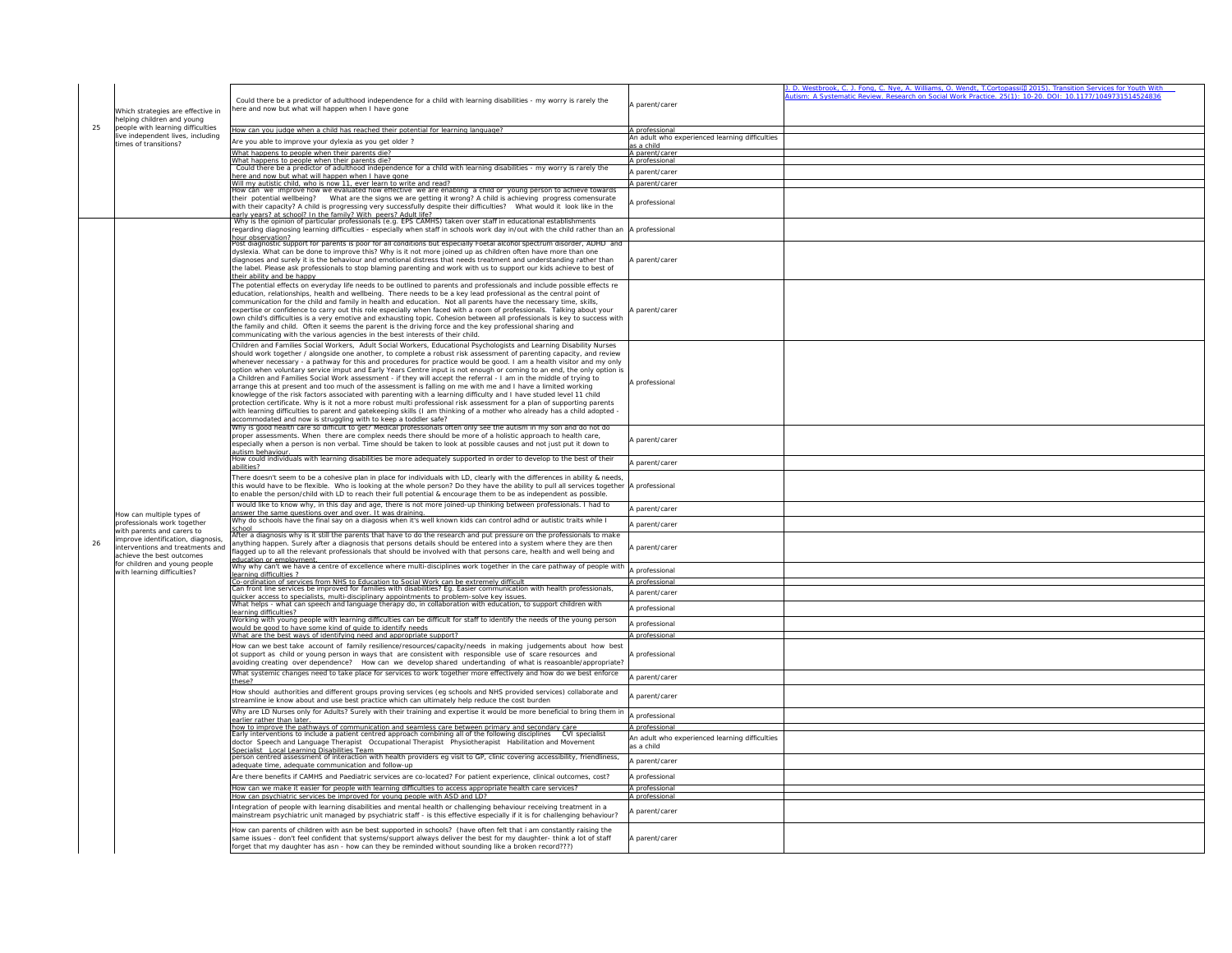| | | | | |
|---|---|---|---|---|
| 25 | Which strategies are effective in helping children and young people with learning difficulties live independent lives, including times of transitions? | Could there be a predictor of adulthood independence for a child with learning disabilities - my worry is rarely the here and now but what will happen when I have gone | A parent/carer | J. D. Westbrook, C. J. Fong, C. Nye, A. Williams, O. Wendt, T.Cortopassi (2015). Transition Services for Youth With Autism: A Systematic Review. Research on Social Work Practice. 25(1): 10-20. DOI: 10.1177/1049731514524836 |
| | | How can you judge when a child has reached their potential for learning language? | A professional | |
| | | Are you able to improve your dylexia as you get older ? | An adult who experienced learning difficulties as a child | |
| | | What happens to people when their parents die? | A parent/carer | |
| | | What happens to people when their parents die? | A professional | |
| | | Could there be a predictor of adulthood independence for a child with learning disabilities - my worry is rarely the here and now but what will happen when I have gone | A parent/carer | |
| | | Will my autistic child, who is now 11, ever learn to write and read? | A parent/carer | |
| | | How can we improve how we evaluated how effective we are enabling a child or young person to achieve towards their potential wellbeing? What are the signs we are getting it wrong? A child is achieving progress comensurate with their capacity? A child is progressing very successfully despite their difficulties? What would it look like in the early years? at school? In the family? With peers? Adult life? | A professional | |
| 26 | How can multiple types of professionals work together with parents and carers to improve identification, diagnosis, interventions and treatments and achieve the best outcomes for children and young people with learning difficulties? | Why is the opinion of particular professionals (e.g. EPS CAMHS) taken over staff in educational establishments regarding diagnosing learning difficulties - especially when staff in schools work day in/out with the child rather than an hour observation? | A professional | |
| | | Post diagnostic support for parents is poor for all conditions but especially Foetal alcohol spectrum disorder, ADHD and dyslexia. What can be done to improve this? Why is it not more joined up as children often have more than one diagnoses and surely it is the behaviour and emotional distress that needs treatment and understanding rather than the label. Please ask professionals to stop blaming parenting and work with us to support our kids achieve to best of their ability and be happy | A parent/carer | |
| | | The potential effects on everyday life needs to be outlined to parents and professionals and include possible effects re education, relationships, health and wellbeing. There needs to be a key lead professional as the central point of communication for the child and family in health and education. Not all parents have the necessary time, skills, expertise or confidence to carry out this role especially when faced with a room of professionals. Talking about your own child's difficulties is a very emotive and exhausting topic. Cohesion between all professionals is key to success with the family and child. Often it seems the parent is the driving force and the key professional sharing and communicating with the various agencies in the best interests of their child. | A parent/carer | |
| | | Children and Families Social Workers, Adult Social Workers, Educational Psychologists and Learning Disability Nurses should work together / alongside one another, to complete a robust risk assessment of parenting capacity, and review whenever necessary - a pathway for this and procedures for practice would be good. I am a health visitor and my only option when voluntary service imput and Early Years Centre input is not enough or coming to an end, the only option is a Children and Families Social Work assessment - if they will accept the referral - I am in the middle of trying to arrange this at present and too much of the assessment is falling on me with me and I have a limited working knowlegge of the risk factors associated with parenting with a learning difficulty and I have studed level 11 child protection certificate. Why is it not a more robust multi professional risk assessment for a plan of supporting parents with learning difficulties to parent and gatekeeping skills (I am thinking of a mother who already has a child adopted - accommodated and now is struggling with to keep a toddler safe? | A professional | |
| | | Why is good health care so difficult to get? Medical professionals often only see the autism in my son and do not do proper assessments. When there are complex needs there should be more of a holistic approach to health care, especially when a person is non verbal. Time should be taken to look at possible causes and not just put it down to autism behaviour. | A parent/carer | |
| | | How could individuals with learning disabilities be more adequately supported in order to develop to the best of their abilities? | A parent/carer | |
| | | There doesn't seem to be a cohesive plan in place for individuals with LD, clearly with the differences in ability & needs, this would have to be flexible. Who is looking at the whole person? Do they have the ability to pull all services together to enable the person/child with LD to reach their full potential & encourage them to be as independent as possible. | A professional | |
| | | I would like to know why, in this day and age, there is not more joined-up thinking between professionals. I had to answer the same questions over and over. It was draining. | A parent/carer | |
| | | Why do schools have the final say on a diagosis when it's well known kids can control adhd or autistic traits while I school | A parent/carer | |
| | | After a diagnosis why is it still the parents that have to do the research and put pressure on the professionals to make anything happen. Surely after a diagnosis that persons details should be entered into a system where they are then flagged up to all the relevant professionals that should be involved with that persons care, health and well being and education or employment. | A parent/carer | |
| | | Why why can't we have a centre of excellence where multi-disciplines work together in the care pathway of people with learning difficulties ? | A professional | |
| | | Co-ordination of services from NHS to Education to Social Work can be extremely difficult | A professional | |
| | | Can front line services be improved for families with disabilities? Eg. Easier communication with health professionals, quicker access to specialists, multi-disciplinary appointments to problem-solve key issues. | A parent/carer | |
| | | What helps - what can speech and language therapy do, in collaboration with education, to support children with learning difficulties? | A professional | |
| | | Working with young people with learning difficulties can be difficult for staff to identify the needs of the young person would be good to have some kind of guide to identify needs | A professional | |
| | | What are the best ways of identifying need and appropriate support? | A professional | |
| | | How can we best take account of family resilience/resources/capacity/needs in making judgements about how best ot support as child or young person in ways that are consistent with responsible use of scare resources and avoiding creating over dependence? How can we develop shared undertanding of what is reasoanble/appropriate? | A professional | |
| | | What systemic changes need to take place for services to work together more effectively and how do we best enforce these? | A parent/carer | |
| | | How should authorities and different groups proving services (eg schools and NHS provided services) collaborate and streamline ie know about and use best practice which can ultimately help reduce the cost burden | A parent/carer | |
| | | Why are LD Nurses only for Adults? Surely with their training and expertise it would be more beneficial to bring them in earlier rather than later. | A professional | |
| | | how to improve the pathways of communication and seamless care between primary and secondary care | A professional | |
| | | Early interventions to include a patient centred approach combining all of the following disciplines CVI specialist doctor Speech and Language Therapist Occupational Therapist Physiotherapist Habilitation and Movement Specialist Local Learning Disabilities Team | An adult who experienced learning difficulties as a child | |
| | | person centred assessment of interaction with health providers eg visit to GP, clinic covering accessibility, friendliness, adequate time, adequate communication and follow-up | A parent/carer | |
| | | Are there benefits if CAMHS and Paediatric services are co-located? For patient experience, clinical outcomes, cost? | A professional | |
| | | How can we make it easier for people with learning difficulties to access appropriate health care services? | A professional | |
| | | How can psychiatric services be improved for young people with ASD and LD? | A professional | |
| | | Integration of people with learning disabilities and mental health or challenging behaviour receiving treatment in a mainstream psychiatric unit managed by psychiatric staff - is this effective especially if it is for challenging behaviour? | A parent/carer | |
| | | How can parents of children with asn be best supported in schools? (have often felt that i am constantly raising the same issues - don't feel confident that systems/support always deliver the best for my daughter- think a lot of staff forget that my daughter has asn - how can they be reminded without sounding like a broken record???) | A parent/carer | |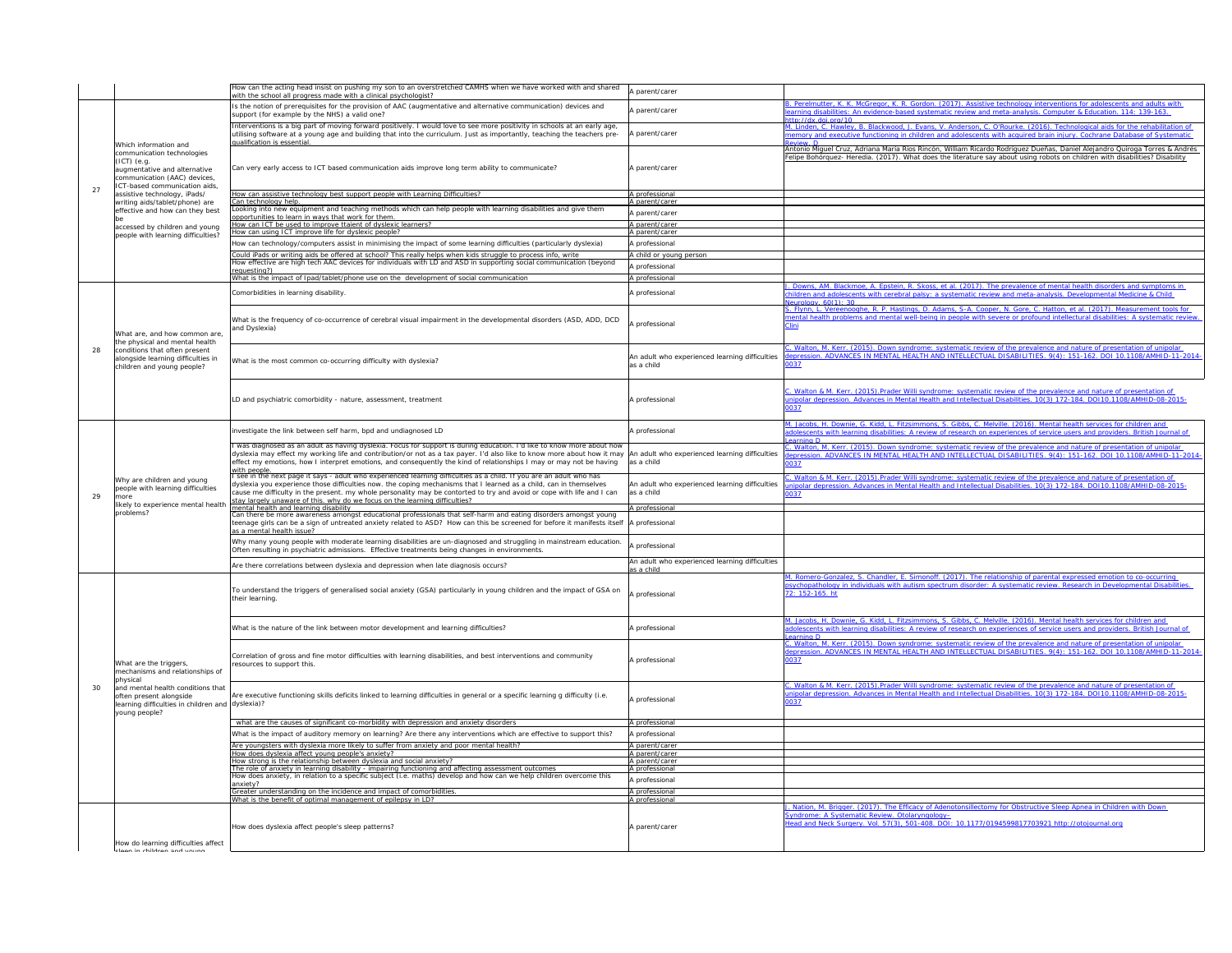| | | | | |
|---|---|---|---|---|
| | | How can the acting head insist on pushing my son to an overstretched CAMHS when we have worked with and shared with the school all progress made with a clinical psychologist? | A parent/carer | |
| 27 | Which information and communication technologies (ICT) (e.g. augmentative and alternative communication (AAC) devices, ICT-based communication aids, assistive technology, iPads/ writing aids/tablet/phone) are effective and how can they best be accessed by children and young people with learning difficulties? | Is the notion of prerequisites for the provision of AAC (augmentative and alternative communication) devices and support (for example by the NHS) a valid one? | A parent/carer | B. Perelmutter, K. K. McGregor, K. R. Gordon. (2017). Assistive technology interventions for adolescents and adults with learning disabilities: An evidence-based systematic review and meta-analysis. Computer & Education. 114: 139-163. http://dx.doi.org/10 |
| | | Interventions is a big part of moving forward positively. I would love to see more positivity in schools at an early age, utilising software at a young age and building that into the curriculum. Just as importantly, teaching the teachers pre-qualification is essential. | A parent/carer | M. Linden, C. Hawley, B. Blackwood, J. Evans, V. Anderson, C. O'Rourke. (2016). Technological aids for the rehabilitation of memory and executive functioning in children and adolescents with acquired brain injury. Cochrane Database of Systematic Review. D |
| | | Can very early access to ICT based communication aids improve long term ability to communicate? | A parent/carer | Antonio Miguel Cruz, Adriana María Ríos Rincón, William Ricardo Rodríguez Dueñas, Daniel Alejandro Quiroga Torres & Andrés Felipe Bohórquez- Heredia. (2017). What does the literature say about using robots on children with disabilities? Disability |
| | | How can assistive technology best support people with Learning Difficulties? | A professional | |
| | | Can technology help. | A parent/carer | |
| | | Looking into new equipment and teaching methods which can help people with learning disabilities and give them opportunities to learn in ways that work for them. | A parent/carer | |
| | | How can ICT be used to improve ttaient of dyslexic learners? | A parent/carer | |
| | | How can using ICT improve life for dyslexic people? | A parent/carer | |
| | | How can technology/computers assist in minimising the impact of some learning difficulties (particularly dyslexia) | A professional | |
| | | Could iPads or writing aids be offered at school? This really helps when kids struggle to process info, write | A child or young person | |
| | | How effective are high tech AAC devices for individuals with LD and ASD in supporting social communication (beyond requesting)? | A professional | |
| | | What is the impact of Ipad/tablet/phone use on the development of social communication | A professional | |
| 28 | What are, and how common are, the physical and mental health conditions that often present alongside learning difficulties in children and young people? | Comorbidities in learning disability. | A professional | J. Downs, AM. Blackmoe, A. Epstein, R. Skoss, et al. (2017). The prevalence of mental health disorders and symptoms in children and adolescents with cerebral palsy: a systematic review and meta-analysis. Developmental Medicine & Child Neurology. 60(1): 30 |
| | | What is the frequency of co-occurrence of cerebral visual impairment in the developmental disorders (ASD, ADD, DCD and Dyslexia) | A professional | S. Flynn, L. Vereenooghe, R. P. Hastings, D. Adams, S-A. Cooper, N. Gore, C. Hatton, et al. (2017). Measurement tools for mental health problems and mental well-being in people with severe or profound intellectual disabilities: A systematic review. Clini |
| | | What is the most common co-occurring difficulty with dyslexia? | An adult who experienced learning difficulties as a child | C. Walton, M. Kerr. (2015). Down syndrome: systematic review of the prevalence and nature of presentation of unipolar depression. ADVANCES IN MENTAL HEALTH AND INTELLECTUAL DISABILITIES. 9(4): 151-162. DOI 10.1108/AMHID-11-2014-0037 |
| | | LD and psychiatric comorbidity - nature, assessment, treatment | A professional | C. Walton & M. Kerr. (2015).Prader Willi syndrome: systematic review of the prevalence and nature of presentation of unipolar depression. Advances in Mental Health and Intellectual Disabilities. 10(3) 172-184. DOI10.1108/AMHID-08-2015-0037 |
| 29 | Why are children and young people with learning difficulties more likely to experience mental health problems? | investigate the link between self harm, bpd and undiagnosed LD | A professional | M. Jacobs, H. Downie, G. Kidd, L. Fitzsimmons, S. Gibbs, C. Melville. (2016). Mental health services for children and adolescents with learning disabilities: A review of research on experiences of service users and providers. British Journal of Learning D |
| | | I was diagnosed as an adult as having dyslexia. Focus for support is during education. I'd like to know more about how dyslexia may effect my working life and contribution/or not as a tax payer. I'd also like to know more about how it may effect my emotions, how I interpret emotions, and consequently the kind of relationships I may or may not be having with people. | An adult who experienced learning difficulties as a child | C. Walton, M. Kerr. (2015). Down syndrome: systematic review of the prevalence and nature of presentation of unipolar depression. ADVANCES IN MENTAL HEALTH AND INTELLECTUAL DISABILITIES. 9(4): 151-162. DOI 10.1108/AMHID-11-2014-0037 |
| | | I see in the next page it says - adult who experienced learning difficulties as a child. If you are an adult who has dyslexia you experience those difficulties now. the coping mechanisms that I learned as a child, in themselves cause me difficulty in the present. my whole personality may be contorted to try and avoid or cope with life and I can stay largely unaware of this. why do we focus on the learning difficulties? | An adult who experienced learning difficulties as a child | C. Walton & M. Kerr. (2015).Prader Willi syndrome: systematic review of the prevalence and nature of presentation of unipolar depression. Advances in Mental Health and Intellectual Disabilities. 10(3) 172-184. DOI10.1108/AMHID-08-2015-0037 |
| | | mental health and learning disability | A professional | |
| | | Can there be more awareness amongst educational professionals that self-harm and eating disorders amongst young teenage girls can be a sign of untreated anxiety related to ASD? How can this be screened for before it manifests itself as a mental health issue? | A professional | |
| | | Why many young people with moderate learning disabilities are un-diagnosed and struggling in mainstream education. Often resulting in psychiatric admissions. Effective treatments being changes in environments. | A professional | |
| | | Are there correlations between dyslexia and depression when late diagnosis occurs? | An adult who experienced learning difficulties as a child | |
| 30 | What are the triggers, mechanisms and relationships of physical and mental health conditions that often present alongside learning difficulties in children and young people? | To understand the triggers of generalised social anxiety (GSA) particularly in young children and the impact of GSA on their learning. | A professional | M. Romero-Gonzalez, S. Chandler, E. Simonoff. (2017). The relationship of parental expressed emotion to co-occurring psychopathology in individuals with autism spectrum disorder: A systematic review. Research in Developmental Disabilities. 72: 152-165. ht |
| | | What is the nature of the link between motor development and learning difficulties? | A professional | M. Jacobs, H. Downie, G. Kidd, L. Fitzsimmons, S. Gibbs, C. Melville. (2016). Mental health services for children and adolescents with learning disabilities: A review of research on experiences of service users and providers. British Journal of Learning D |
| | | Correlation of gross and fine motor difficulties with learning disabilities, and best interventions and community resources to support this. | A professional | C. Walton, M. Kerr. (2015). Down syndrome: systematic review of the prevalence and nature of presentation of unipolar depression. ADVANCES IN MENTAL HEALTH AND INTELLECTUAL DISABILITIES. 9(4): 151-162. DOI 10.1108/AMHID-11-2014-0037 |
| | | Are executive functioning skills deficits linked to learning difficulties in general or a specific learning g difficulty (i.e. dyslexia)? | A professional | C. Walton & M. Kerr. (2015).Prader Willi syndrome: systematic review of the prevalence and nature of presentation of unipolar depression. Advances in Mental Health and Intellectual Disabilities. 10(3) 172-184. DOI10.1108/AMHID-08-2015-0037 |
| | | what are the causes of significant co-morbidity with depression and anxiety disorders | A professional | |
| | | What is the impact of auditory memory on learning? Are there any interventions which are effective to support this? | A professional | |
| | | Are youngsters with dyslexia more likely to suffer from anxiety and poor mental health? | A parent/carer | |
| | | How does dyslexia affect young people's anxiety? | A parent/carer | |
| | | How strong is the relationship between dyslexia and social anxiety? | A parent/carer | |
| | | The role of anxiety in learning disability - impairing functioning and affecting assessment outcomes | A professional | |
| | | How does anxiety, in relation to a specific subject (i.e. maths) develop and how can we help children overcome this anxiety? | A professional | |
| | | Greater understanding on the incidence and impact of comorbidities. | A professional | |
| | | What is the benefit of optimal management of epilepsy in LD? | A professional | |
| | How do learning difficulties affect sleep in children and young | How does dyslexia affect people's sleep patterns? | A parent/carer | J. Nation, M. Brigger. (2017). The Efficacy of Adenotonsillectomy for Obstructive Sleep Apnea in Children with Down Syndrome: A Systematic Review. Otolaryngology–Head and Neck Surgery. Vol. 57(3), 501-408. DOI: 10.1177/0194599817703921 http://otojournal.org |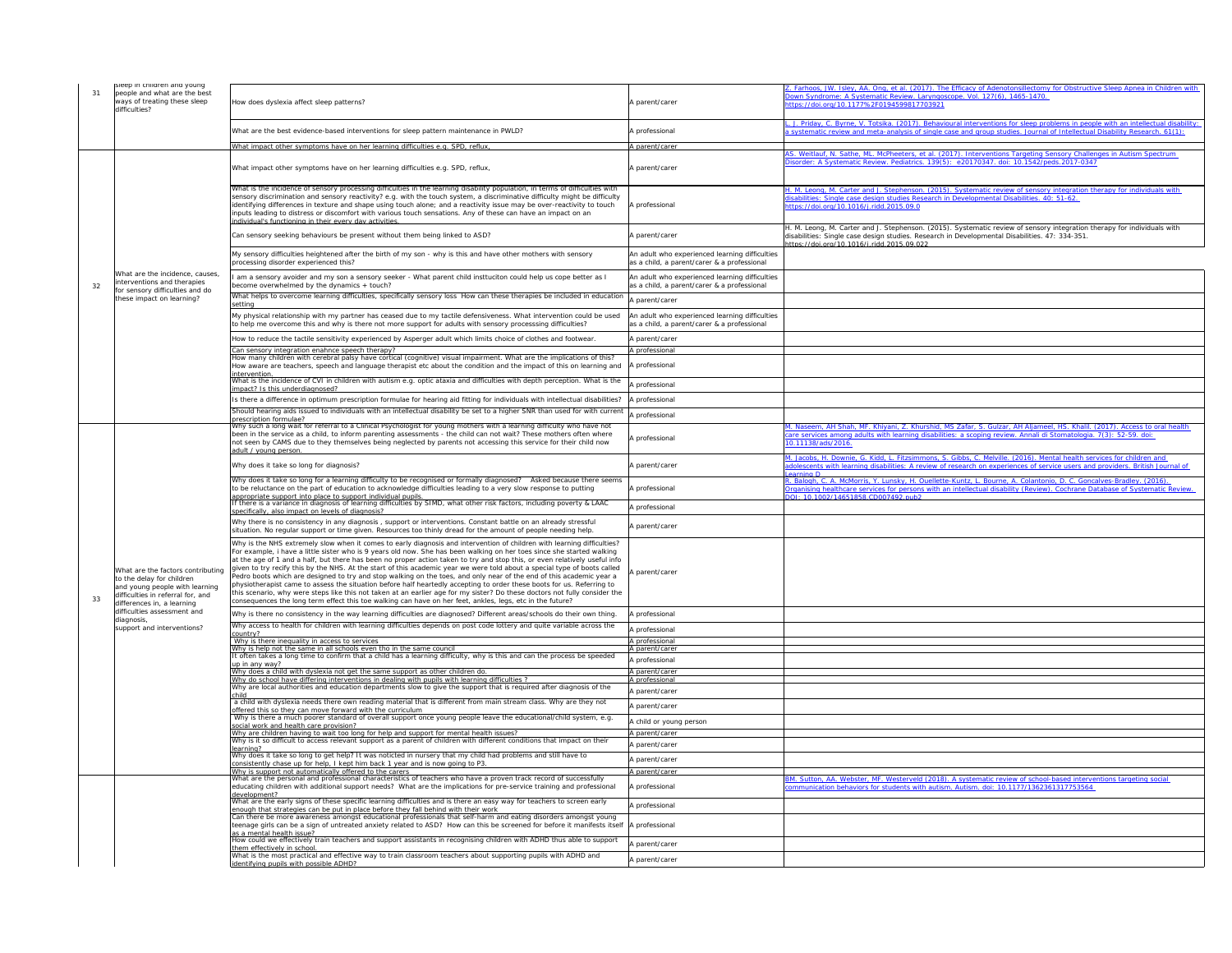| | | | | |
|---|---|---|---|---|
| 31 | sleep in children and young people and what are the best ways of treating these sleep difficulties? | How does dyslexia affect sleep patterns? | A parent/carer | Z. Farhoos, JW. Isley, AA. Ong, et al. (2017). The Efficacy of Adenotonsillectomy for Obstructive Sleep Apnea in Children with Down Syndrome: A Systematic Review. Laryngoscope. Vol. 127(6), 1465-1470. https://doi.org/10.1177%2F0194599817703921 |
| | | What are the best evidence-based interventions for sleep pattern maintenance in PWLD? | A professional | L. J. Priday, C. Byrne, V. Totsika. (2017). Behavioural interventions for sleep problems in people with an intellectual disability: a systematic review and meta-analysis of single case and group studies. Journal of Intellectual Disability Research. 61(1): |
| | | What impact other symptoms have on her learning difficulties e.g. SPD, reflux, | A parent/carer | |
| 32 | What are the incidence, causes, interventions and therapies for sensory difficulties and do these impact on learning? | What impact other symptoms have on her learning difficulties e.g. SPD, reflux, | A parent/carer | AS. Weitlauf, N. Sathe, ML. McPheeters, et al. (2017). Interventions Targeting Sensory Challenges in Autism Spectrum Disorder: A Systematic Review. Pediatrics. 139(5): e20170347. doi: 10.1542/peds.2017-0347 |
| | | What is the incidence of sensory processing difficulties in the learning disability population, in terms of difficulties with sensory discrimination and sensory reactivity? e.g. with the touch system, a discriminative difficulty might be difficulty identifying differences in texture and shape using touch alone; and a reactivity issue may be over-reactivity to touch inputs leading to distress or discomfort with various touch sensations. Any of these can have an impact on an individual's functioning in their every day activities. | A professional | H. M. Leong, M. Carter and J. Stephenson. (2015). Systematic review of sensory integration therapy for individuals with disabilities: Single case design studies Research in Developmental Disabilities. 40: 51-62. https://doi.org/10.1016/j.ridd.2015.09.0 |
| | | Can sensory seeking behaviours be present without them being linked to ASD? | A parent/carer | H. M. Leong, M. Carter and J. Stephenson. (2015). Systematic review of sensory integration therapy for individuals with disabilities: Single case design studies. Research in Developmental Disabilities. 47: 334-351. https://doi.org/10.1016/j.ridd.2015.09.022 |
| | | My sensory difficulties heightened after the birth of my son - why is this and have other mothers with sensory processing disorder experienced this? | An adult who experienced learning difficulties as a child, a parent/carer & a professional | |
| | | I am a sensory avoider and my son a sensory seeker - What parent child insttuciton could help us cope better as I become overwhelmed by the dynamics + touch? | An adult who experienced learning difficulties as a child, a parent/carer & a professional | |
| | | What helps to overcome learning difficulties, specifically sensory loss How can these therapies be included in education setting | A parent/carer | |
| | | My physical relationship with my partner has ceased due to my tactile defensiveness. What intervention could be used to help me overcome this and why is there not more support for adults with sensory processsing difficulties? | An adult who experienced learning difficulties as a child, a parent/carer & a professional | |
| | | How to reduce the tactile sensitivity experienced by Asperger adult which limits choice of clothes and footwear. | A parent/carer | |
| | | Can sensory integration enahnce speech therapy? | A professional | |
| | | How many children with cerebral palsy have cortical (cognitive) visual impairment. What are the implications of this? How aware are teachers, speech and language therapist etc about the condition and the impact of this on learning and intervention. | A professional | |
| | | What is the incidence of CVI in children with autism e.g. optic ataxia and difficulties with depth perception. What is the impact? Is this underdiagnosed? | A professional | |
| | | Is there a difference in optimum prescription formulae for hearing aid fitting for individuals with intellectual disabilities? | A professional | |
| | | Should hearing aids issued to individuals with an intellectual disability be set to a higher SNR than used for with current prescription formulae? | A professional | |
| 33 | What are the factors contributing to the delay for children and young people with learning difficulties in referral for, and differences in, a learning difficulties assessment and diagnosis, support and interventions? | Why such a long wait for referral to a Clinical Psychologist for young mothers with a learning difficulty who have not been in the service as a child, to inform parenting assessments - the child can not wait? These mothers often where not seen by CAMS due to they themselves being neglected by parents not accessing this service for their child now adult / young person. | A professional | M. Naseem, AH Shah, MF. Khiyani, Z. Khurshid, MS Zafar, S. Gulzar, AH Aljameel, HS. Khalil. (2017). Access to oral health care services among adults with learning disabilities: a scoping review. Annali di Stomatologia. 7(3): 52-59. doi: 10.11138/ads/2016. |
| | | Why does it take so long for diagnosis? | A parent/carer | M. Jacobs, H. Downie, G. Kidd, L. Fitzsimmons, S. Gibbs, C. Melville. (2016). Mental health services for children and adolescents with learning disabilities: A review of research on experiences of service users and providers. British Journal of Learning D |
| | | Why does it take so long for a learning difficulty to be recognised or formally diagnosed? Asked because there seems to be reluctance on the part of education to acknowledge difficulties leading to a very slow response to putting appropriate support into place to support individual pupils. | A professional | R. Balogh, C. A. McMorris, Y. Lunsky, H. Ouellette-Kuntz, L. Bourne, A. Colantonio, D. C. Goncalves-Bradley. (2016). Organising healthcare services for persons with an intellectual disability (Review). Cochrane Database of Systematic Review. DOI: 10.1002/14651858.CD007492.pub2 |
| | | If there is a variance in diagnosis of learning difficulties by SIMD, what other risk factors, including poverty & LAAC specifically, also impact on levels of diagnosis? | A professional | |
| | | Why there is no consistency in any diagnosis , support or interventions. Constant battle on an already stressful situation. No regular support or time given. Resources too thinly dread for the amount of people needing help. | A parent/carer | |
| | | Why is the NHS extremely slow when it comes to early diagnosis and intervention of children with learning difficulties? For example, i have a little sister who is 9 years old now. She has been walking on her toes since she started walking at the age of 1 and a half, but there has been no proper action taken to try and stop this, or even relatively useful info given to try recify this by the NHS. At the start of this academic year we were told about a special type of boots called Pedro boots which are designed to try and stop walking on the toes, and only near of the end of this academic year a physiotherapist came to assess the situation before half heartedly accepting to order these boots for us. Referring to this scenario, why were steps like this not taken at an earlier age for my sister? Do these doctors not fully consider the consequences the long term effect this toe walking can have on her feet, ankles, legs, etc in the future? | A parent/carer | |
| | | Why is there no consistency in the way learning difficulties are diagnosed? Different areas/schools do their own thing. | A professional | |
| | | Why access to health for children with learning difficulties depends on post code lottery and quite variable across the country? | A professional | |
| | | Why is there inequality in access to services | A professional | |
| | | Why is help not the same in all schools even tho in the same council | A parent/carer | |
| | | It often takes a long time to confirm that a child has a learning difficulty, why is this and can the process be speeded up in any way? | A professional | |
| | | Why does a child with dyslexia not get the same support as other children do. | A parent/carer | |
| | | Why do school have differing interventions in dealing with pupils with learning difficulties ? | A professional | |
| | | Why are local authorities and education departments slow to give the support that is required after diagnosis of the child | A parent/carer | |
| | | a child with dyslexia needs there own reading material that is different from main stream class. Why are they not offered this so they can move forward with the curriculum | A parent/carer | |
| | | Why is there a much poorer standard of overall support once young people leave the educational/child system, e.g. social work and health care provision? | A child or young person | |
| | | Why are children having to wait too long for help and support for mental health issues? | A parent/carer | |
| | | Why is it so difficult to access relevant support as a parent of children with different conditions that impact on their learning? | A parent/carer | |
| | | Why does it take so long to get help? It was noticted in nursery that my child had problems and still have to consistently chase up for help, I kept him back 1 year and is now going to P3. | A parent/carer | |
| | | Why is support not automatically offered to the carers | A parent/carer | |
| | | What are the personal and professional characteristics of teachers who have a proven track record of successfully educating children with additional support needs? What are the implications for pre-service training and professional development? | A professional | BM. Sutton, AA. Webster, MF. Westerveld (2018). A systematic review of school-based interventions targeting social communication behaviors for students with autism. Autism. doi: 10.1177/1362361317753564 |
| | | What are the early signs of these specific learning difficulties and is there an easy way for teachers to screen early enough that strategies can be put in place before they fall behind with their work | A professional | |
| | | Can there be more awareness amongst educational professionals that self-harm and eating disorders amongst young teenage girls can be a sign of untreated anxiety related to ASD? How can this be screened for before it manifests itself as a mental health issue? | A professional | |
| | | How could we effectively train teachers and support assistants in recognising children with ADHD thus able to support them effectively in school. | A parent/carer | |
| | | What is the most practical and effective way to train classroom teachers about supporting pupils with ADHD and identifying pupils with possible ADHD? | A parent/carer | |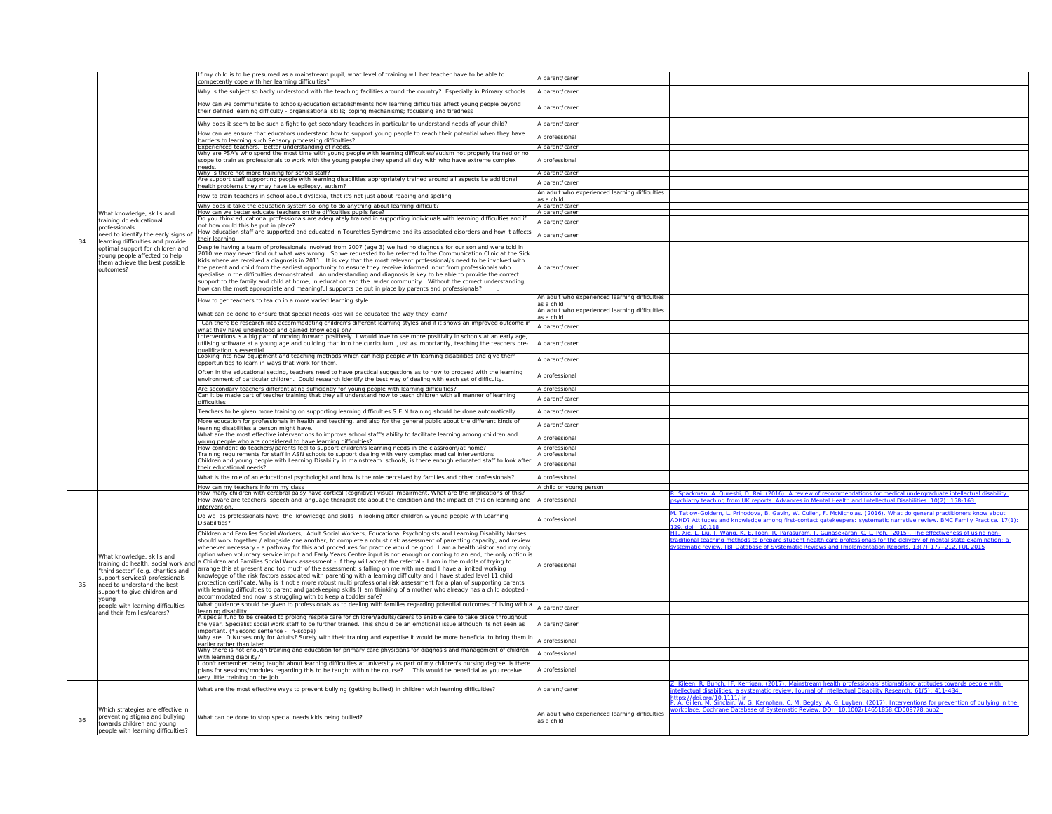| | | | | |
|---|---|---|---|---|
| 34 | What knowledge, skills and training do educational professionals need to identify the early signs of learning difficulties and provide optimal support for children and young people affected to help them achieve the best possible outcomes? | If my child is to be presumed as a mainstream pupil, what level of training will her teacher have to be able to competently cope with her learning difficulties? | A parent/carer | |
| | | Why is the subject so badly understood with the teaching facilities around the country? Especially in Primary schools. | A parent/carer | |
| | | How can we communicate to schools/education establishments how learning difficulties affect young people beyond their defined learning difficulty - organisational skills; coping mechanisms; focussing and tiredness | A parent/carer | |
| | | Why does it seem to be such a fight to get secondary teachers in particular to understand needs of your child? | A parent/carer | |
| | | How can we ensure that educators understand how to support young people to reach their potential when they have barriers to learning such Sensory processing difficulties? | A professional | |
| | | Experienced teachers. Better understanding of needs. | A parent/carer | |
| | | Why are PSA's who spend the most time with young people with learning difficulties/autism not properly trained or no scope to train as professionals to work with the young people they spend all day with who have extreme complex needs. | A professional | |
| | | Why is there not more training for school staff? | A parent/carer | |
| | | Are support staff supporting people with learning disabilities appropriately trained around all aspects i.e additional health problems they may have i.e epilepsy, autism? | A parent/carer | |
| | | How to train teachers in school about dyslexia, that it's not just about reading and spelling | An adult who experienced learning difficulties as a child | |
| | | Why does it take the education system so long to do anything about learning difficult? | A parent/carer | |
| | | How can we better educate teachers on the difficulties pupils face? | A parent/carer | |
| | | Do you think educational professionals are adequately trained in supporting individuals with learning difficulties and if not how could this be put in place? | A parent/carer | |
| | | How education staff are supported and educated in Tourettes Syndrome and its associated disorders and how it affects their learning. | A parent/carer | |
| | | Despite having a team of professionals involved from 2007 (age 3) we had no diagnosis for our son and were told in 2010 we may never find out what was wrong. So we requested to be referred to the Communication Clinic at the Sick Kids where we received a diagnosis in 2011. It is key that the most relevant professional/s need to be involved with the parent and child from the earliest opportunity to ensure they receive informed input from professionals who specialise in the difficulties demonstrated. An understanding and diagnosis is key to be able to provide the correct support to the family and child at home, in education and the wider community. Without the correct understanding, how can the most appropriate and meaningful supports be put in place by parents and professionals? | A parent/carer | |
| | | How to get teachers to tea ch in a more varied learning style | An adult who experienced learning difficulties as a child | |
| | | What can be done to ensure that special needs kids will be educated the way they learn? | An adult who experienced learning difficulties as a child | |
| | | Can there be research into accommodating children's different learning styles and if it shows an improved outcome in what they have understood and gained knowledge on? | A parent/carer | |
| | | Interventions is a big part of moving forward positively. I would love to see more positivity in schools at an early age, utilising software at a young age and building that into the curriculum. Just as importantly, teaching the teachers pre-qualification is essential. | A parent/carer | |
| | | Looking into new equipment and teaching methods which can help people with learning disabilities and give them opportunities to learn in ways that work for them. | A parent/carer | |
| | | Often in the educational setting, teachers need to have practical suggestions as to how to proceed with the learning environment of particular children. Could research identify the best way of dealing with each set of difficulty. | A professional | |
| | | Are secondary teachers differentiating sufficiently for young people with learning difficulties? | A professional | |
| | | Can it be made part of teacher training that they all understand how to teach children with all manner of learning difficulties | A parent/carer | |
| | | Teachers to be given more training on supporting learning difficulties S.E.N training should be done automatically. | A parent/carer | |
| | | More education for professionals in health and teaching, and also for the general public about the different kinds of learning disabilities a person might have. | A parent/carer | |
| | | What are the most effective interventions to improve school staff's ability to facilitate learning among children and young people who are considered to have learning difficulties? | A professional | |
| | | How confident do teachers/parents feel to support children's learning needs in the classroom/at home? | A professional | |
| | | Training requirements for staff in ASN schools to support dealing with very complex medical interventions | A professional | |
| | | Children and young people with Learning Disability in mainstream schools, is there enough educated staff to look after their educational needs? | A professional | |
| | | What is the role of an educational psychologist and how is the role perceived by families and other professionals? | A professional | |
| | | How can my teachers inform my class | A child or young person | |
| 35 | What knowledge, skills and training do health, social work and "third sector" (e.g. charities and support services) professionals need to understand the best support to give children and young people with learning difficulties and their families/carers? | How many children with cerebral palsy have cortical (cognitive) visual impairment. What are the implications of this? How aware are teachers, speech and language therapist etc about the condition and the impact of this on learning and intervention. | A professional | R. Spackman, A. Qureshi, D. Rai. (2016). A review of recommendations for medical undergraduate intellectual disability psychiatry teaching from UK reports. Advances in Mental Health and Intellectual Disabilities. 10(2): 158-163. |
| | | Do we as professionals have the knowledge and skills in looking after children & young people with Learning Disabilities? | A professional | M. Tatlow-Goldern, L. Prihodova, B. Gavin, W. Cullen, F. McNicholas. (2016). What do general practitioners know about ADHD? Attitudes and knowledge among first-contact gatekeepers: systematic narrative review. BMC Family Practice. 17(1): 129. doi: 10.118 |
| | | Children and Families Social Workers, Adult Social Workers, Educational Psychologists and Learning Disability Nurses should work together / alongside one another, to complete a robust risk assessment of parenting capacity, and review whenever necessary - a pathway for this and procedures for practice would be good. I am a health visitor and my only option when voluntary service input and Early Years Centre input is not enough or coming to an end, the only option is a Children and Families Social Work assessment - if they will accept the referral - I am in the middle of trying to arrange this at present and too much of the assessment is falling on me with me and I have a limited working knowlegge of the risk factors associated with parenting with a learning difficulty and I have studed level 11 child protection certificate. Why is it not a more robust multi professional risk assessment for a plan of supporting parents with learning difficulties to parent and gatekeeping skills (I am thinking of a mother who already has a child adopted - accommodated and now is struggling with to keep a toddler safe? | A professional | HT. Xie, L. Liu, J. Wang, K. E. Joon, R. Parasuram, J. Gunasekaran, C. L. Poh. (2015). The effectiveness of using non-traditional teaching methods to prepare student health care professionals for the delivery of mental state examination: a systematic review. JBI Database of Systematic Reviews and Implementation Reports. 13(7):177-212, JUL 2015 |
| | | What guidance should be given to professionals as to dealing with families regarding potential outcomes of living with a learning disability. | A parent/carer | |
| | | A special fund to be created to prolong respite care for children/adults/carers to enable care to take place throughout the year. Specialist social work staff to be further trained. This should be an emotional issue although its not seen as important. (*Second sentence - In-scope) | A parent/carer | |
| | | Why are LD Nurses only for Adults? Surely with their training and expertise it would be more beneficial to bring them in earlier rather than later. | A professional | |
| | | Why there is not enough training and education for primary care physicians for diagnosis and management of children with learning diability? | A professional | |
| | | I don't remember being taught about learning difficulties at university as part of my children's nursing degree, is there plans for sessions/modules regarding this to be taught within the course? This would be beneficial as you receive very little training on the job. | A professional | |
| 36 | Which strategies are effective in preventing stigma and bullying towards children and young people with learning difficulties? | What are the most effective ways to prevent bullying (getting bullied) in children with learning difficulties? | A parent/carer | Z. Kileen, R. Bunch, JF. Kerrigan. (2017). Mainstream health professionals' stigmatising attitudes towards people with intellectual disabilities: a systematic review. Journal of Intellectual Disability Research: 61(5): 411-434. https://doi.org/10.1111/jir |
| | | What can be done to stop special needs kids being bullied? | An adult who experienced learning difficulties as a child | P. A. Gillen, M. Sinclair, W. G. Kernohan, C. M. Begley, A. G. Luyben. (2017). Interventions for prevention of bullying in the workplace. Cochrane Database of Systematic Review. DOI: 10.1002/14651858.CD009778.pub2 |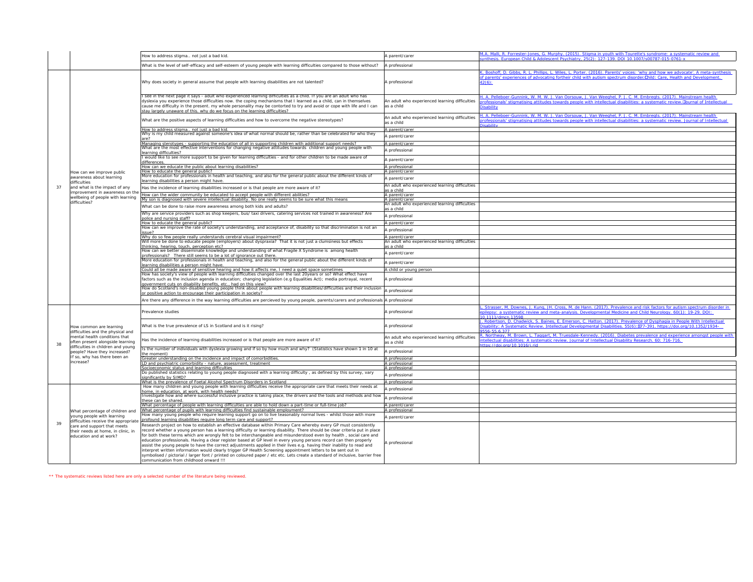| | | | | |
|---|---|---|---|---|
| | | How to address stigma.. not just a bad kid. | A parent/carer | M.A. Malli, R. Forrester-Jones, G. Murphy. (2015). Stigma in youth with Tourette's syndrome: a systematic review and synthesis. European Child & Adolescent Psychiatry, 25(2): 127-139. DOI 10.1007/s00787-015-0761-x |
| | | What is the level of self-efficacy and self-esteem of young people with learning difficulties compared to those without? | A professional | |
| 37 | How can we improve public awareness about learning difficulties and what is the impact of any improvement in awareness on the wellbeing of people with learning difficulties? | Why does society in general assume that people with learning disabilities are not talented? | A professional | K. Boshoff, D. Gibbs, R. L. Phillips, L. Wiles, L. Porter. (2016). Parents' voices: 'why and how we advocate'. A meta-synthesis of parents' experiences of advocating fortheir child with autism spectrum disorder. Child: Care, Health and Development. 42(6): |
| | | I see in the next page it says - adult who experienced learning difficulties as a child. If you are an adult who has dyslexia you experience those difficulties now. the coping mechanisms that I learned as a child, can in themselves cause me difficulty in the present. my whole personality may be contorted to try and avoid or cope with life and I can stay largely unaware of this. why do we focus on the learning difficulties? | An adult who experienced learning difficulties as a child | H. A. Pelleboer-Gunnink, W. M. W. J. Van Oorsouw, J. Van Weeghel, P. J. C. M. Embregts. (2017). Mainstream health professionals' stigmatising attitudes towards people with intellectual disabilities: a systematic review. Journal of Intellectual Disability |
| | | What are the positive aspects of learning difficulties and how to overcome the negative stereotypes? | An adult who experienced learning difficulties as a child | H. A. Pelleboer-Gunnink, W. M. W. J. Van Oorsouw, J. Van Weeghel, P. J. C. M. Embregts. (2017). Mainstream health professionals' stigmatising attitudes towards people with intellectual disabilities: a systematic review. Journal of Intellectual Disability |
| | | How to address stigma.. not just a bad kid. | A parent/carer | |
| | | Why is my child measured against someone's idea of what normal should be, rather than be celebrated for who they are? | A parent/carer | |
| | | Managing sterotypes - supporting the education of all in supporting children with additional support needs? | A parent/carer | |
| | | What are the most effective interventions for changing negative attitudes towards children and young people with learning difficulties? | A professional | |
| | | I would like to see more support to be given for learning difficulties - and for other children to be made aware of differences. | A parent/carer | |
| | | How can we educate the public about learning disabilities? | A professional | |
| | | How to educate the general public? | A parent/carer | |
| | | More education for professionals in health and teaching, and also for the general public about the different kinds of learning disabilities a person might have. | A parent/carer | |
| | | Has the incidence of learning disabilities increased or is that people are more aware of it? | An adult who experienced learning difficulties as a child | |
| | | How can the wider community be educated to accept people with different abilities? | A parent/carer | |
| | | My son is diagnosed with severe intellectual disability. No one really seems to be sure what this means | A parent/carer | |
| | | What can be done to raise more awareness among both kids and adults? | An adult who experienced learning difficulties as a child | |
| | | Why are service providers such as shop keepers, bus/ taxi drivers, catering services not trained in awareness? Are police and nursing staff? | A professional | |
| | | How to educate the general public? | A parent/carer | |
| | | How can we improve the rate of society's understanding, and acceptance of, disability so that discrimination is not an issue? | A professional | |
| | | Why do so few people really understands cerebral visual impairment? | A parent/carer | |
| | | Will more be done to educate people (employers) about dyspraxia? That it is not just a clumsiness but effects thinking, hearing, touch, perception etc? | An adult who experienced learning difficulties as a child | |
| | | How can we better disseminate knowledge and understanding of what Fragile X Syndrome is among health professionals? There still seems to be a lot of ignorance out there. | A parent/carer | |
| | | More education for professionals in health and teaching, and also for the general public about the different kinds of learning disabilities a person might have. | A parent/carer | |
| | | Could all be made aware of sensitive hearing and how it affects me, I need a quiet space sometimes | A child or young person | |
| | | How has society's view of people with learning difficulties changed over the last 20years or so? What effect have factors such as the inclusion agenda in education; changing legislation (e.g Equalities Act); media portrayal, recent government cuts on disability benefits, etc., had on this view? | A professional | |
| | | How do Scotland's non-disabled young people think about people with learning disabilities/difficulties and their inclusion or positive action to encourage their participation in society? | A professional | |
| | | Are there any difference in the way learning difficulties are percieved by young people, parents/carers and professionals | A professional | |
| 38 | How common are learning difficulties and the physical and mental health conditions that often present alongside learning difficulties in children and young people? Have they increased? If so, why has there been an increase? | Prevalence studies | A professional | L. Strasser, M. Downes, J. Kung, JH. Cross, M. de Hann. (2017). Prevalence and risk factors for autism spectrum disorder in epilepsy: a systematic review and meta-analysis. Developmental Medicine and Child Neurology. 60(1): 19-29. DOI: 10.1111/dmcn.13598 |
| | | What is the true prevalence of LS in Scotland and is it rising? | A professional | J. Robertson, D. Chadwick, S. Baines, E. Emerson, C. Hatton. (2017). Prevalence of Dysphagia in People With Intellectual Disability: A Systematic Review. Intellectual Developmental Disabilities. 55(6):377-391. https://doi.org/10.1352/1934-9556-55.6.377 |
| | | Has the incidence of learning disabilities increased or is that people are more aware of it? | An adult who experienced learning difficulties as a child | R. Northway, M. Brown, L. Taggart, M. Truesdale-Kennedy. (2016). Diabetes prevalence and experience amongst people with intellectual disabilities: A systematic review. Journal of Intellectual Disability Research. 60: 716-716. https://doi.org/10.1016/j.rid |
| | | Is the number of individuals with dyslexia growing and if so by how much and why? (Statistics have shown 1 in 10 at the moment) | A professional | |
| | | Greater understanding on the incidence and impact of comorbidities. | A professional | |
| | | LD and psychiatric comorbidity - nature, assessment, treatment | A professional | |
| | | Socioeconomic status and learning difficulties | A professional | |
| | | Do published statistics relating to young people diagnosed with a learning difficulty , as defined by this survey, vary significantly by SIMD? | A professional | |
| | | What is the prevalence of Foetal Alcohol Spectrum Disorders in Scotland | A professional | |
| 39 | What percentage of children and young people with learning difficulties receive the appropriate care and support that meets their needs at home, in clinic, in education and at work? | How many children and young people with learning difficulties receive the appropriate care that meets their needs at home, in education, at work, with health needs? | A professional | |
| | | Investigate how and where successful inclusive practice is taking place, the drivers and the tools and methods and how these can be shared. | A professional | |
| | | What percentage of people with learning difficulties are able to hold down a part-time or full-time job? | A parent/carer | |
| | | What percentage of pupils with learning difficulties find sustainable employment? | A professional | |
| | | How many young people who require learning support go on to live teasonably normal lives - whilst those with more profound learning disabilities require long term care and support? | A parent/carer | |
| | | Research project on how to establish an effective database within Primary Care whereby every GP must consistently record whether a young person has a learning difficulty or learning disability. There should be clear criteria put in place for both these terms which are wrongly felt to be interchangeable and misunderstood even by health , social care and education professionals. Having a clear register based at GP level in every young persons record can then properly assist the young people to have the correct adjustments applied in their lives e.g. having their inability to read and interpret written information would clearly trigger GP Health Screening appointment letters to be sent out in symbolised / pictorial / larger font / printed on coloured paper / etc etc. Lets create a standard of inclusive, barrier free communication from childhood onward !!! | A professional | |

** The systematic reviews listed here are only a selected number of the literature being reviewed.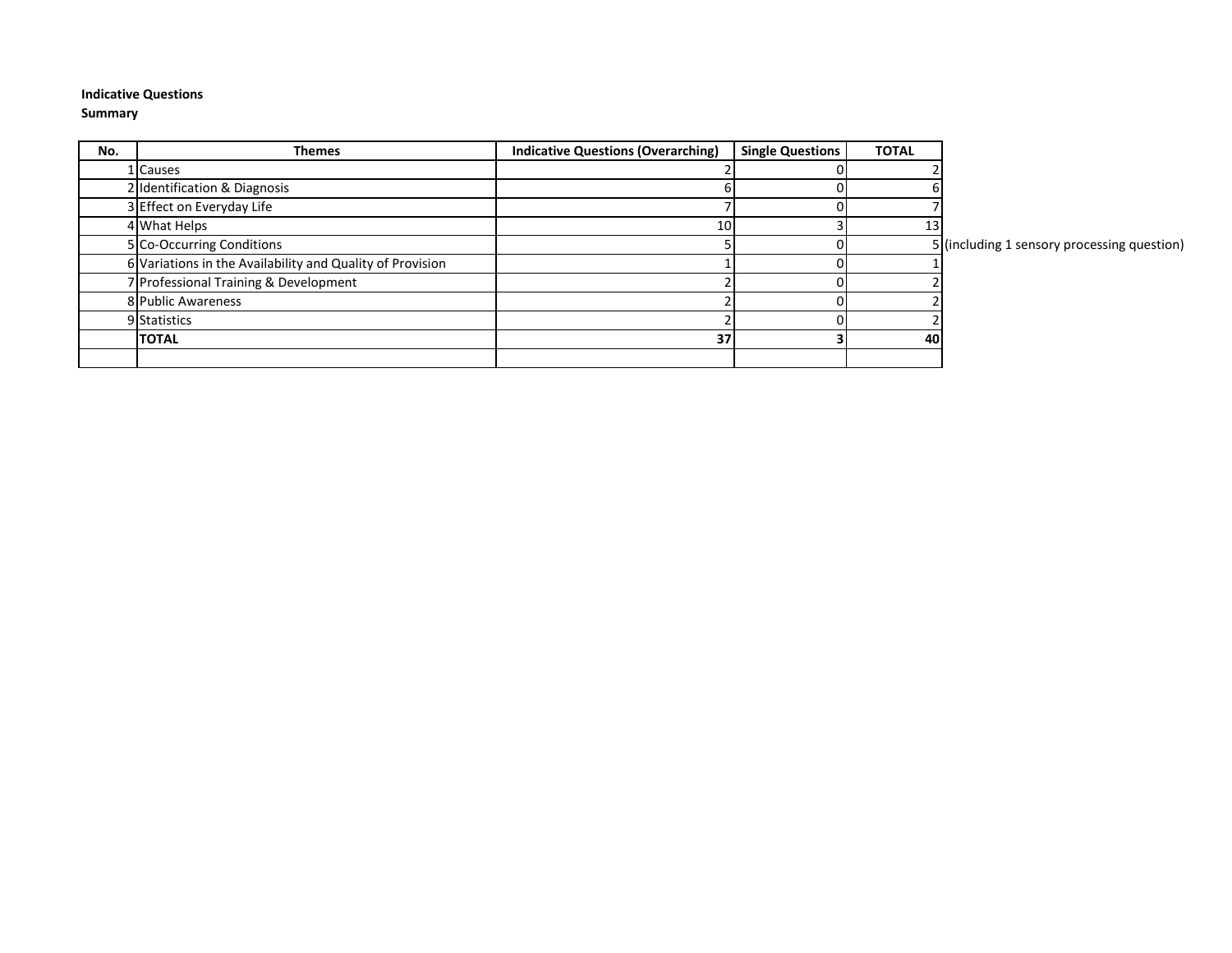**Indicative Questions**
**Summary**

| No. | Themes | Indicative Questions (Overarching) | Single Questions | TOTAL | |
|---|---|---|---|---|---|
| 1 | Causes | 2 | 0 | 2 | |
| 2 | Identification & Diagnosis | 6 | 0 | 6 | |
| 3 | Effect on Everyday Life | 7 | 0 | 7 | |
| 4 | What Helps | 10 | 3 | 13 | |
| 5 | Co-Occurring Conditions | 5 | 0 | 5 | (including 1 sensory processing question) |
| 6 | Variations in the Availability and Quality of Provision | 1 | 0 | 1 | |
| 7 | Professional Training & Development | 2 | 0 | 2 | |
| 8 | Public Awareness | 2 | 0 | 2 | |
| 9 | Statistics | 2 | 0 | 2 | |
| | **TOTAL** | **37** | **3** | **40** | |
| | | | | | |